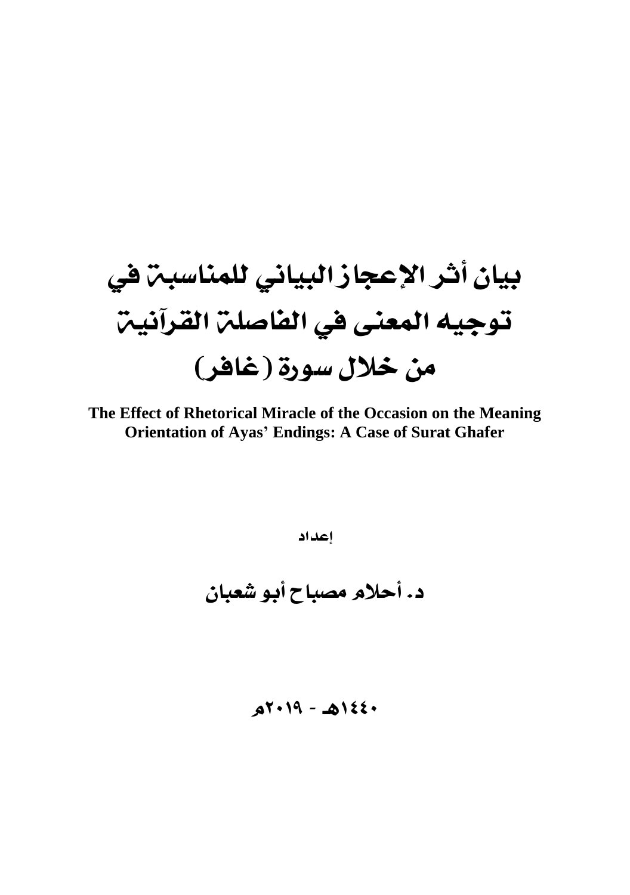# بيان أثر الإعجاز البياني للمناسبة في توجيه المعنى في الفاصلة القرآنية من خلال سورة (غافر)

**The Effect of Rhetorical Miracle of the Occasion on the Meaning Orientation of Ayas' Endings: A Case of Surat Ghafer**

إعداد

## د. أحلام مصباح أبو شعبان

١٤٤٠هـ - ٢٠١٩م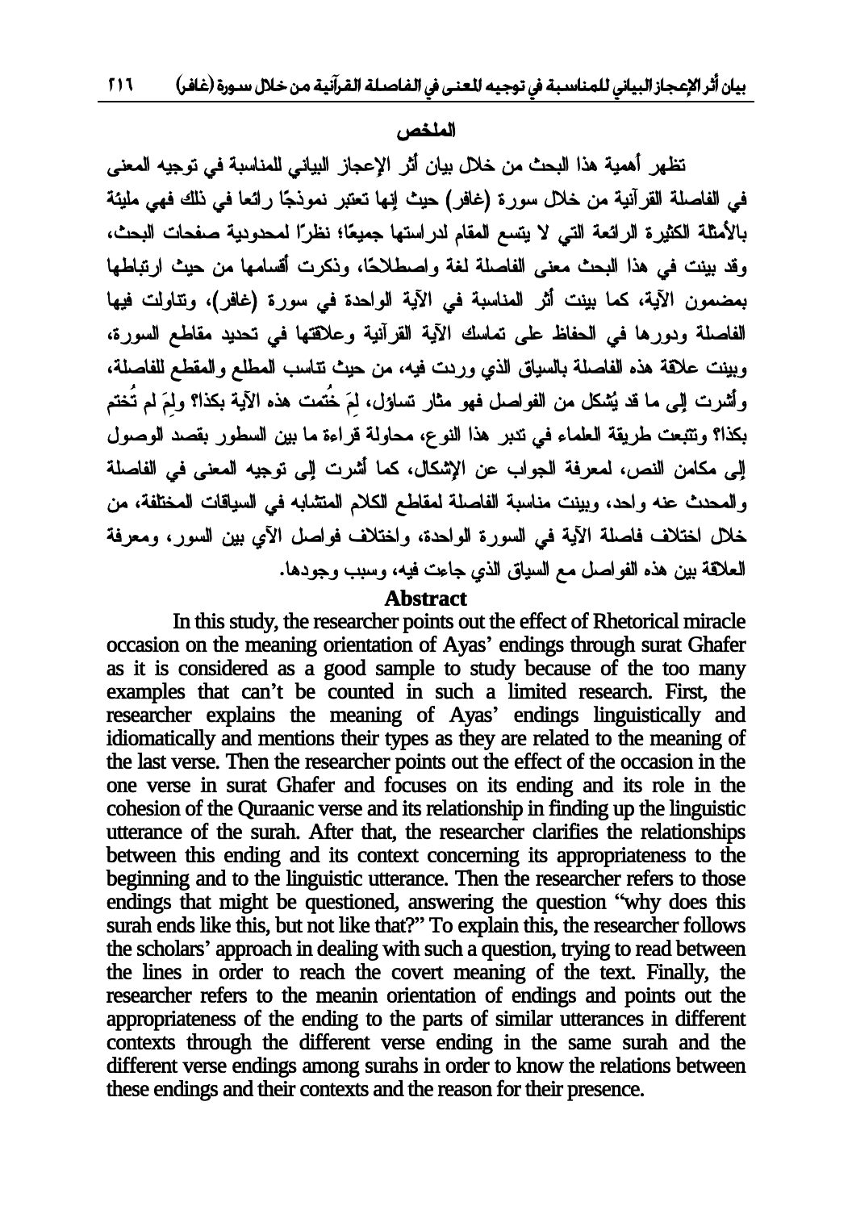## الملخص

تظهر أهمية هذا البحث من خلال بيان أثر الإعجاز البياني للمناسبة في توجيه المعنى في الفاصلة القرآنية من خلال سورة (غافر) حيث إنها تعتبر نموذجًا رائعا في ذلك فهي مليئة بالأمثلة الكثيرة الرائعة التي لا يتسع المقام لدراستها جميعًا؛ نظرًا لمحدودية صفحات البحث، وقد بينت في هذا البحث معنى الفاصلة لغة واصطلاحًا، وذكرت أقسامها من حيث ارتباطها بمضمون الآية، كما بينت أثر المناسبة في الآية الواحدة في سورة (غافر)، وتناولت فيها الفاصلة ودورها في الحفاظ على تماسك الآية القرآنية وعلاقتها في تحديد مقاطع السورة، وبينت علاقة هذه الفاصلة بالسياق الذي وردت فيه، من حيث تناسب المطلع والمقطع للفاصلة، وأشرت إلى ما قد يُشكل من الفواصل فهو مثار تساؤل، لِمَ خُتمت هذه الآية بكذا؟ ولِمَ لم تُختم بكذا؟ وتتبعت طريقة العلماء في تدبر هذا النوع، محاولة قراءة ما بين السطور بقصد الوصول إلى مكامن النص، لمعرفة الجواب عن الإشكال، كما أشرت إلى توجيه المعنى في الفاصلة والمحدث عنه واحد، وبينت مناسبة الفاصلة لمقاطع الكلام المتشابه في السياقات المختلفة، من خلال اختلاف فاصلة الآية في السورة الواحدة، واختلاف فواصل الآي بين السور، ومعرفة العلاقة بين هذه الفواصل مع السياق الذي جاءت فيه، وسبب وجودها.

## Abstract

In this study, the researcher points out the effect of Rhetorical miracle occasion on the meaning orientation of Ayas' endings through surat Ghafer as it is considered as a good sample to study because of the too many examples that can't be counted in such a limited research. First, the researcher explains the meaning of Ayas' endings linguistically and idiomatically and mentions their types as they are related to the meaning of the last verse. Then the researcher points out the effect of the occasion in the one verse in surat Ghafer and focuses on its ending and its role in the cohesion of the Quraanic verse and its relationship in finding up the linguistic utterance of the surah. After that, the researcher clarifies the relationships between this ending and its context concerning its appropriateness to the beginning and to the linguistic utterance. Then the researcher refers to those endings that might be questioned, answering the question "why does this surah ends like this, but not like that?" To explain this, the researcher follows the scholars' approach in dealing with such a question, trying to read between the lines in order to reach the covert meaning of the text. Finally, the researcher refers to the meanin orientation of endings and points out the appropriateness of the ending to the parts of similar utterances in different contexts through the different verse ending in the same surah and the different verse endings among surahs in order to know the relations between these endings and their contexts and the reason for their presence.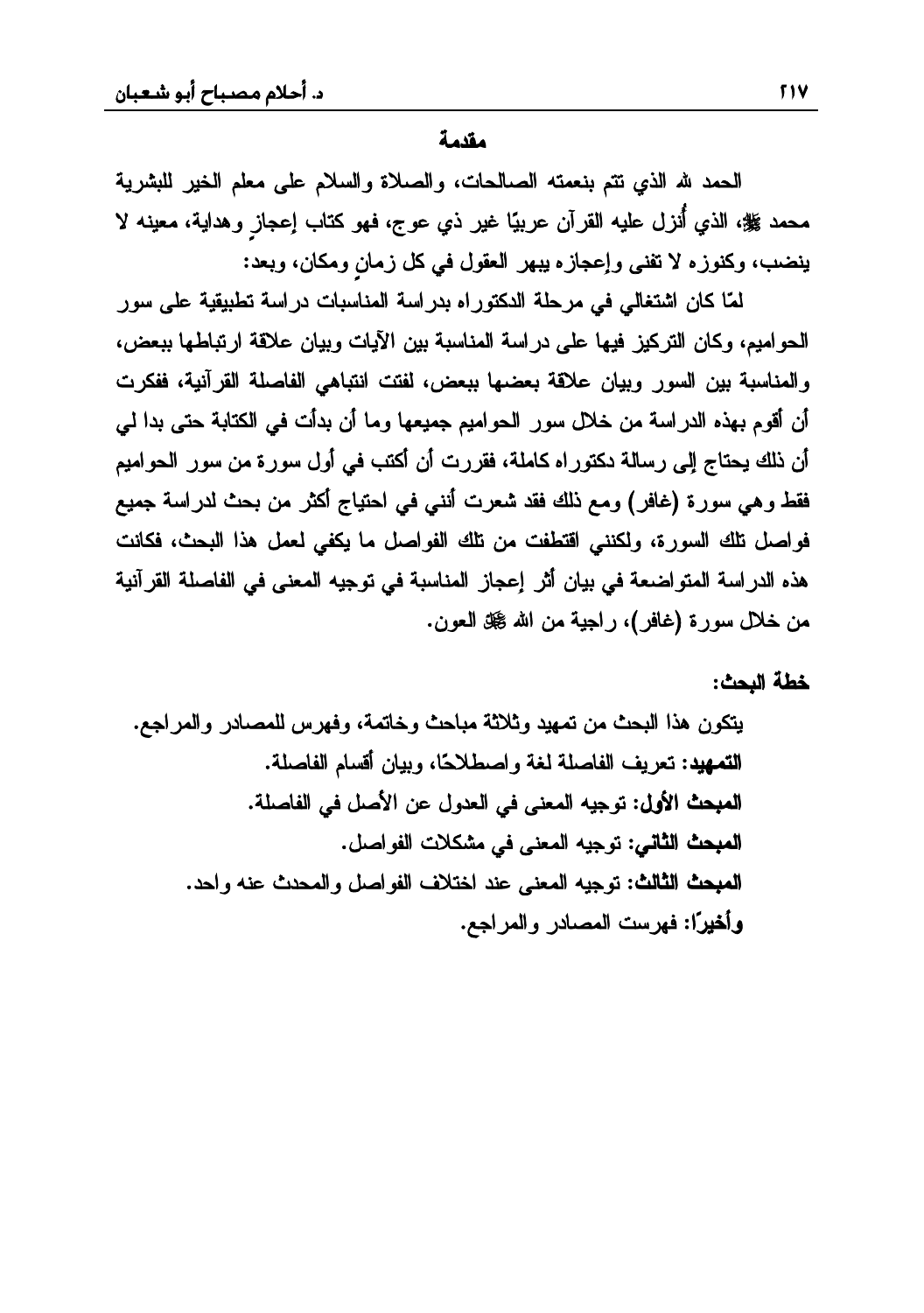## مقدمة

الحمد لله الذي تتم بنعمته الصالحات، والصلاة والسلام على معلم الخير للبشرية محمد ﷺ، الذي أُنزل عليه القرآن عربيًا غير ذي عوج، فهو كتاب إعجازٍ وهداية، معينه لا ينضب، وكنوزه لا تفنى وإعجازه يبهر العقول في كل زمانٍ ومكان، وبعد:

لمّا كان اشتغالي في مرحلة الدكتوراه بدراسة المناسبات دراسة تطبيقية على سور الحواميم، وكان التركيز فيها على دراسة المناسبة بين الآيات وبيان علاقة ارتباطها ببعض، والمناسبة بين السور وبيان علاقة بعضها ببعض، لفتت انتباهي الفاصلة القرآنية، ففكرت أن أقوم بهذه الدراسة من خلال سور الحواميم جميعها وما أن بدأت في الكتابة حتى بدا لي أن ذلك يحتاج إلى رسالة دكتوراه كاملة، فقررت أن أكتب في أول سورة من سور الحواميم فقط وهي سورة (غافر) ومع ذلك فقد شعرت أنني في احتياج أكثر من بحث لدراسة جميع فواصل تلك السورة، ولكنني اقتطفت من تلك الفواصل ما يكفي لعمل هذا البحث، فكانت هذه الدراسة المتواضعة في بيان أثر إعجاز المناسبة في توجيه المعنى في الفاصلة القرآنية من خلال سورة (غافر)، راجية من الله ﷻ العون.

**خطة البحث:**

يتكون هذا البحث من تمهيد وثلاثة مباحث وخاتمة، وفهرس للمصادر والمراجع.

**التمهيد:** تعريف الفاصلة لغة واصطلاحًا، وبيان أقسام الفاصلة.

**المبحث الأول:** توجيه المعنى في العدول عن الأصل في الفاصلة.

**المبحث الثاني:** توجيه المعنى في مشكلات الفواصل.

**المبحث الثالث:** توجيه المعنى عند اختلاف الفواصل والمحدث عنه واحد.

**وأخيرًا:** فهرست المصادر والمراجع.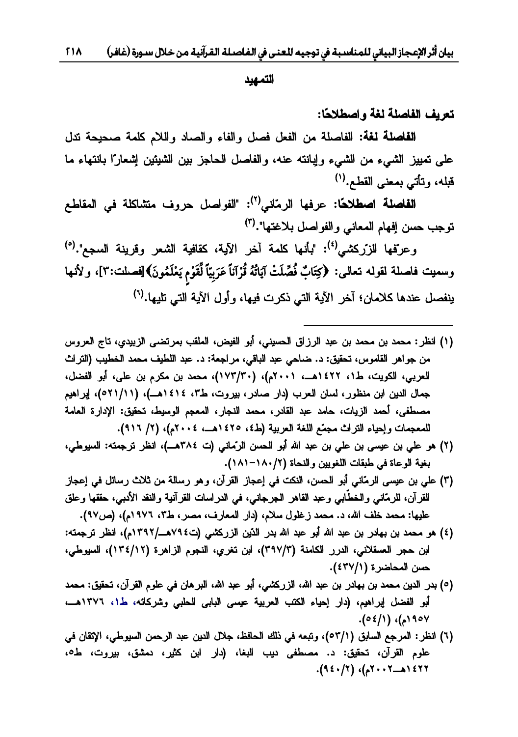## التمهيد

### تعريف الفاصلة لغة واصطلاحًا:

**الفاصلة لغة:** الفاصلة من الفعل فصل والفاء والصاد واللام كلمة صحيحة تدل على تمييز الشيء من الشيء وإبانته عنه، والفاصل الحاجز بين الشيئين إشعارًا بانتهاء ما قبله، وتأتي بمعنى القطع.(١)

**الفاصلة اصطلاحًا:** عرفها الرمّاني(٢): "الفواصل حروف متشاكلة في المقاطع توجب حسن إفهام المعاني والفواصل بلاغتها".(٣)

وعرّفها الزّركشي(٤): "بأنها كلمة آخر الآية، كقافية الشعر وقرينة السجع".(٥) وسميت فاصلة لقوله تعالى: ﴿كِتَابٌ فُصِّلَتْ آيَاتُهُ قُرْآناً عَرَبِيّاً لِّقَوْمٍ يَعْلَمُونَ﴾[فصلت:٣]، ولأنها ينفصل عندها كلامان؛ آخر الآية التي ذكرت فيها، وأول الآية التي تليها.(٦)

---

(١) انظر: محمد بن محمد بن عبد الرزاق الحسيني، أبو الفيض، الملقب بمرتضى الزبيدي، تاج العروس من جواهر القاموس، تحقيق: د. ضاحي عبد الباقي، مراجعة: د. عبد اللطيف محمد الخطيب (التراث العربي، الكويت، ط١، ١٤٢٢هـ، ٢٠٠١م)، (١٧٣/٣٠)، محمد بن مكرم بن على، أبو الفضل، جمال الدين ابن منظور، لسان العرب (دار صادر، بيروت، ط٣، ١٤١٤هـ)، (٥٢١/١١)، إبراهيم مصطفى، أحمد الزيات، حامد عبد القادر، محمد النجار، المعجم الوسيط، تحقيق: الإدارة العامة للمعجمات وإحياء التراث مجمّع اللغة العربية (ط٤، ١٤٢٥هـ، ٢٠٠٤م)، (٢/ ٩١٦).

(٢) هو علي بن عيسى بن علي بن عبد الله أبو الحسن الرّماني (ت ٣٨٤هـ)، انظر ترجمته: السيوطي، بغية الوعاة في طبقات اللغويين والنحاة (١٨٠/٢-١٨١).

(٣) علي بن عيسى الرّماني أبو الحسن، النكت في إعجاز القرآن، وهو رسالة من ثلاث رسائل في إعجاز القرآن، للرمّاني والخطّابي وعبد القاهر الجرجاني، في الدراسات القرآنية والنقد الأدبي، حققها وعلق عليها: محمد خلف الله، د. محمد زغلول سلام، (دار المعارف، مصر، ط٣، ١٩٧٦م)، (ص٩٧).

(٤) هو محمد بن عبد الله بن بهادر بن عبد الله أبو عبد الله بدر الدّين الزركشي (ت٧٩٤هـ/١٣٩٢م)، انظر ترجمته: ابن حجر العسقلاني، الدرر الكامنة (٣٩٧/٣)، ابن تغري، النجوم الزاهرة (١٣٤/١٢)، السيوطي، حسن المحاضرة (٤٣٧/١).

(٥) بدر الدين محمد بن عبد الله بن بهادر، الزركشي، أبو عبد الله، البرهان في علوم القرآن، تحقيق: محمد أبو الفضل إبراهيم، (دار إحياء الكتب العربية عيسى البابى الحلبي وشركائه، ط١، ١٣٧٦هـ، ١٩٥٧م)، (٥٤/١).

(٦) انظر: المرجع السابق (٥٣/١)، وتبعه في ذلك الحافظ، جلال الدين عبد الرحمن السيوطي، الإتقان في علوم القرآن، تحقيق: د. مصطفى ديب البغا، (دار ابن كثير، دمشق، بيروت، ط٥، ١٤٢٢هـ-٢٠٠٢م)، (٩٤٠/٢).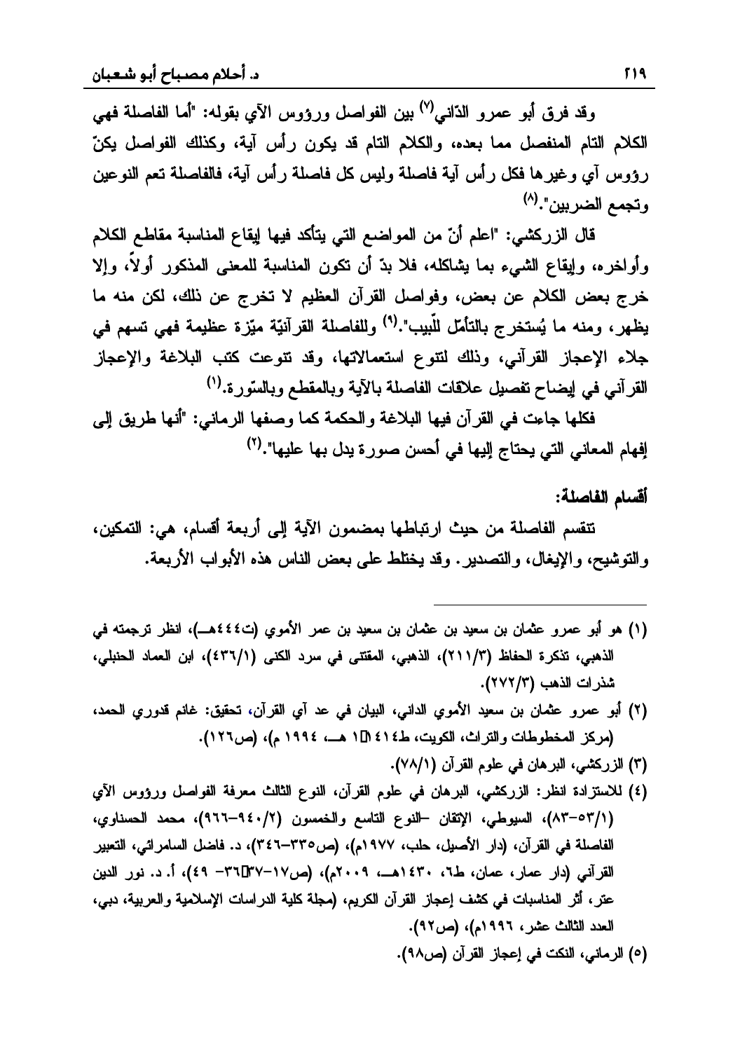وقد فرق أبو عمرو الدّاني[٧] بين الفواصل ورؤوس الآي بقوله: "أما الفاصلة فهي الكلام التام المنفصل مما بعده، والكلام التام قد يكون رأس آية، وكذلك الفواصل يكنّ رؤوس آي وغيرها فكل رأس آية فاصلة وليس كل فاصلة رأس آية، فالفاصلة تعم النوعين وتجمع الضربين".[٨]

قال الزركشي: "اعلم أنّ من المواضع التي يتأكد فيها إيقاع المناسبة مقاطع الكلام وأواخره، وإيقاع الشيء بما يشاكله، فلا بدّ أن تكون المناسبة للمعنى المذكور أولاً، وإلا خرج بعض الكلام عن بعض، وفواصل القرآن العظيم لا تخرج عن ذلك، لكن منه ما يظهر، ومنه ما يُستخرج بالتأمّل للّبيب".[٩] وللفاصلة القرآنيّة ميْزة عظيمة فهي تسهم في جلاء الإعجاز القرآني، وذلك لتنوع استعمالاتها، وقد تنوعت كتب البلاغة والإعجاز القرآني في إيضاح تفصيل علاقات الفاصلة بالآية وبالمقطع وبالسّورة.[١]

فكلها جاءت في القرآن فيها البلاغة والحكمة كما وصفها الرماني: "أنها طريق إلى إفهام المعاني التي يحتاج إليها في أحسن صورة يدل بها عليها".[٢]

**أقسام الفاصلة:**

تنقسم الفاصلة من حيث ارتباطها بمضمون الآية إلى أربعة أقسام، هي: التمكين، والتوشيح، والإيغال، والتصدير. وقد يختلط على بعض الناس هذه الأبواب الأربعة.

---

(١) هو أبو عمرو عثمان بن سعيد بن عثمان بن سعيد بن عمر الأموي (ت٤٤٤هـ)، انظر ترجمته في الذهبي، تذكرة الحفاظ (٢١١/٣)، الذهبي، المقتنى في سرد الكنى (٤٣٦/١)، ابن العماد الحنبلي، شذرات الذهب (٢٧٢/٣).

(٢) أبو عمرو عثمان بن سعيد الأموي الداني، البيان في عد آي القرآن، تحقيق: غانم قدوري الحمد، (مركز المخطوطات والتراث، الكويت، ط١، ١٤١٤هـ، ١٩٩٤م)، (ص١٢٦).

(٣) الزركشي، البرهان في علوم القرآن (٧٨/١).

(٤) للاستزادة انظر: الزركشي، البرهان في علوم القرآن، النوع الثالث معرفة الفواصل ورؤوس الآي (٥٣/١-٨٣)، السيوطي، الإتقان -النوع التاسع والخمسون (٩٤٠/٢-٩٦٦)، محمد الحسناوي، الفاصلة في القرآن، (دار الأصيل، حلب، ١٩٧٧م)، (ص٣٣٥-٣٤٦)، د. فاضل السامرائي، التعبير القرآني (دار عمار، عمان، ط٦، ١٤٣٠هـ، ٢٠٠٩م)، (ص١٧-٣٧، ٣٦- ٤٩)، أ. د. نور الدين عتر، أثر المناسبات في كشف إعجاز القرآن الكريم، (مجلة كلية الدراسات الإسلامية والعربية، دبي، العدد الثالث عشر، ١٩٩٦م)، (ص٩٢).

(٥) الرماني، النكت في إعجاز القرآن (ص٩٨).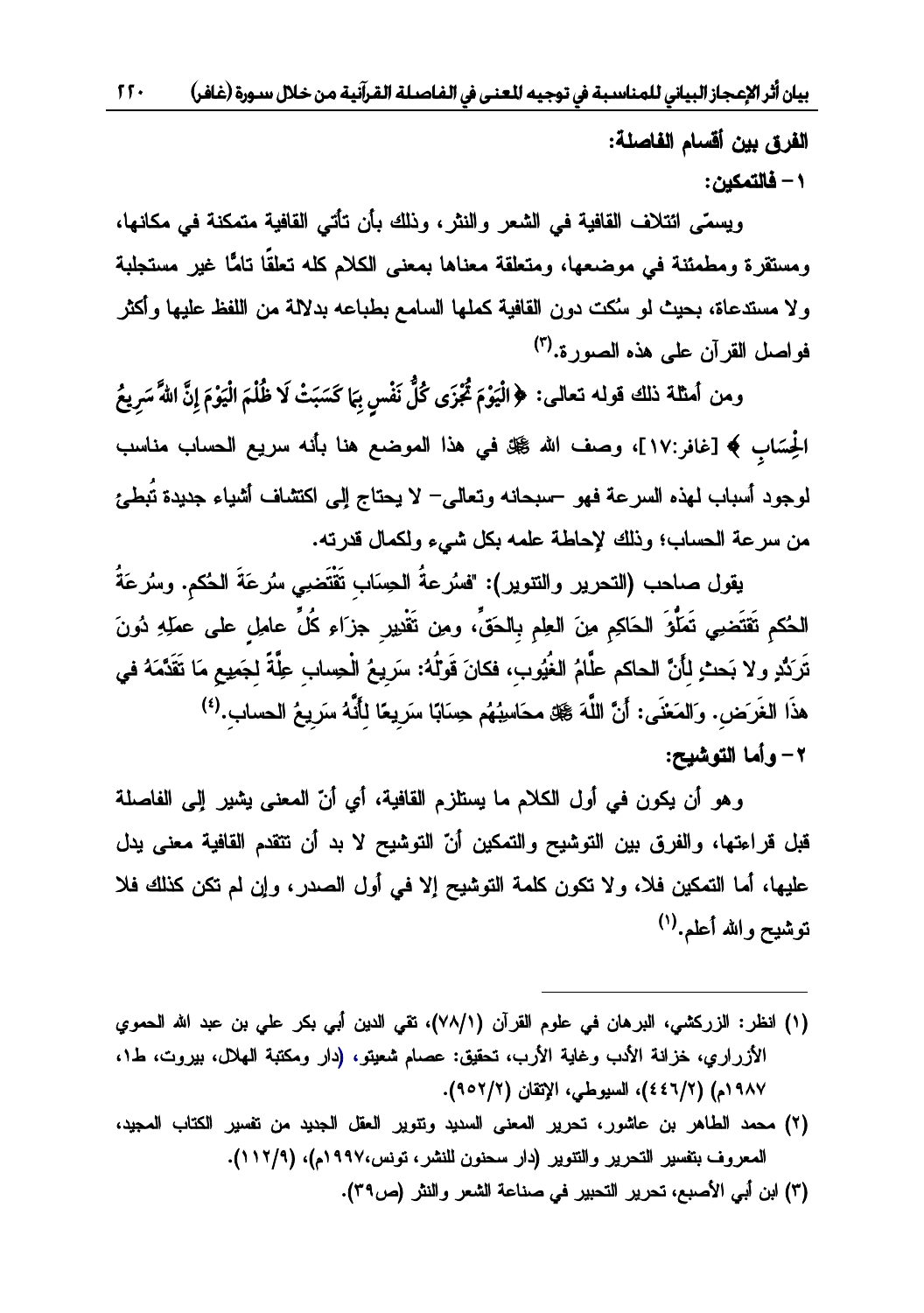**الفرق بين أقسام الفاصلة:**

**١ – فالتمكين:**

ويسمّى ائتلاف القافية في الشعر والنثر، وذلك بأن تأتي القافية متمكنة في مكانها، ومستقرة ومطمئنة في موضعها، ومتعلقة معناها بمعنى الكلام كله تعلقًا تامًّا غير مستجلبة ولا مستدعاة، بحيث لو سُكت دون القافية كملها السامع بطباعه بدلالة من اللفظ عليها وأكثر فواصل القرآن على هذه الصورة.[٣]

ومن أمثلة ذلك قوله تعالى: ﴿الْيَوْمَ تُجْزَى كُلُّ نَفْسٍ بِمَا كَسَبَتْ لَا ظُلْمَ الْيَوْمَ إِنَّ اللَّهَ سَرِيعُ الْحِسَابِ﴾ [غافر:١٧]، وصف الله ﷻ في هذا الموضع هنا بأنه سريع الحساب مناسب لوجود أسباب لهذه السرعة فهو –سبحانه وتعالى– لا يحتاج إلى اكتشاف أشياء جديدة تُبطئ من سرعة الحساب؛ وذلك لإحاطة علمه بكل شيء ولكمال قدرته.

يقول صاحب (التحرير والتنوير): "فسُرعةُ الحِسَابِ تَقْتَضِي سُرعَةَ الحُكم. وسُرعَةُ الحُكمِ تَقتَضِي تَمَلُّؤَ الحَاكِمِ مِنَ العِلمِ بِالحَقِّ، ومِن تَقْدِيرِ جزَاءِ كُلِّ عامِلٍ على عمَلِهِ دُونَ تَرَدُّدٍ ولا بَحثٍ لِأَنَّ الحاكم علَّامُ الغُيُوبِ، فكانَ قَوْلُهُ: سَرِيعُ الْحِسابِ عِلَّةً لِجَمِيعِ مَا تَقَدَّمَهُ في هذَا الغَرَضِ. وَالمَعْنَى: أَنَّ اللَّهَ ﷻ محَاسِبُهُم حِسَابًا سَرِيعًا لِأَنَّهُ سَرِيعُ الحساب.[٤]

**٢ – وأما التوشيح:**

وهو أن يكون في أول الكلام ما يستلزم القافية، أي أنّ المعنى يشير إلى الفاصلة قبل قراءتها، والفرق بين التوشيح والتمكين أنّ التوشيح لا بد أن تتقدم القافية معنى يدل عليها، أما التمكين فلا، ولا تكون كلمة التوشيح إلا في أول الصدر، وإن لم تكن كذلك فلا توشيح والله أعلم.[١]

---

(١) انظر: الزركشي، البرهان في علوم القرآن (٧٨/١)، تقي الدين أبي بكر علي بن عبد الله الحموي الأزراري، خزانة الأدب وغاية الأرب، تحقيق: عصام شعيتو، (دار ومكتبة الهلال، بيروت، ط١، ١٩٨٧م) (٤٤٦/٢)، السيوطي، الإتقان (٩٥٢/٢).

(٢) محمد الطاهر بن عاشور، تحرير المعنى السديد وتنوير العقل الجديد من تفسير الكتاب المجيد، المعروف بتفسير التحرير والتنوير (دار سحنون للنشر، تونس، ١٩٩٧م)، (١١٢/٩).

(٣) ابن أبي الأصبع، تحرير التحبير في صناعة الشعر والنثر (ص٣٩).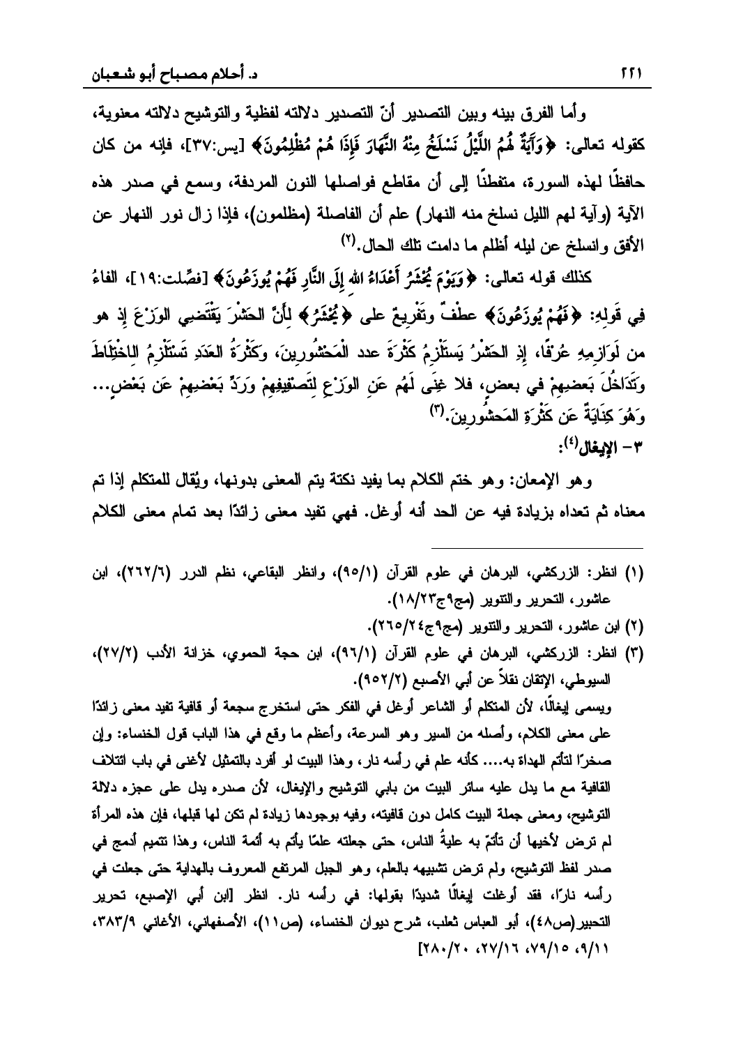وأما الفرق بينه وبين التصدير أنّ التصدير دلالته لفظية والتوشيح دلالته معنوية، كقوله تعالى: ﴿وَآيَةٌ لَهُمُ اللَّيْلُ نَسْلَخُ مِنْهُ النَّهَارَ فَإِذَا هُمْ مُظْلِمُونَ﴾ [يس:٣٧]، فإنه من كان حافظًا لهذه السورة، متفطنًا إلى أن مقاطع فواصلها النون المردفة، وسمع في صدر هذه الآية (وآية لهم الليل نسلخ منه النهار) علم أن الفاصلة (مظلمون)، فإذا زال نور النهار عن الأفق وانسلخ عن ليله أظلم ما دامت تلك الحال.(٢)

كذلك قوله تعالى: ﴿وَيَوْمَ يُحْشَرُ أَعْدَاءُ اللهِ إِلَى النَّارِ فَهُمْ يُوزَعُونَ﴾ [فصّلت:١٩]، الفاءُ فِي قَولِهِ: ﴿فَهُمْ يُوزَعُونَ﴾ عطفٌ وتَفْرِيعٌ على ﴿يُحْشَرُ﴾ لِأَنَّ الحَشْرَ يَقْتَضِي الوَزْعَ إِذ هو من لَوَازِمِهِ عُرْفًا، إِذِ الحَشْرُ يَستَلْزِمُ كَثْرَةَ عدد الْمَحْشُورِينَ، وكَثْرَةُ العَدَدِ تَستَلْزِمُ الاخْتِلَاطَ وَتَدَاخُلَ بَعضِهِمْ في بعض، فلا غِنًى لَهُم عَنِ الوَزْعِ لِتَصنِيفِهِمْ وَرَدِّ بَعْضِهِمْ عَن بَعْضٍ... وَهُوَ كِنَايَةٌ عَن كَثْرَةِ المَحشُورِينَ.(٣)

### ٣- الإيغال(٤):

وهو الإمعان: وهو ختم الكلام بما يفيد نكتة يتم المعنى بدونها، ويُقال للمتكلم إذا تم معناه ثم تعداه بزيادة فيه عن الحد أنه أوغل. فهي تفيد معنى زائدًا بعد تمام معنى الكلام

---

(١) انظر: الزركشي، البرهان في علوم القرآن (٩٥/١)، وانظر البقاعي، نظم الدرر (٢٦٢/٦)، ابن عاشور، التحرير والتنوير (مج٩ج١٨/٢٣).

(٢) ابن عاشور، التحرير والتنوير (مج٩ج٢٦٥/٢٤).

(٣) انظر: الزركشي، البرهان في علوم القرآن (٩٦/١)، ابن حجة الحموي، خزانة الأدب (٢٧/٢)، السيوطي، الإتقان نقلاً عن أبي الأصبع (٩٥٢/٢).

ويسمى إيغالًا، لأن المتكلم أو الشاعر أوغل في الفكر حتى استخرج سجعة أو قافية تفيد معنى زائدًا على معنى الكلام، وأصله من السير وهو السرعة، وأعظم ما وقع في هذا الباب قول الخنساء: وإن صخرًا لتأتّم الهداة به.... كأنه علم في رأسه نار، وهذا البيت لو أفرد بالتمثيل لأغنى في باب ائتلاف القافية مع ما يدل عليه سائر البيت من بابي التوشيح والإيغال، لأن صدره يدل على عجزه دلالة التوشيح، ومعنى جملة البيت كامل دون قافيته، وفيه بوجودها زيادة لم تكن لها قبلها، فإن هذه المرأة لم ترض لأخيها أن تأتّمّ به علية الناس، حتى جعلته علمًا يأتم به أئمة الناس، وهذا تتميم أدمج في صدر لفظ التوشيح، ولم ترض تشبيهه بالعلم، وهو الجبل المرتفع المعروف بالهداية حتى جعلت في رأسه نارًا، فقد أوغلت إيغالًا شديدًا بقولها: في رأسه نار. انظر [ابن أبي الإصبع، تحرير التحبير(ص٤٨)، أبو العباس ثعلب، شرح ديوان الخنساء، (ص١١)، الأصفهاني، الأغاني ٣٨٣/٩، ٩/١١، ٧٩/١٥، ٢٧/١٦، ٢٨٠/٢٠].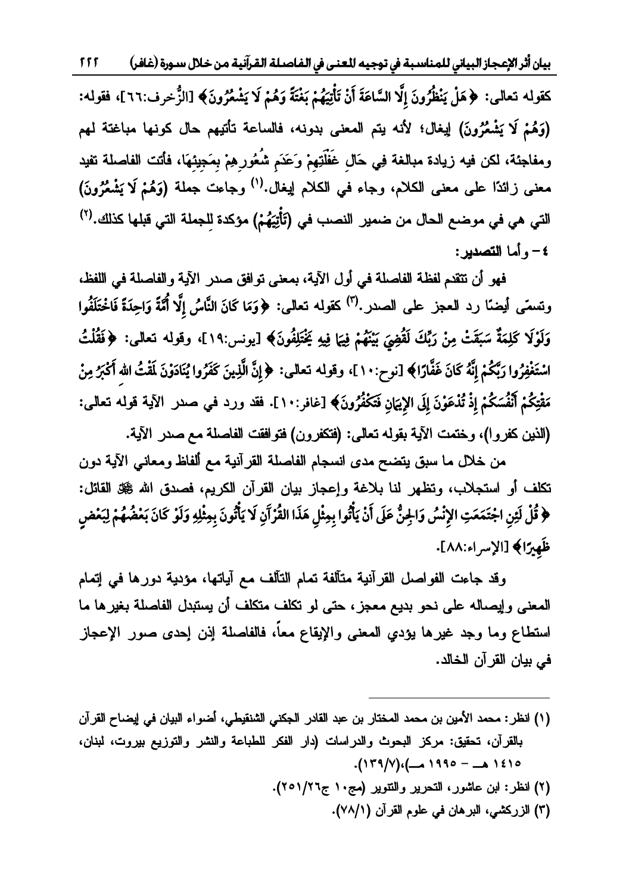كقوله تعالى: ﴿هَلْ يَنْظُرُونَ إِلَّا السَّاعَةَ أَنْ تَأْتِيَهُمْ بَغْتَةً وَهُمْ لَا يَشْعُرُونَ﴾ [الزُّخرف:٦٦]، فقوله: (وَهُمْ لَا يَشْعُرُونَ) إيغال؛ لأنه يتم المعنى بدونه، فالساعة تأتيهم حال كونها مباغتة لهم ومفاجئة، لكن فيه زيادة مبالغة فِي حَالِ غَفْلَتِهِمْ وَعَدَمِ شُعُورِهِمْ بِمَجِيئِهَا، فأتت الفاصلة تفيد معنى زائدًا على معنى الكلام، وجاء في الكلام إيغال.[1] وجاءت جملة (وَهُمْ لَا يَشْعُرُونَ) التي هي في موضع الحال من ضمير النصب في (تَأْتِيَهُمْ) مؤكدة لِلجملة التي قبلها كذلك.[2]

**٤- وأما التصدير:**

فهو أن تتقدم لفظة الفاصلة في أول الآية، بمعنى توافق صدر الآية والفاصلة في اللفظ، وتسمّى أيضًا رد العجز على الصدر.[3] كقوله تعالى: ﴿وَمَا كَانَ النَّاسُ إِلَّا أُمَّةً وَاحِدَةً فَاخْتَلَفُوا وَلَوْلَا كَلِمَةٌ سَبَقَتْ مِنْ رَبِّكَ لَقُضِيَ بَيْنَهُمْ فِيمَا فِيهِ يَخْتَلِفُونَ﴾ [يونس:١٩]، وقوله تعالى: ﴿فَقُلْتُ اسْتَغْفِرُوا رَبَّكُمْ إِنَّهُ كَانَ غَفَّارًا﴾ [نوح:١٠]، وقوله تعالى: ﴿إِنَّ الَّذِينَ كَفَرُوا يُنَادَوْنَ لَمَقْتُ اللهِ أَكْبَرُ مِنْ مَقْتِكُمْ أَنْفُسَكُمْ إِذْ تُدْعَوْنَ إِلَى الإِيمَانِ فَتَكْفُرُونَ﴾ [غافر:١٠]. فقد ورد في صدر الآية قوله تعالى: (الذين كفروا)، وختمت الآية بقوله تعالى: (فتكفرون) فتوافقت الفاصلة مع صدر الآية.

من خلال ما سبق يتضح مدى انسجام الفاصلة القرآنية مع ألفاظ ومعاني الآية دون تكلف أو استجلاب، وتظهر لنا بلاغة وإعجاز بيان القرآن الكريم، فصدق الله ﷻ القائل: ﴿قُلْ لَئِنِ اجْتَمَعَتِ الإِنْسُ وَالجِنُّ عَلَى أَنْ يَأْتُوا بِمِثْلِ هَذَا القُرْآنِ لَا يَأْتُونَ بِمِثْلِهِ وَلَوْ كَانَ بَعْضُهُمْ لِبَعْضٍ ظَهِيرًا﴾ [الإسراء:٨٨].

وقد جاءت الفواصل القرآنية متآلفة تمام التآلف مع آياتها، مؤدية دورها في إتمام المعنى وإيصاله على نحو بديع معجز، حتى لو تكلف متكلف أن يستبدل الفاصلة بغيرها ما استطاع وما وجد غيرها يؤدي المعنى والإيقاع معاً، فالفاصلة إذن إحدى صور الإعجاز في بيان القرآن الخالد.

---

(١) انظر: محمد الأمين بن محمد المختار بن عبد القادر الجكني الشنقيطي، أضواء البيان في إيضاح القرآن بالقرآن، تحقيق: مركز البحوث والدراسات (دار الفكر للطباعة والنشر والتوزيع بيروت، لبنان، ١٤١٥ هـ - ١٩٩٥ م)،(١٣٩/٧).

(٢) انظر: ابن عاشور، التحرير والتنوير (مج١٠ ج٢٦/٢٥١).

(٣) الزركشي، البرهان في علوم القرآن (٧٨/١).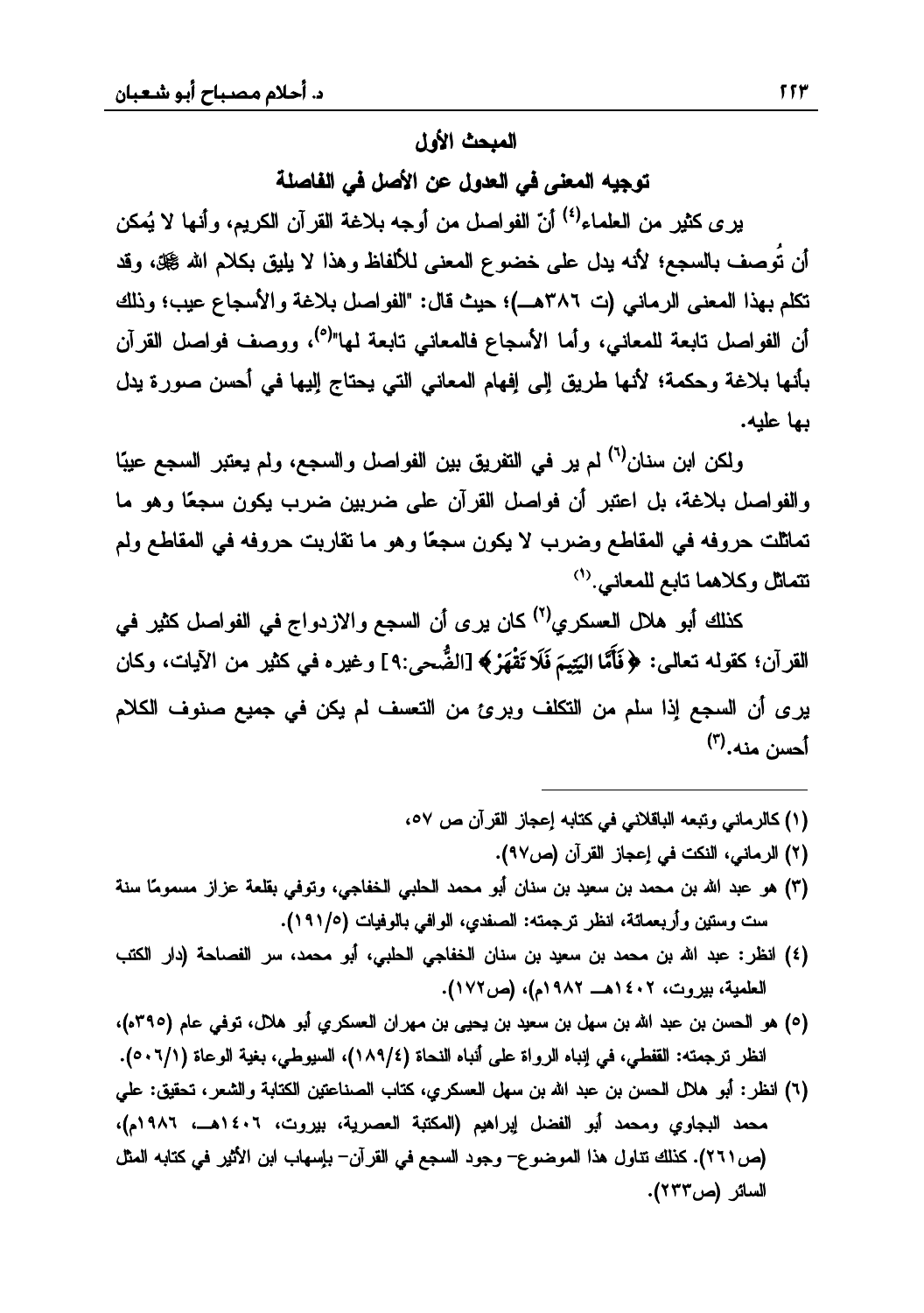## المبحث الأول

### توجيه المعنى في العدول عن الأصل في الفاصلة

يرى كثير من العلماء[٤] أنّ الفواصل من أوجه بلاغة القرآن الكريم، وأنها لا يُمكن أن تُوصف بالسجع؛ لأنه يدل على خضوع المعنى للألفاظ وهذا لا يليق بكلام الله ﷻ، وقد تكلم بهذا المعنى الرماني (ت ٣٨٦هـ)؛ حيث قال: "الفواصل بلاغة والأسجاع عيب؛ وذلك أن الفواصل تابعة للمعاني، وأما الأسجاع فالمعاني تابعة لها"[٥]، ووصف فواصل القرآن بأنها بلاغة وحكمة؛ لأنها طريق إلى إفهام المعاني التي يحتاج إليها في أحسن صورة يدل بها عليه.

ولكن ابن سنان[٦] لم ير في التفريق بين الفواصل والسجع، ولم يعتبر السجع عيبًا والفواصل بلاغة، بل اعتبر أن فواصل القرآن على ضربين ضرب يكون سجعًا وهو ما تماثلت حروفه في المقاطع وضرب لا يكون سجعًا وهو ما تقاربت حروفه في المقاطع ولم تتماثل وكلاهما تابع للمعاني.[١]

كذلك أبو هلال العسكري[٢] كان يرى أن السجع والازدواج في الفواصل كثير في القرآن؛ كقوله تعالى: ﴿فَأَمَّا الْيَتِيمَ فَلَا تَقْهَرْ﴾ [الضُّحى:٩] وغيره في كثير من الآيات، وكان يرى أن السجع إذا سلم من التكلف وبرئ من التعسف لم يكن في جميع صنوف الكلام أحسن منه.[٣]

---

(١) كالرماني وتبعه الباقلاني في كتابه إعجاز القرآن ص ٥٧،

(٢) الرماني، النكت في إعجاز القرآن (ص٩٧).

(٣) هو عبد الله بن محمد بن سعيد بن سنان أبو محمد الحلبي الخفاجي، وتوفي بقلعة عزاز مسمومًا سنة ست وستين وأربعمائة، انظر ترجمته: الصفدي، الوافي بالوفيات (١٩١/٥).

(٤) انظر: عبد الله بن محمد بن سعيد بن سنان الخفاجي الحلبي، أبو محمد، سر الفصاحة (دار الكتب العلمية، بيروت، ١٤٠٢هـ ١٩٨٢م)، (ص١٧٢).

(٥) هو الحسن بن عبد الله بن سهل بن سعيد بن يحيى بن مهران العسكري أبو هلال، توفي عام (٣٩٥هـ)، انظر ترجمته: القفطي، في إنباه الرواة على أنباه النحاة (١٨٩/٤)، السيوطي، بغية الوعاة (٥٠٦/١).

(٦) انظر: أبو هلال الحسن بن عبد الله بن سهل العسكري، كتاب الصناعتين الكتابة والشعر، تحقيق: علي محمد البجاوي ومحمد أبو الفضل إبراهيم (المكتبة العصرية، بيروت، ١٤٠٦هـ، ١٩٨٦م)، (ص٢٦١). كذلك تناول هذا الموضوع– وجود السجع في القرآن– بإسهاب ابن الأثير في كتابه المثل السائر (ص٢٣٣).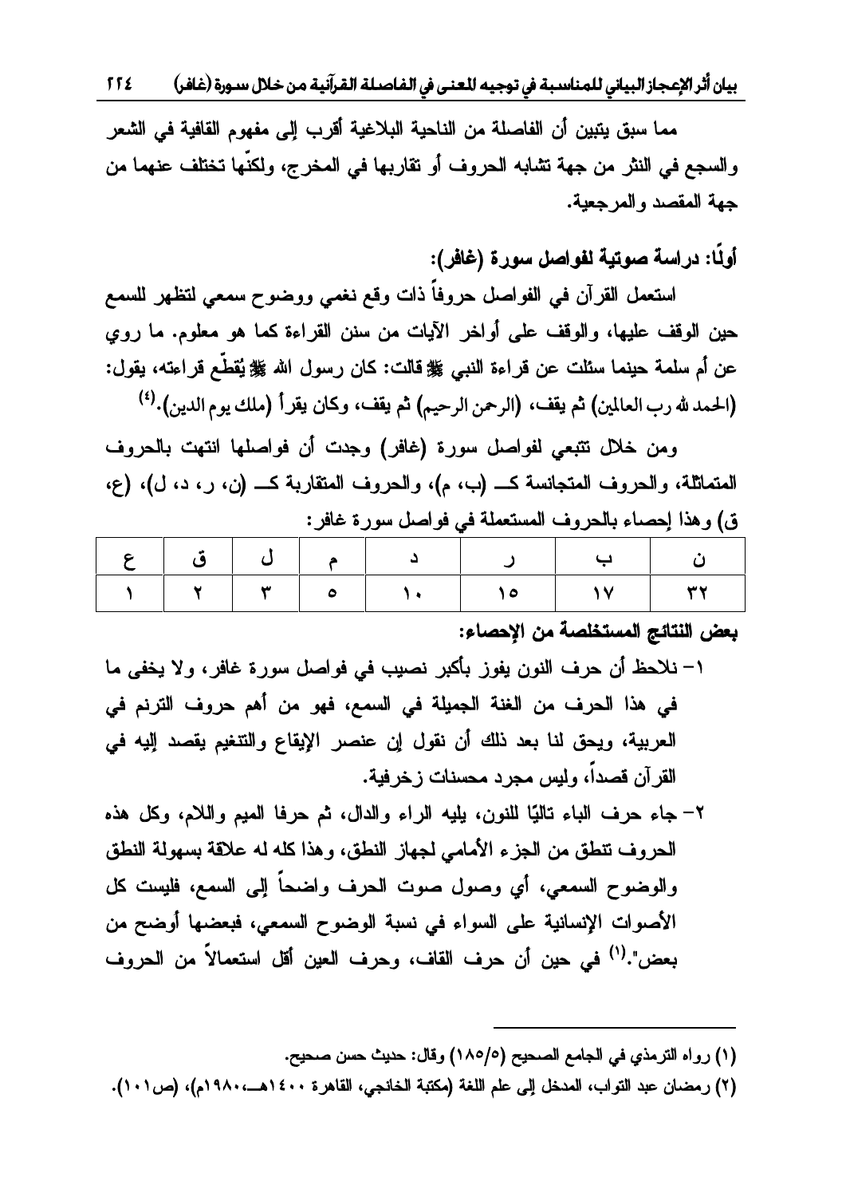مما سبق يتبين أن الفاصلة من الناحية البلاغية أقرب إلى مفهوم القافية في الشعر والسجع في النثر من جهة تشابه الحروف أو تقاربها في المخرج، ولكنّها تختلف عنهما من جهة المقصد والمرجعية.

## أولًا: دراسة صوتية لفواصل سورة (غافر):

استعمل القرآن في الفواصل حروفاً ذات وقع نغمي ووضوح سمعي لتظهر للسمع حين الوقف عليها، والوقف على أواخر الآيات من سنن القراءة كما هو معلوم. ما روي عن أم سلمة حينما سئلت عن قراءة النبي ﷺ قالت: كان رسول الله ﷺ يُقطّع قراءته، يقول: (الحمد لله رب العالمين) ثم يقف، (الرحمن الرحيم) ثم يقف، وكان يقرأ (ملك يوم الدين).[٤]

ومن خلال تتبعي لفواصل سورة (غافر) وجدت أن فواصلها انتهت بالحروف المتماثلة، والحروف المتجانسة كـــ (ب، م)، والحروف المتقاربة كـــ (ن، ر، د، ل)، (ع، ق) وهذا إحصاء بالحروف المستعملة في فواصل سورة غافر:

| ن | ب | ر | د | م | ل | ق | ع |
|---|---|---|---|---|---|---|---|
| ٣٢ | ١٧ | ١٥ | ١٠ | ٥ | ٣ | ٢ | ١ |

**بعض النتائج المستخلصة من الإحصاء:**

١- نلاحظ أن حرف النون يفوز بأكبر نصيب في فواصل سورة غافر، ولا يخفى ما في هذا الحرف من الغنة الجميلة في السمع، فهو من أهم حروف الترنم في العربية، ويحق لنا بعد ذلك أن نقول إن عنصر الإيقاع والتنغيم يقصد إليه في القرآن قصداً، وليس مجرد محسنات زخرفية.

٢- جاء حرف الباء تاليًا للنون، يليه الراء والدال، ثم حرفا الميم واللام، وكل هذه الحروف تنطق من الجزء الأمامي لجهاز النطق، وهذا كله له علاقة بسهولة النطق والوضوح السمعي، أي وصول صوت الحرف واضحاً إلى السمع، فليست كل الأصوات الإنسانية على السواء في نسبة الوضوح السمعي، فبعضها أوضح من بعض".[١] في حين أن حرف القاف، وحرف العين أقل استعمالاً من الحروف

---

(١) رواه الترمذي في الجامع الصحيح (١٨٥/٥) وقال: حديث حسن صحيح.

(٢) رمضان عبد التواب، المدخل إلى علم اللغة (مكتبة الخانجي، القاهرة ١٤٠٠هـ،١٩٨٠م)، (ص١٠١).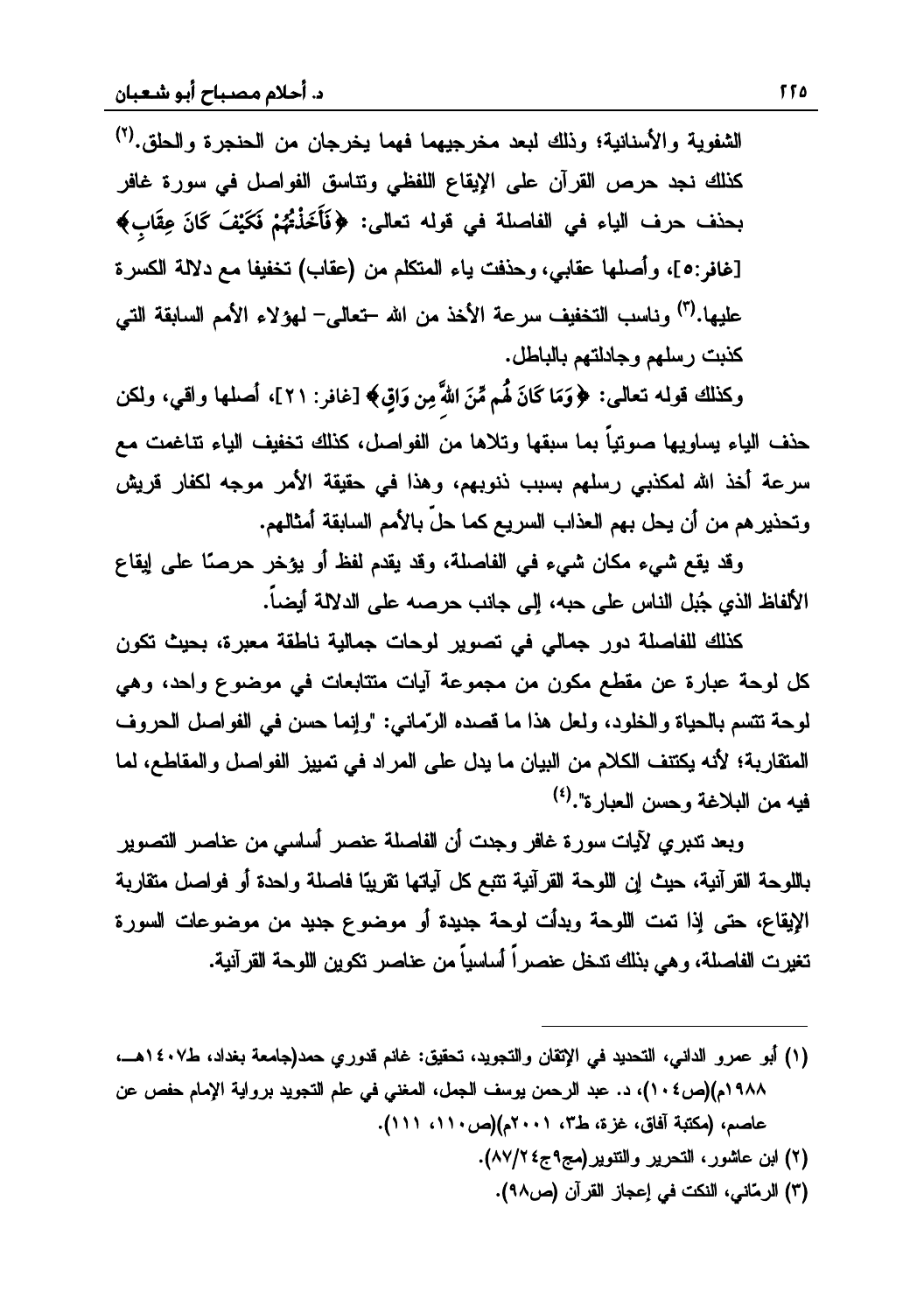الشفوية والأسنانية؛ وذلك لبعد مخرجيهما فهما يخرجان من الحنجرة والحلق.(٢) كذلك نجد حرص القرآن على الإيقاع اللفظي وتناسق الفواصل في سورة غافر بحذف حرف الياء في الفاصلة في قوله تعالى: ﴿فَأَخَذْتُهُمْ فَكَيْفَ كَانَ عِقَابِ﴾ [غافر:٥]، وأصلها عقابي، وحذفت ياء المتكلم من (عقاب) تخفيفا مع دلالة الكسرة عليها.(٣) وناسب التخفيف سرعة الأخذ من الله –تعالى– لهؤلاء الأمم السابقة التي كذبت رسلهم وجادلتهم بالباطل.

وكذلك قوله تعالى: ﴿وَمَا كَانَ لَهُم مِّنَ اللَّهِ مِن وَاقٍ﴾ [غافر: ٢١]، أصلها واقي، ولكن حذف الياء يساويها صوتياً بما سبقها وتلاها من الفواصل، كذلك تخفيف الياء تناغمت مع سرعة أخذ الله لمكذبي رسلهم بسبب ذنوبهم، وهذا في حقيقة الأمر موجه لكفار قريش وتحذيرهم من أن يحل بهم العذاب السريع كما حلّ بالأمم السابقة أمثالهم.

وقد يقع شيء مكان شيء في الفاصلة، وقد يقدم لفظ أو يؤخر حرصًا على إيقاع الألفاظ الذي جُبل الناس على حبه، إلى جانب حرصه على الدلالة أيضاً.

كذلك للفاصلة دور جمالي في تصوير لوحات جمالية ناطقة معبرة، بحيث تكون كل لوحة عبارة عن مقطع مكون من مجموعة آيات متتابعات في موضوع واحد، وهي لوحة تتسم بالحياة والخلود، ولعل هذا ما قصده الرّماني: "وإنما حسن في الفواصل الحروف المتقاربة؛ لأنه يكتنف الكلام من البيان ما يدل على المراد في تمييز الفواصل والمقاطع، لما فيه من البلاغة وحسن العبارة".(٤)

وبعد تدبري لآيات سورة غافر وجدت أن الفاصلة عنصر أساسي من عناصر التصوير باللوحة القرآنية، حيث إن اللوحة القرآنية تتبع كل آياتها تقريبًا فاصلة واحدة أو فواصل متقاربة الإيقاع، حتى إذا تمت اللوحة وبدأت لوحة جديدة أو موضوع جديد من موضوعات السورة تغيرت الفاصلة، وهي بذلك تدخل عنصراً أساسياً من عناصر تكوين اللوحة القرآنية.

---

(١) أبو عمرو الداني، التحديد في الإتقان والتجويد، تحقيق: غانم قدوري حمد(جامعة بغداد، ط١٤٠٧هـ، ١٩٨٨م)(ص١٠٤)، د. عبد الرحمن يوسف الجمل، المغني في علم التجويد برواية الإمام حفص عن عاصم، (مكتبة آفاق، غزة، ط٣، ٢٠٠١م)(ص١١٠، ١١١).

(٢) ابن عاشور، التحرير والتنوير(مج٩ج٢٤/٨٧).

(٣) الرمّاني، النكت في إعجاز القرآن (ص٩٨).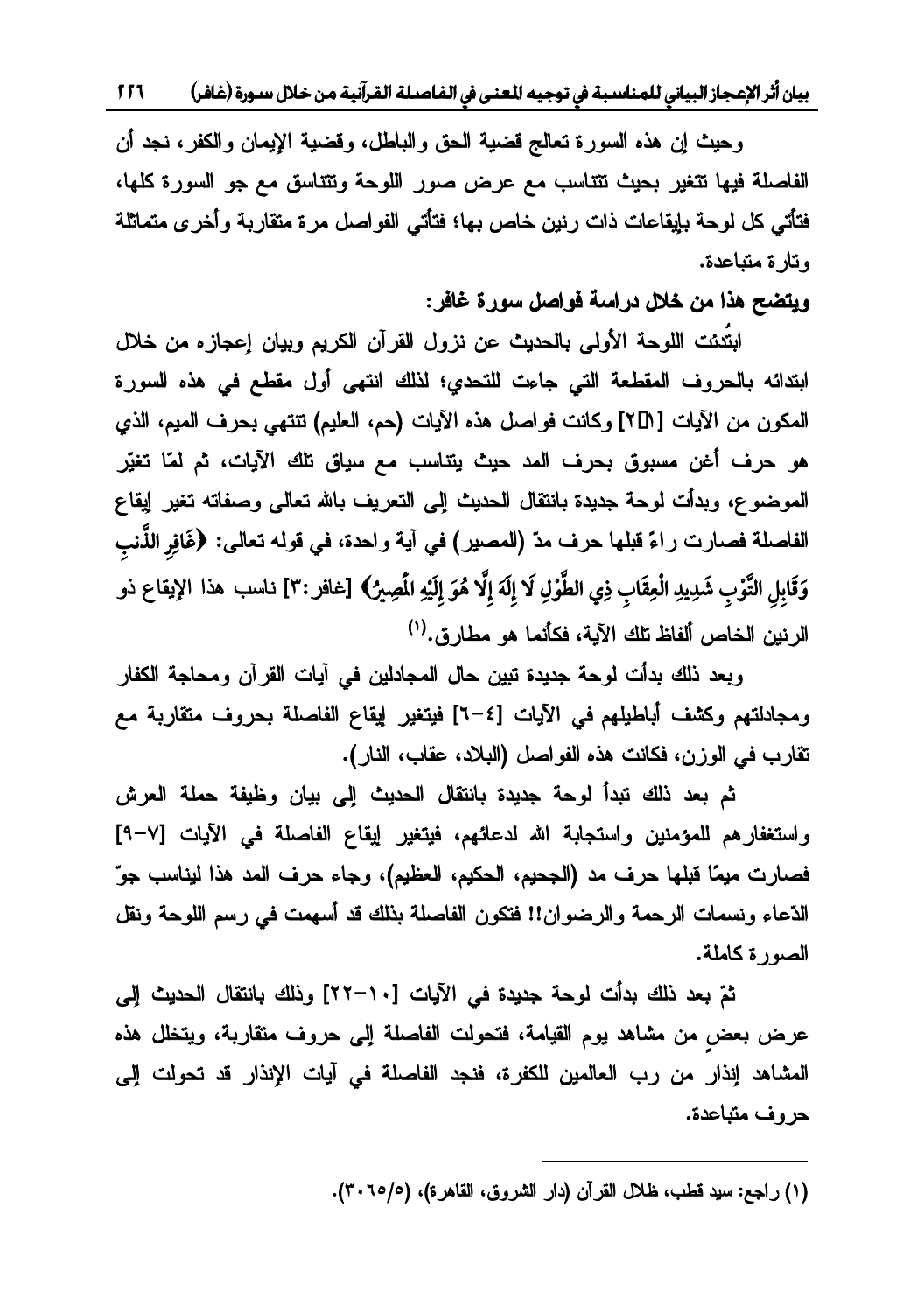وحيث إن هذه السورة تعالج قضية الحق والباطل، وقضية الإيمان والكفر، نجد أن الفاصلة فيها تتغير بحيث تتناسب مع عرض صور اللوحة وتتناسق مع جو السورة كلها، فتأتي كل لوحة بإيقاعات ذات رنين خاص بها؛ فتأتي الفواصل مرة متقاربة وأخرى متماثلة وتارة متباعدة.

**ويتضح هذا من خلال دراسة فواصل سورة غافر:**

ابتُدئت اللوحة الأولى بالحديث عن نزول القرآن الكريم وبيان إعجازه من خلال ابتدائه بالحروف المقطعة التي جاءت للتحدي؛ لذلك انتهى أول مقطع في هذه السورة المكون من الآيات [١-٢] وكانت فواصل هذه الآيات (حم، العليم) تنتهي بحرف الميم، الذي هو حرف أغن مسبوق بحرف المد حيث يتناسب مع سياق تلك الآيات، ثم لمّا تغيّر الموضوع، وبدأت لوحة جديدة بانتقال الحديث إلى التعريف بالله تعالى وصفاته تغير إيقاع الفاصلة فصارت راءً قبلها حرف مدّ (المصير) في آية واحدة، في قوله تعالى: ﴿غَافِرِ الذَّنبِ وَقَابِلِ التَّوْبِ شَدِيدِ الْعِقَابِ ذِي الطَّوْلِ لَا إِلَهَ إِلَّا هُوَ إِلَيْهِ الْمَصِيرُ﴾ [غافر:٣] ناسب هذا الإيقاع ذو الرنين الخاص ألفاظ تلك الآية، فكأنما هو مطارق.[1]

وبعد ذلك بدأت لوحة جديدة تبين حال المجادلين في آيات القرآن ومحاجة الكفار ومجادلتهم وكشف أباطيلهم في الآيات [٤-٦] فيتغير إيقاع الفاصلة بحروف متقاربة مع تقارب في الوزن، فكانت هذه الفواصل (البلاد، عقاب، النار).

ثم بعد ذلك تبدأ لوحة جديدة بانتقال الحديث إلى بيان وظيفة حملة العرش واستغفارهم للمؤمنين واستجابة الله لدعائهم، فيتغير إيقاع الفاصلة في الآيات [٧-٩] فصارت ميمًا قبلها حرف مد (الجحيم، الحكيم، العظيم)، وجاء حرف المد هذا ليناسب جوّ الدّعاء ونسمات الرحمة والرضوان!! فتكون الفاصلة بذلك قد أسهمت في رسم اللوحة ونقل الصورة كاملة.

ثمّ بعد ذلك بدأت لوحة جديدة في الآيات [١٠-٢٢] وذلك بانتقال الحديث إلى عرض بعضٍ من مشاهد يوم القيامة، فتحولت الفاصلة إلى حروف متقاربة، ويتخلل هذه المشاهد إنذار من رب العالمين للكفرة، فنجد الفاصلة في آيات الإنذار قد تحولت إلى حروف متباعدة.

---

(١) راجع: سيد قطب، ظلال القرآن (دار الشروق، القاهرة)، (٥/٣٠٦٥).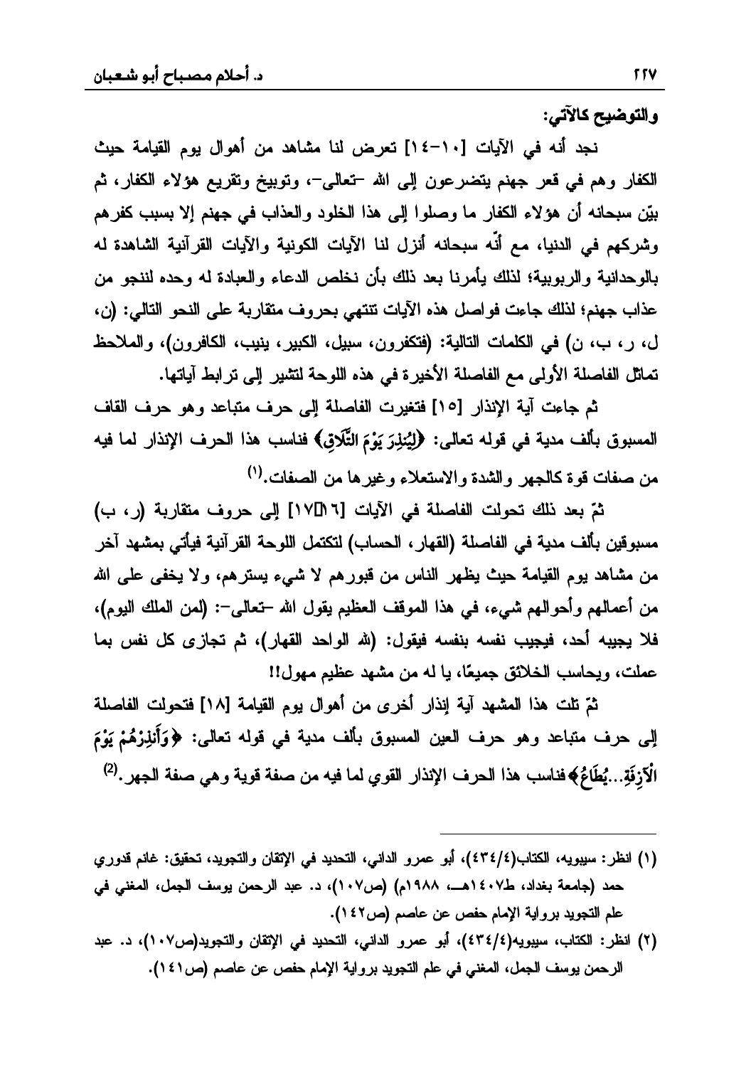والتوضيح كالآتي:

نجد أنه في الآيات [١٠-١٤] تعرض لنا مشاهد من أهوال يوم القيامة حيث الكفار وهم في قعر جهنم يتضرعون إلى الله -تعالى-، وتوبيخ وتقريع هؤلاء الكفار، ثم بيّن سبحانه أن هؤلاء الكفار ما وصلوا إلى هذا الخلود والعذاب في جهنم إلا بسبب كفرهم وشركهم في الدنيا، مع أنّه سبحانه أنزل لنا الآيات الكونية والآيات القرآنية الشاهدة له بالوحدانية والربوبية؛ لذلك يأمرنا بعد ذلك بأن نخلص الدعاء والعبادة له وحده لننجو من عذاب جهنم؛ لذلك جاءت فواصل هذه الآيات تنتهي بحروف متقاربة على النحو التالي: (ن، ل، ر، ب، ن) في الكلمات التالية: (فتكفرون، سبيل، الكبير، ينيب، الكافرون)، والملاحظ تماثل الفاصلة الأولى مع الفاصلة الأخيرة في هذه اللوحة لتشير إلى ترابط آياتها.

ثم جاءت آية الإنذار [١٥] فتغيرت الفاصلة إلى حرف متباعد وهو حرف القاف المسبوق بألف مدية في قوله تعالى: ﴿لِيُنذِرَ يَوْمَ التَّلَاقِ﴾ فناسب هذا الحرف الإنذار لما فيه من صفات قوة كالجهر والشدة والاستعلاء وغيرها من الصفات.[1]

ثمّ بعد ذلك تحولت الفاصلة في الآيات [١٦-١٧] إلى حروف متقاربة (ر، ب) مسبوقين بألف مدية في الفاصلة (القهار، الحساب) لتكتمل اللوحة القرآنية فيأتي بمشهد آخر من مشاهد يوم القيامة حيث يظهر الناس من قبورهم لا شيء يسترهم، ولا يخفى على الله من أعمالهم وأحوالهم شيء، في هذا الموقف العظيم يقول الله -تعالى-: (لمن الملك اليوم)، فلا يجيبه أحد، فيجيب نفسه بنفسه فيقول: (لله الواحد القهار)، ثم تجازى كل نفس بما عملت، ويحاسب الخلائق جميعًا، يا له من مشهد عظيم مهول!!

ثمّ تلت هذا المشهد آية إنذار أخرى من أهوال يوم القيامة [١٨] فتحولت الفاصلة إلى حرف متباعد وهو حرف العين المسبوق بألف مدية في قوله تعالى: ﴿وَأَنذِرْهُمْ يَوْمَ الْآزِفَةِ...يُطَاعُ﴾ فناسب هذا الحرف الإنذار القوي لما فيه من صفة قوية وهي صفة الجهر.[2]

---

(١) انظر: سيبويه، الكتاب(٤/٤٣٤)، أبو عمرو الداني، التحديد في الإتقان والتجويد، تحقيق: غانم قدوري حمد (جامعة بغداد، ط١٤٠٧هـ، ١٩٨٨م) (ص١٠٧)، د. عبد الرحمن يوسف الجمل، المغني في علم التجويد برواية الإمام حفص عن عاصم (ص١٤٢).

(٢) انظر: الكتاب، سيبويه(٤/٤٣٤)، أبو عمرو الداني، التحديد في الإتقان والتجويد(ص١٠٧)، د. عبد الرحمن يوسف الجمل، المغني في علم التجويد برواية الإمام حفص عن عاصم (ص١٤١).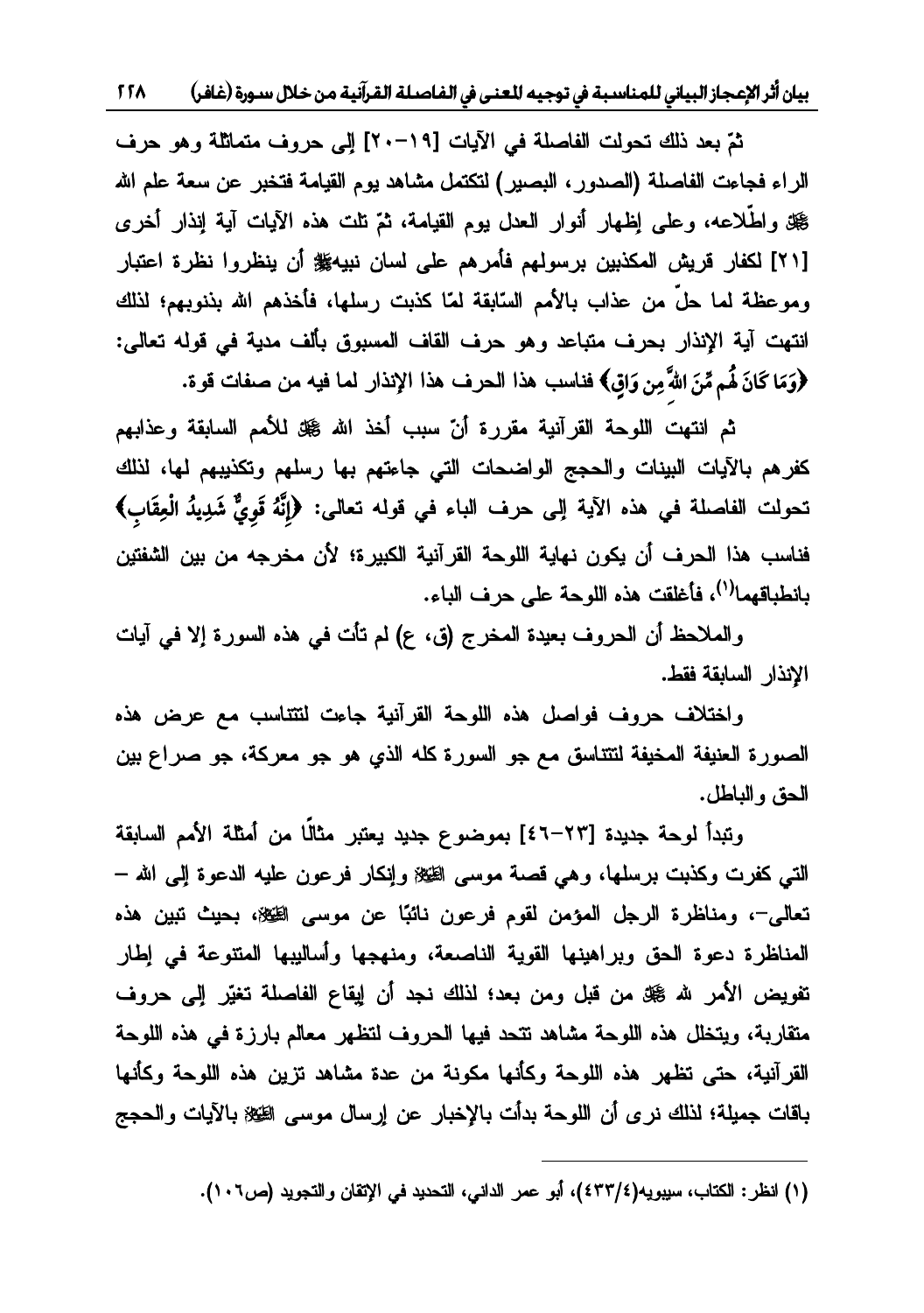ثمّ بعد ذلك تحولت الفاصلة في الآيات [١٩-٢٠] إلى حروف متماثلة وهو حرف الراء فجاءت الفاصلة (الصدور، البصير) لتكتمل مشاهد يوم القيامة فتخبر عن سعة علم الله ﷻ واطّلاعه، وعلى إظهار أنوار العدل يوم القيامة، ثمّ تلت هذه الآيات آية إنذار أخرى [٢١] لكفار قريش المكذبين برسولهم فأمرهم على لسان نبيهﷺ أن ينظروا نظرة اعتبار وموعظة لما حلّ من عذاب بالأمم السّابقة لمّا كذبت رسلها، فأخذهم الله بذنوبهم؛ لذلك انتهت آية الإنذار بحرف متباعد وهو حرف القاف المسبوق بألف مدية في قوله تعالى: ﴿وَمَا كَانَ لَهُم مِّنَ اللَّهِ مِن وَاقٍ﴾ فناسب هذا الحرف هذا الإنذار لما فيه من صفات قوة.

ثم انتهت اللوحة القرآنية مقررة أنّ سبب أخذ الله ﷻ للأمم السابقة وعذابهم كفرهم بالآيات البينات والحجج الواضحات التي جاءتهم بها رسلهم وتكذيبهم لها، لذلك تحولت الفاصلة في هذه الآية إلى حرف الباء في قوله تعالى: ﴿إِنَّهُ قَوِيٌّ شَدِيدُ الْعِقَابِ﴾ فناسب هذا الحرف أن يكون نهاية اللوحة القرآنية الكبيرة؛ لأن مخرجه من بين الشفتين بانطباقهما[1]، فأغلقت هذه اللوحة على حرف الباء.

والملاحظ أن الحروف بعيدة المخرج (ق، ع) لم تأت في هذه السورة إلا في آيات الإنذار السابقة فقط.

واختلاف حروف فواصل هذه اللوحة القرآنية جاءت لتتناسب مع عرض هذه الصورة العنيفة المخيفة لتتناسق مع جو السورة كله الذي هو جو معركة، جو صراع بين الحق والباطل.

وتبدأ لوحة جديدة [٢٣-٤٦] بموضوع جديد يعتبر مثالًا من أمثلة الأمم السابقة التي كفرت وكذبت برسلها، وهي قصة موسى عليه السلام وإنكار فرعون عليه الدعوة إلى الله –تعالى–، ومناظرة الرجل المؤمن لقوم فرعون نائبًا عن موسى عليه السلام، بحيث تبين هذه المناظرة دعوة الحق وبراهينها القوية الناصعة، ومنهجها وأساليبها المتنوعة في إطار تفويض الأمر لله ﷻ من قبل ومن بعد؛ لذلك نجد أن إيقاع الفاصلة تغيّر إلى حروف متقاربة، ويتخلل هذه اللوحة مشاهد تتحد فيها الحروف لتظهر معالم بارزة في هذه اللوحة القرآنية، حتى تظهر هذه اللوحة وكأنها مكونة من عدة مشاهد تزين هذه اللوحة وكأنها باقات جميلة؛ لذلك نرى أن اللوحة بدأت بالإخبار عن إرسال موسى عليه السلام بالآيات والحجج

---

(١) انظر: الكتاب، سيبويه(٤/٤٣٣)، أبو عمر الداني، التحديد في الإتقان والتجويد (ص١٠٦).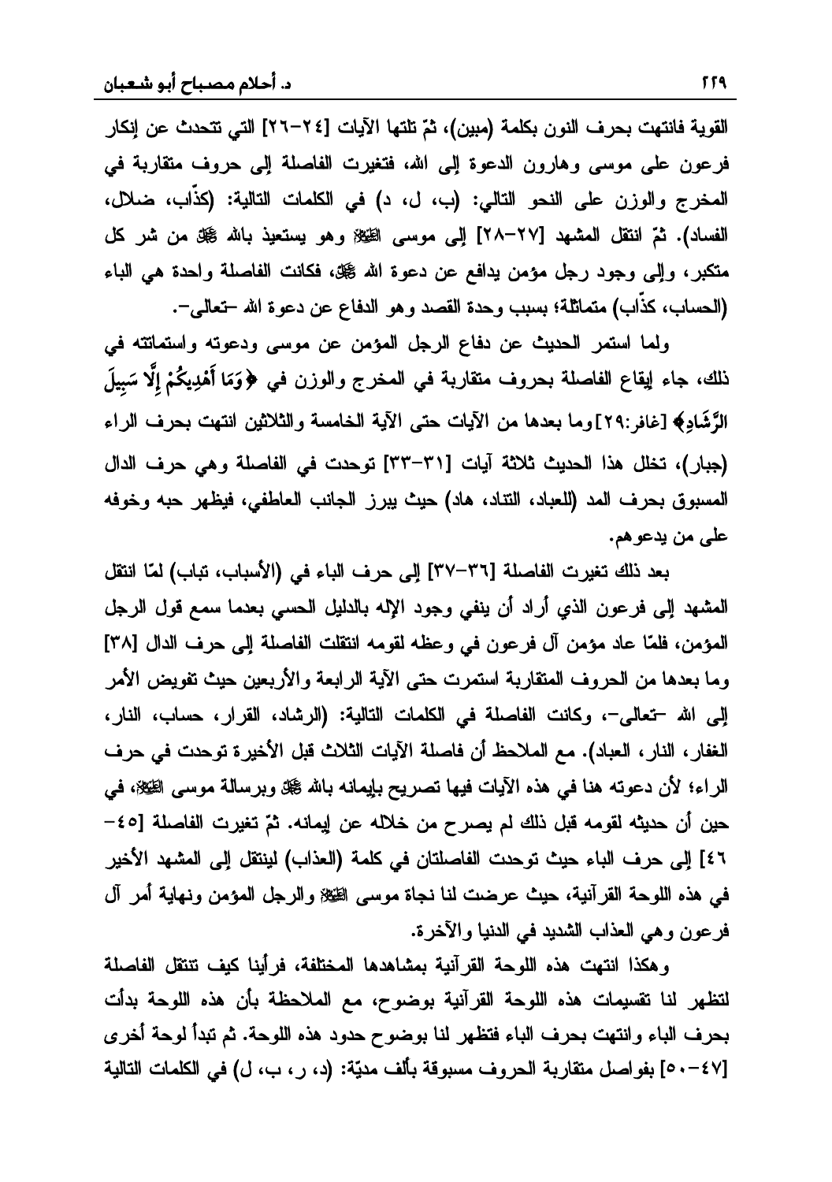القوية فانتهت بحرف النون بكلمة (مبين)، ثمّ تلتها الآيات [٢٤-٢٦] التي تتحدث عن إنكار فرعون على موسى وهارون الدعوة إلى الله، فتغيرت الفاصلة إلى حروف متقاربة في المخرج والوزن على النحو التالي: (ب، ل، د) في الكلمات التالية: (كذّاب، ضلال، الفساد). ثمّ انتقل المشهد [٢٧-٢٨] إلى موسى ﷺ وهو يستعيذ بالله ﷻ من شر كل متكبر، وإلى وجود رجل مؤمن يدافع عن دعوة الله ﷻ، فكانت الفاصلة واحدة هي الباء (الحساب، كذّاب) متماثلة؛ بسبب وحدة القصد وهو الدفاع عن دعوة الله -تعالى-.

ولما استمر الحديث عن دفاع الرجل المؤمن عن موسى ودعوته واستماتته في ذلك، جاء إيقاع الفاصلة بحروف متقاربة في المخرج والوزن في ﴿وَمَا أَهْدِيكُمْ إِلَّا سَبِيلَ الرَّشَادِ﴾ [غافر:٢٩] وما بعدها من الآيات حتى الآية الخامسة والثلاثين انتهت بحرف الراء (جبار)، تخلل هذا الحديث ثلاثة آيات [٣١-٣٣] توحدت في الفاصلة وهي حرف الدال المسبوق بحرف المد (للعباد، التناد، هاد) حيث يبرز الجانب العاطفي، فيظهر حبه وخوفه على من يدعوهم.

بعد ذلك تغيرت الفاصلة [٣٦-٣٧] إلى حرف الباء في (الأسباب، تباب) لمّا انتقل المشهد إلى فرعون الذي أراد أن ينفي وجود الإله بالدليل الحسي بعدما سمع قول الرجل المؤمن، فلمّا عاد مؤمن آل فرعون في وعظه لقومه انتقلت الفاصلة إلى حرف الدال [٣٨] وما بعدها من الحروف المتقاربة استمرت حتى الآية الرابعة والأربعين حيث تفويض الأمر إلى الله -تعالى-، وكانت الفاصلة في الكلمات التالية: (الرشاد، القرار، حساب، النار، الغفار، النار، العباد). مع الملاحظ أن فاصلة الآيات الثلاث قبل الأخيرة توحدت في حرف الراء؛ لأن دعوته هنا في هذه الآيات فيها تصريح بإيمانه بالله ﷻ وبرسالة موسى ﷺ، في حين أن حديثه لقومه قبل ذلك لم يصرح من خلاله عن إيمانه. ثمّ تغيرت الفاصلة [٤٥-٤٦] إلى حرف الباء حيث توحدت الفاصلتان في كلمة (العذاب) لينتقل إلى المشهد الأخير في هذه اللوحة القرآنية، حيث عرضت لنا نجاة موسى ﷺ والرجل المؤمن ونهاية أمر آل فرعون وهي العذاب الشديد في الدنيا والآخرة.

وهكذا انتهت هذه اللوحة القرآنية بمشاهدها المختلفة، فرأينا كيف تنتقل الفاصلة لتظهر لنا تقسيمات هذه اللوحة القرآنية بوضوح، مع الملاحظة بأن هذه اللوحة بدأت بحرف الباء وانتهت بحرف الباء فتظهر لنا بوضوح حدود هذه اللوحة. ثم تبدأ لوحة أخرى [٤٧-٥٠] بفواصل متقاربة الحروف مسبوقة بألف مديّة: (د، ر، ب، ل) في الكلمات التالية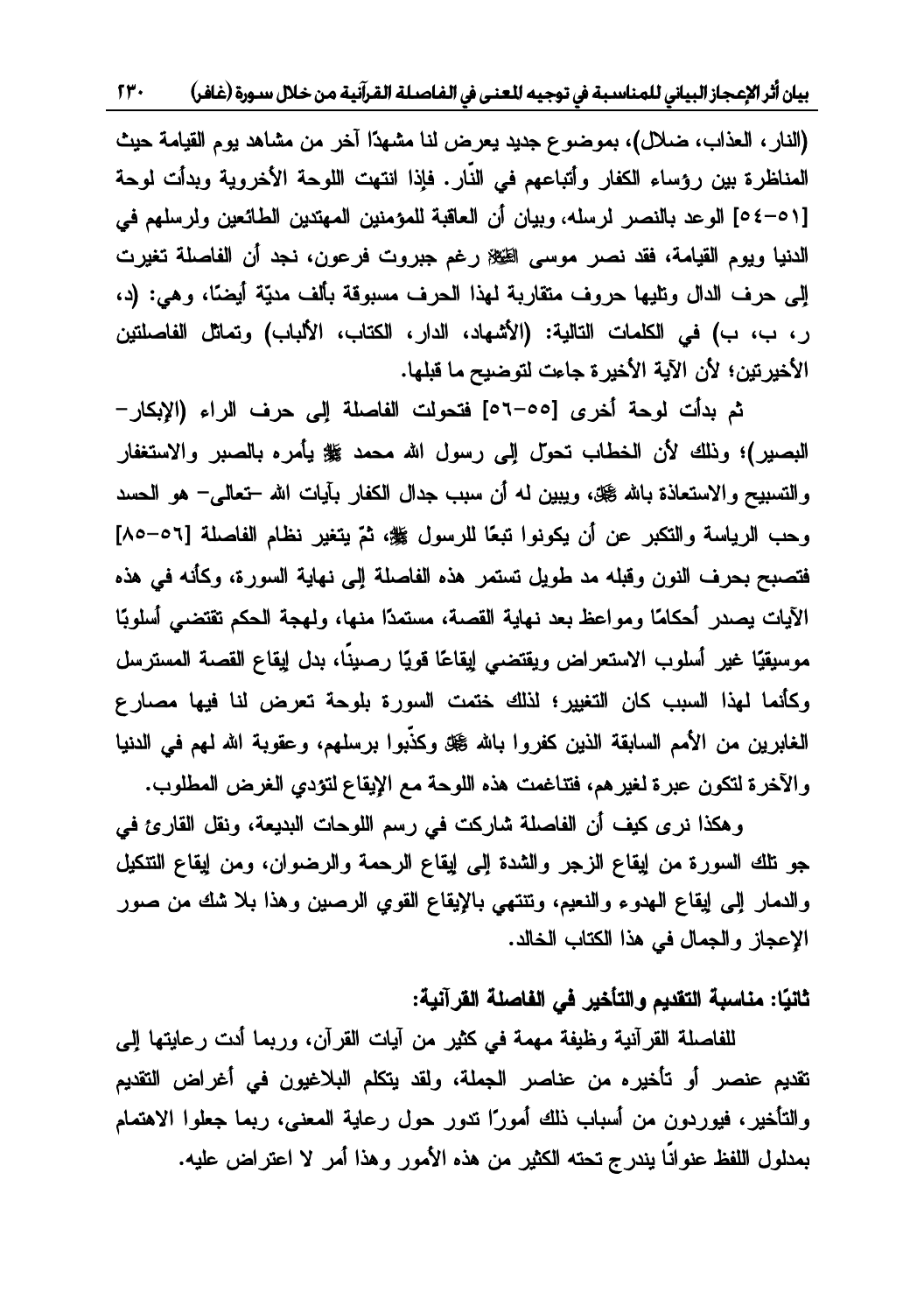(النار، العذاب، ضلال)، بموضوع جديد يعرض لنا مشهدًا آخر من مشاهد يوم القيامة حيث المناظرة بين رؤساء الكفار وأتباعهم في النّار. فإذا انتهت اللوحة الأخروية وبدأت لوحة [٥١-٥٤] الوعد بالنصر لرسله، وبيان أن العاقبة للمؤمنين المهتدين الطائعين ولرسلهم في الدنيا ويوم القيامة، فقد نصر موسى ﷺ رغم جبروت فرعون، نجد أن الفاصلة تغيرت إلى حرف الدال وتليها حروف متقاربة لهذا الحرف مسبوقة بألف مديّة أيضًا، وهي: (د، ر، ب، ب) في الكلمات التالية: (الأشهاد، الدار، الكتاب، الألباب) وتماثل الفاصلتين الأخيرتين؛ لأن الآية الأخيرة جاءت لتوضيح ما قبلها.

ثم بدأت لوحة أخرى [٥٥-٥٦] فتحولت الفاصلة إلى حرف الراء (الإبكار- البصير)؛ وذلك لأن الخطاب تحوّل إلى رسول الله محمد ﷺ يأمره بالصبر والاستغفار والتسبيح والاستعاذة بالله ﷻ، ويبين له أن سبب جدال الكفار بآيات الله -تعالى- هو الحسد وحب الرياسة والتكبر عن أن يكونوا تبعًا للرسول ﷺ، ثمّ يتغير نظام الفاصلة [٥٦-٨٥] فتصبح بحرف النون وقبله مد طويل تستمر هذه الفاصلة إلى نهاية السورة، وكأنه في هذه الآيات يصدر أحكامًا ومواعظ بعد نهاية القصة، مستمدًا منها، ولهجة الحكم تقتضي أسلوبًا موسيقيًا غير أسلوب الاستعراض ويقتضي إيقاعًا قويًا رصينًا، بدل إيقاع القصة المسترسل وكأنما لهذا السبب كان التغيير؛ لذلك ختمت السورة بلوحة تعرض لنا فيها مصارع الغابرين من الأمم السابقة الذين كفروا بالله ﷻ وكذّبوا برسلهم، وعقوبة الله لهم في الدنيا والآخرة لتكون عبرة لغيرهم، فتناغمت هذه اللوحة مع الإيقاع لتؤدي الغرض المطلوب.

وهكذا نرى كيف أن الفاصلة شاركت في رسم اللوحات البديعة، ونقل القارئ في جو تلك السورة من إيقاع الزجر والشدة إلى إيقاع الرحمة والرضوان، ومن إيقاع التنكيل والدمار إلى إيقاع الهدوء والنعيم، وتنتهي بالإيقاع القوي الرصين وهذا بلا شك من صور الإعجاز والجمال في هذا الكتاب الخالد.

## ثانيًا: مناسبة التقديم والتأخير في الفاصلة القرآنية:

للفاصلة القرآنية وظيفة مهمة في كثير من آيات القرآن، وربما أدت رعايتها إلى تقديم عنصر أو تأخيره من عناصر الجملة، ولقد يتكلم البلاغيون في أغراض التقديم والتأخير، فيوردون من أسباب ذلك أمورًا تدور حول رعاية المعنى، ربما جعلوا الاهتمام بمدلول اللفظ عنوانًا يندرج تحته الكثير من هذه الأمور وهذا أمر لا اعتراض عليه.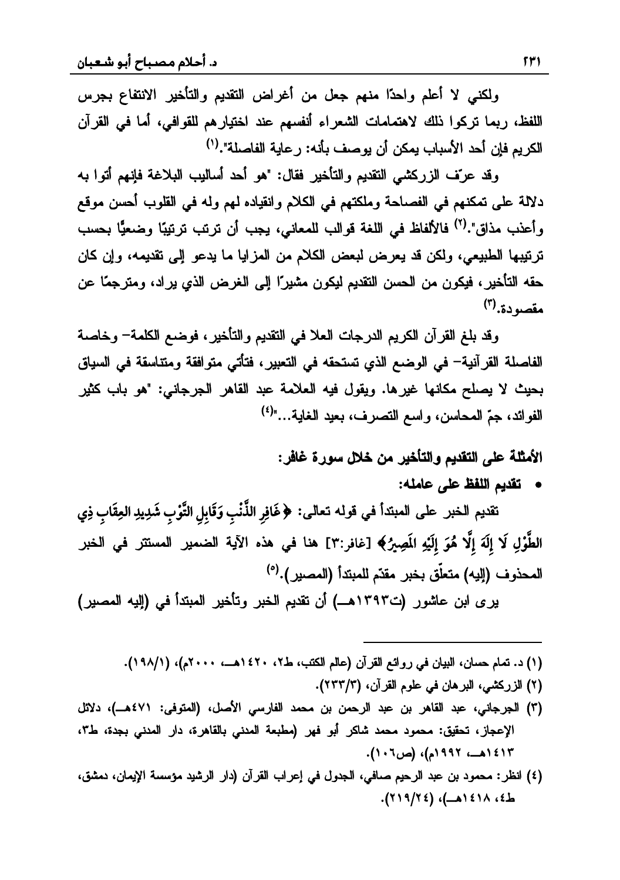ولكني لا أعلم واحدًا منهم جعل من أغراض التقديم والتأخير الانتفاع بجرس اللفظ، ربما تركوا ذلك لاهتمامات الشعراء أنفسهم عند اختيارهم للقوافي، أما في القرآن الكريم فإن أحد الأسباب يمكن أن يوصف بأنه: رعاية الفاصلة".(1)

وقد عرّف الزركشي التقديم والتأخير فقال: "هو أحد أساليب البلاغة فإنهم أتوا به دلالة على تمكنهم في الفصاحة وملكتهم في الكلام وانقياده لهم وله في القلوب أحسن موقع وأعذب مذاق".(2) فالألفاظ في اللغة قوالب للمعاني، يجب أن ترتب ترتيبًا وضعيًّا بحسب ترتيبها الطبيعي، ولكن قد يعرض لبعض الكلام من المزايا ما يدعو إلى تقديمه، وإن كان حقه التأخير، فيكون من الحسن التقديم ليكون مشيرًا إلى الغرض الذي يراد، ومترجمًا عن مقصودة.(3)

وقد بلغ القرآن الكريم الدرجات العلا في التقديم والتأخير، فوضع الكلمة– وخاصة الفاصلة القرآنية– في الوضع الذي تستحقه في التعبير، فتأتي متوافقة ومتناسقة في السياق بحيث لا يصلح مكانها غيرها. ويقول فيه العلامة عبد القاهر الجرجاني: "هو باب كثير الفوائد، جمّ المحاسن، واسع التصرف، بعيد الغاية..."(4)

**الأمثلة على التقديم والتأخير من خلال سورة غافر:**

- **تقديم اللفظ على عامله:**

تقديم الخبر على المبتدأ في قوله تعالى: ﴿غَافِرِ الذَّنْبِ وَقَابِلِ التَّوْبِ شَدِيدِ العِقَابِ ذِي الطَّوْلِ لَا إِلَهَ إِلَّا هُوَ إِلَيْهِ المَصِيرُ﴾ [غافر:3] هنا في هذه الآية الضمير المستتر في الخبر المحذوف (إليه) متعلّق بخبر مقدّم للمبتدأ (المصير).(5)

يرى ابن عاشور (ت1393هـ) أن تقديم الخبر وتأخير المبتدأ في (إليه المصير)

---

(1) د. تمام حسان، البيان في روائع القرآن (عالم الكتب، ط2، 1420هـ، 2000م)، (198/1).

(2) الزركشي، البرهان في علوم القرآن، (233/3).

(3) الجرجاني، عبد القاهر بن عبد الرحمن بن محمد الفارسي الأصل، (المتوفى: 471هـ)، دلائل الإعجاز، تحقيق: محمود محمد شاكر أبو فهر (مطبعة المدني بالقاهرة، دار المدني بجدة، ط3، 1413هـ، 1992م)، (ص106).

(4) انظر: محمود بن عبد الرحيم صافي، الجدول في إعراب القرآن (دار الرشيد مؤسسة الإيمان، دمشق، ط4، 1418هـ)، (219/24).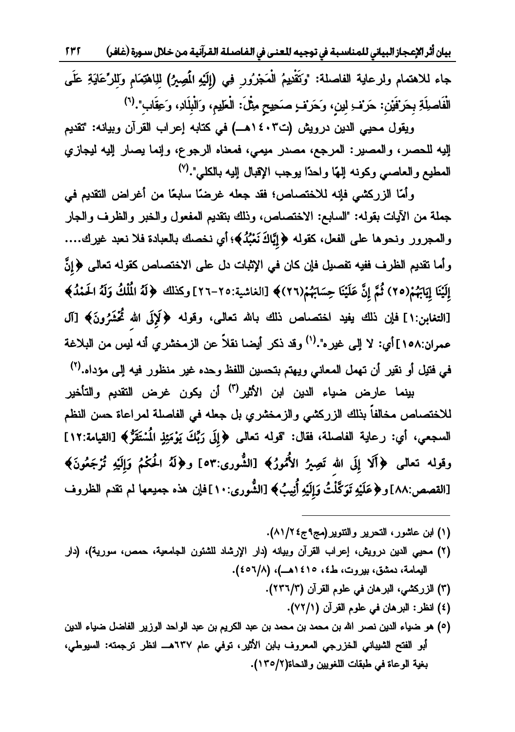جاء للاهتمام ولرعاية الفاصلة: "وَتَقْدِيمُ الْمَجْرُورِ فِي (إِلَيْهِ الْمَصِيرُ) لِلِاهْتِمَامِ وَلِلرِّعَايَةِ عَلَى الْفَاصِلَةِ بِحَرْفَيْنِ: حَرْفِ لِينٍ، وَحَرْفٍ صَحِيحٍ مِثْلَ: الْعَلِيمِ، وَالْبِلَادِ، وَعِقَابِ".(٦)

ويقول محيي الدين درويش (ت١٤٠٣هـ) في كتابه إعراب القرآن وبيانه: "تقديم إليه للحصر، والمصير: المرجع، مصدر ميمي، فمعناه الرجوع، وإنما يصار إليه ليجازي المطيع والعاصي وكونه إلهًا واحدًا يوجب الإقبال إليه بالكلي".(٧)

وأمّا الزركشي فإنه للاختصاص؛ فقد جعله غرضًا سابعًا من أغراض التقديم في جملة من الآيات بقوله: "السابع: الاختصاص، وذلك بتقديم المفعول والخبر والظرف والجار والمجرور ونحوها على الفعل، كقوله ﴿إِيَّاكَ نَعْبُدُ﴾؛ أي نخصك بالعبادة فلا نعبد غيرك.... وأما تقديم الظرف ففيه تفصيل فإن كان في الإثبات دل على الاختصاص كقوله تعالى ﴿إِنَّ إِلَيْنَا إِيَابَهُمْ(٢٥) ثُمَّ إِنَّ عَلَيْنَا حِسَابَهُمْ(٢٦)﴾ [الغاشية:٢٥-٢٦] وكذلك ﴿لَهُ الْمُلْكُ وَلَهُ الْحَمْدُ﴾ [التغابن:١] فإن ذلك يفيد اختصاص ذلك بالله تعالى، وقوله ﴿لَإِلَى اللهِ تُحْشَرُونَ﴾ [آل عمران:١٥٨] أي: لا إلى غيره".(١) وقد ذكر أيضا نقلاً عن الزمخشري أنه ليس من البلاغة في فتيل أو نقير أن تهمل المعاني ويهتم بتحسين اللفظ وحده غير منظور فيه إلى مؤداه.(٢)

بينما عارض ضياء الدين ابن الأثير(٣) أن يكون غرض التقديم والتأخير للاختصاص مخالفاً بذلك الزركشي والزمخشري بل جعله في الفاصلة لمراعاة حسن النظم السجعي، أي: رعاية الفاصلة، فقال: "قوله تعالى ﴿إِلَى رَبِّكَ يَوْمَئِذٍ الْمُسْتَقَرُّ﴾ [القيامة:١٢] وقوله تعالى ﴿أَلَا إِلَى اللهِ تَصِيرُ الْأُمُورُ﴾ [الشُّورى:٥٣] و﴿لَهُ الْحُكْمُ وَإِلَيْهِ تُرْجَعُونَ﴾ [القصص:٨٨] و﴿عَلَيْهِ تَوَكَّلْتُ وَإِلَيْهِ أُنِيبُ﴾ [الشُّورى:١٠] فإن هذه جميعها لم تقدم الظروف

---

(١) ابن عاشور، التحرير والتنوير(مج٩ج٢٤/٨١).

(٢) محيي الدين درويش، إعراب القرآن وبيانه (دار الإرشاد للشئون الجامعية، حمص، سورية)، (دار اليمامة، دمشق، بيروت، ط٤، ١٤١٥هـ)، (٤٥٦/٨).

(٣) الزركشي، البرهان في علوم القرآن (٢٣٦/٣).

(٤) انظر: البرهان في علوم القرآن (٧٢/١).

(٥) هو ضياء الدين نصر الله بن محمد بن محمد بن عبد الكريم بن عبد الواحد الوزير الفاضل ضياء الدين أبو الفتح الشيباني الخزرجي المعروف بابن الأثير، توفي عام ٦٣٧هـ انظر ترجمته: السيوطي، بغية الوعاة في طبقات اللغويين والنحاة(١٣٥/٢).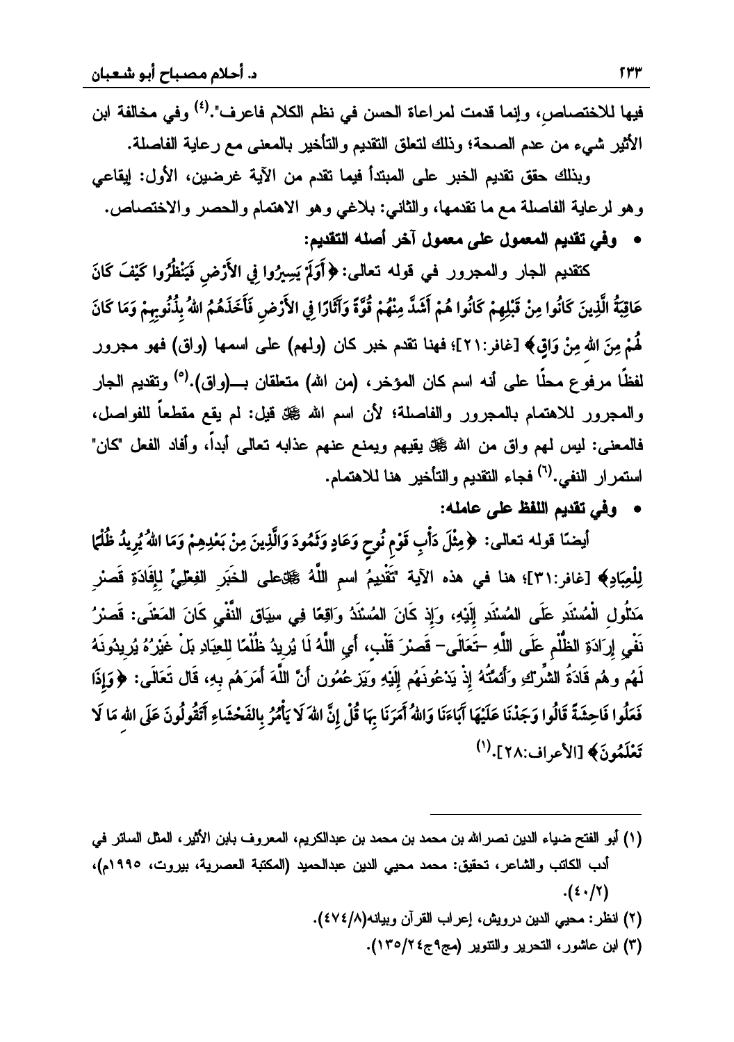فيها للاختصاص، وإنما قدمت لمراعاة الحسن في نظم الكلام فاعرف".[4] وفي مخالفة ابن الأثير شيء من عدم الصحة؛ وذلك لتعلق التقديم والتأخير بالمعنى مع رعاية الفاصلة.

وبذلك حقق تقديم الخبر على المبتدأ فيما تقدم من الآية غرضين، الأول: إيقاعي وهو لرعاية الفاصلة مع ما تقدمها، والثاني: بلاغي وهو الاهتمام والحصر والاختصاص.

- **وفي تقديم المعمول على معمول آخر أصله التقديم:**

كتقديم الجار والمجرور في قوله تعالى: ﴿أَوَلَمْ يَسِيرُوا فِي الْأَرْضِ فَيَنْظُرُوا كَيْفَ كَانَ عَاقِبَةُ الَّذِينَ كَانُوا مِنْ قَبْلِهِمْ كَانُوا هُمْ أَشَدَّ مِنْهُمْ قُوَّةً وَآثَارًا فِي الْأَرْضِ فَأَخَذَهُمُ اللهُ بِذُنُوبِهِمْ وَمَا كَانَ لَهُمْ مِنَ اللهِ مِنْ وَاقٍ﴾ [غافر:٢١]؛ فهنا تقدم خبر كان (ولهم) على اسمها (واق) فهو مجرور لفظًا مرفوع محلًا على أنه اسم كان المؤخر، (من الله) متعلقان بـــ(واق).[5] وتقديم الجار والمجرور للاهتمام بالمجرور والفاصلة؛ لأن اسم الله ﷻ قيل: لم يقع مقطعاً للفواصل، فالمعنى: ليس لهم واق من الله ﷻ يقيهم ويمنع عنهم عذابه تعالى أبداً، وأفاد الفعل "كان" استمرار النفي.[6] فجاء التقديم والتأخير هنا للاهتمام.

- **وفي تقديم اللفظ على عامله:**

أيضًا قوله تعالى: ﴿مِثْلَ دَأْبِ قَوْمِ نُوحٍ وَعَادٍ وَثَمُودَ وَالَّذِينَ مِنْ بَعْدِهِمْ وَمَا اللهُ يُرِيدُ ظُلْمًا لِلْعِبَادِ﴾ [غافر:٣١]؛ هنا في هذه الآية "تَقْدِيمُ اسمِ اللَّهِ ﷻعلى الخَبَرِ الفِعْلِيِّ لِإِفَادَةِ قَصْرِ مَدْلُولِ الْمُسْنَدِ عَلَى الْمُسْنَدِ إِلَيْهِ، وَإِذْ كَانَ المُسْنَدُ وَاقِعًا فِي سِيَاقِ النَّفْيِ كَانَ المَعْنَى: قَصْرُ نَفْيِ إِرَادَةِ الظُّلْمِ عَلَى اللَّهِ –تَعَالَى– قَصْرَ قَلْبٍ، أَيِ اللَّهُ لَا يُرِيدُ ظُلْمًا لِلعِبَادِ بَلْ غَيْرُهُ يُرِيدُونَهُ لَهُم وهُم قَادَةُ الشِّرْكِ وَأَئِمَّتُهُ إِذْ يَدْعُونَهُم إِلَيْهِ وَيَزعُمُون أَنَّ اللَّهَ أَمَرَهُم بِهِ، قَال تَعَالَى: ﴿وَإِذَا فَعَلُوا فَاحِشَةً قَالُوا وَجَدْنَا عَلَيْهَا آبَاءَنَا وَاللهُ أَمَرَنَا بِهَا قُلْ إِنَّ اللهَ لَا يَأْمُرُ بِالْفَحْشَاءِ أَتَقُولُونَ عَلَى اللهِ مَا لَا تَعْلَمُونَ﴾ [الأعراف:٢٨].[1]

---

(١) أبو الفتح ضياء الدين نصرالله بن محمد بن محمد بن عبدالكريم، المعروف بابن الأثير، المثل السائر في أدب الكاتب والشاعر، تحقيق: محمد محيي الدين عبدالحميد (المكتبة العصرية، بيروت، ١٩٩٥م)، (٤٠/٢).

(٢) انظر: محيي الدين درويش، إعراب القرآن وبيانه(٤٧٤/٨).

(٣) ابن عاشور، التحرير والتنوير (مج٩ج١٣٥/٢٤).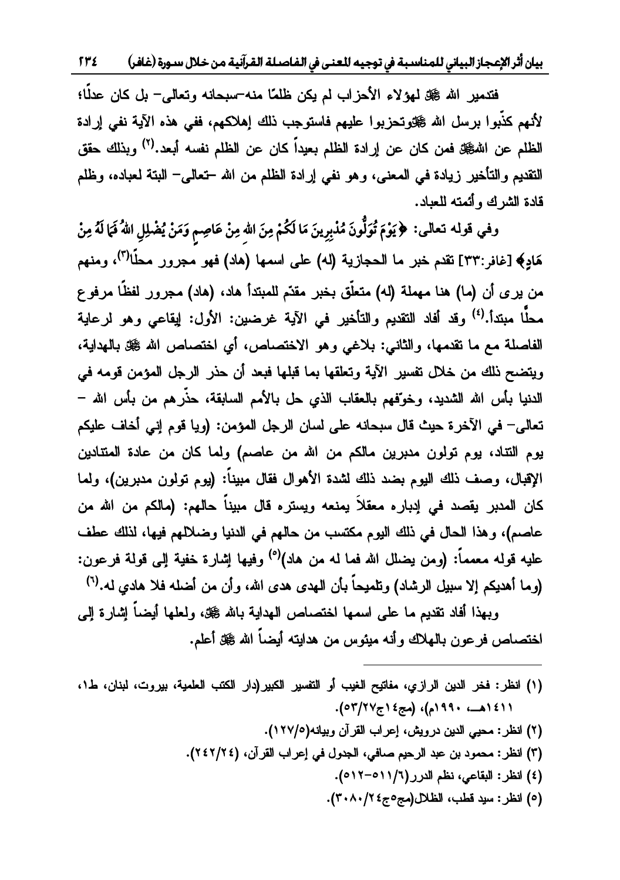فتدمير الله ﷻ لهؤلاء الأحزاب لم يكن ظلمًا منه–سبحانه وتعالى– بل كان عدلًا؛ لأنهم كذّبوا برسل الله ﷻوتحزبوا عليهم فاستوجب ذلك إهلاكهم، ففي هذه الآية نفي إرادة الظلم عن اللهﷻ فمن كان عن إرادة الظلم بعيداً كان عن الظلم نفسه أبعد.[2] وبذلك حقق التقديم والتأخير زيادة في المعنى، وهو نفي إرادة الظلم من الله –تعالى– البتة لعباده، وظلم قادة الشرك وأئمته للعباد.

وفي قوله تعالى: ﴿يَوْمَ تُوَلُّونَ مُدْبِرِينَ مَا لَكُمْ مِنَ اللهِ مِنْ عَاصِمٍ وَمَنْ يُضْلِلِ اللهُ فَمَا لَهُ مِنْ هَادٍ﴾ [غافر:٣٣] تقدم خبر ما الحجازية (له) على اسمها (هاد) فهو مجرور محلًا[3]، ومنهم من يرى أن (ما) هنا مهملة (له) متعلّق بخبر مقدّم للمبتدأ هاد، (هاد) مجرور لفظاً مرفوع محلًا مبتدأ.[4] وقد أفاد التقديم والتأخير في الآية غرضين: الأول: إيقاعي وهو لرعاية الفاصلة مع ما تقدمها، والثاني: بلاغي وهو الاختصاص، أي اختصاص الله ﷻ بالهداية، ويتضح ذلك من خلال تفسير الآية وتعلقها بما قبلها فبعد أن حذر الرجل المؤمن قومه في الدنيا بأس الله الشديد، وخوّفهم بالعقاب الذي حل بالأمم السابقة، حذّرهم من بأس الله – تعالى– في الآخرة حيث قال سبحانه على لسان الرجل المؤمن: (ويا قوم إني أخاف عليكم يوم التناد، يوم تولون مدبرين مالكم من الله من عاصم) ولما كان من عادة المتنادين الإقبال، وصف ذلك اليوم بضد ذلك لشدة الأهوال فقال مبيناً: (يوم تولون مدبرين)، ولما كان المدبر يقصد في إدباره معقلاً يمنعه ويستره قال مبيناً حالهم: (مالكم من الله من عاصم)، وهذا الحال في ذلك اليوم مكتسب من حالهم في الدنيا وضلالهم فيها، لذلك عطف عليه قوله معمماً: (ومن يضلل الله فما له من هاد)[5] وفيها إشارة خفية إلى قولة فرعون: (وما أهديكم إلا سبيل الرشاد) وتلميحاً بأن الهدى هدى الله، وأن من أضله فلا هادي له.[6]

وبهذا أفاد تقديم ما على اسمها اختصاص الهداية بالله ﷻ، ولعلها أيضاً إشارة إلى اختصاص فرعون بالهلاك وأنه ميئوس من هدايته أيضاً الله ﷻ أعلم.

---

(١) انظر: فخر الدين الرازي، مفاتيح الغيب أو التفسير الكبير(دار الكتب العلمية، بيروت، لبنان، ط١، ١٤١١هـ، ١٩٩٠م)، (مج١٤ج٢٧/٥٣).

(٢) انظر: محيي الدين درويش، إعراب القرآن وبيانه(١٢٧/٥).

(٣) انظر: محمود بن عبد الرحيم صافي، الجدول في إعراب القرآن، (٢٤/٢٤٢).

(٤) انظر: البقاعي، نظم الدرر(٦/٥١١–٥١٢).

(٥) انظر: سيد قطب، الظلال(مج٥ج٢٤/٣٠٨٠).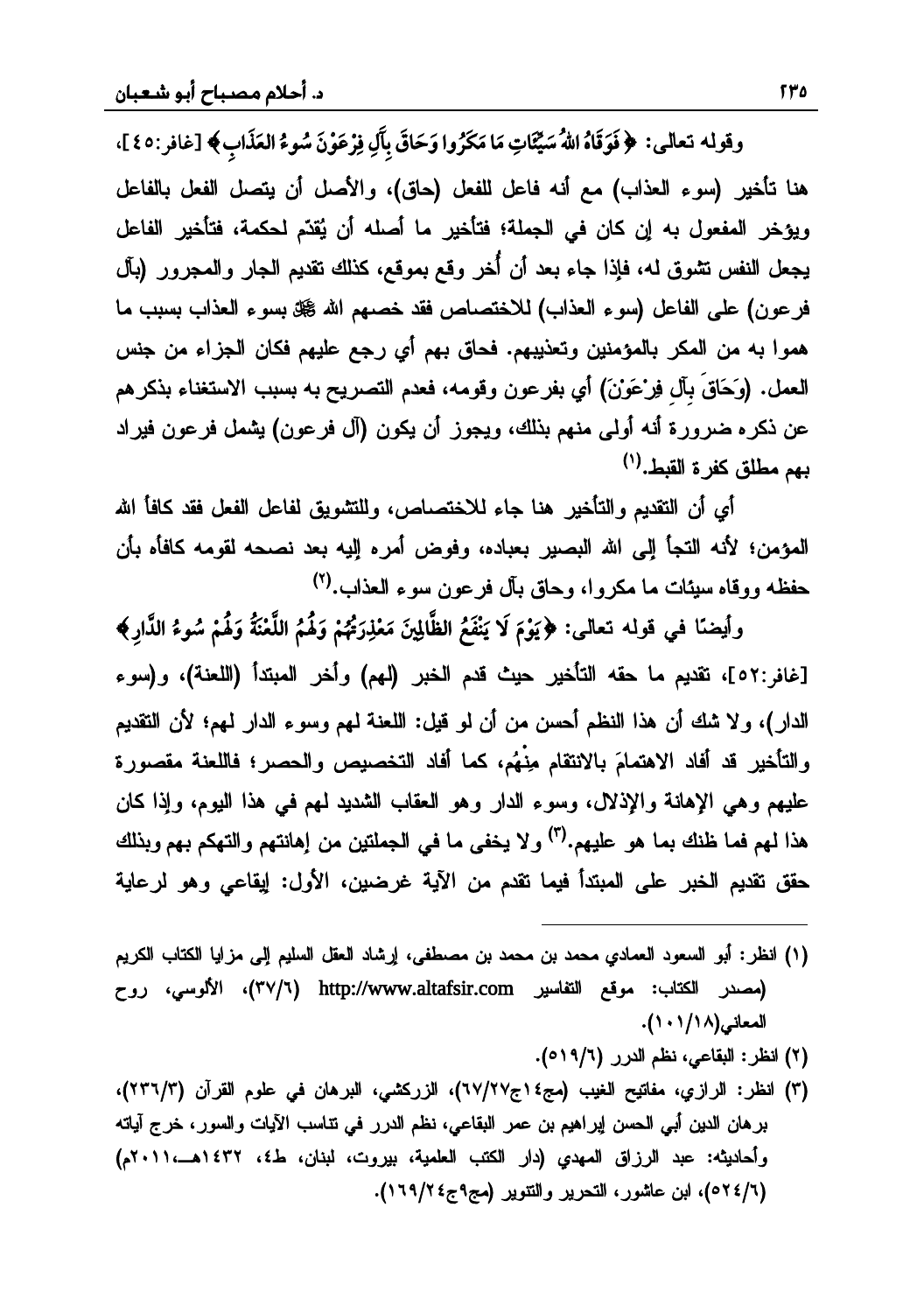وقوله تعالى: ﴿ فَوَقَاهُ اللهُ سَيِّئَاتِ مَا مَكَرُوا وَحَاقَ بِآلِ فِرْعَوْنَ سُوءُ الْعَذَابِ ﴾ [غافر:٤٥]، هنا تأخير (سوء العذاب) مع أنه فاعل للفعل (حاق)، والأصل أن يتصل الفعل بالفاعل ويؤخر المفعول به إن كان في الجملة؛ فتأخير ما أصله أن يُقدّم لحكمة، فتأخير الفاعل يجعل النفس تشوق له، فإذا جاء بعد أن أُخر وقع بموقع، كذلك تقديم الجار والمجرور (بآل فرعون) على الفاعل (سوء العذاب) للاختصاص فقد خصهم الله ﷻ بسوء العذاب بسبب ما هموا به من المكر بالمؤمنين وتعذيبهم. فحاق بهم أي رجع عليهم فكان الجزاء من جنس العمل. (وَحَاقَ بِآلِ فِرْعَوْنَ) أي بفرعون وقومه، فعدم التصريح به بسبب الاستغناء بذكرهم عن ذكره ضرورة أنه أولى منهم بذلك، ويجوز أن يكون (آل فرعون) يشمل فرعون فيراد بهم مطلق كفرة القبط.(١)

أي أن التقديم والتأخير هنا جاء للاختصاص، وللتشويق لفاعل الفعل فقد كافأ الله المؤمن؛ لأنه التجأ إلى الله البصير بعباده، وفوض أمره إليه بعد نصحه لقومه كافأه بأن حفظه ووقاه سيئات ما مكروا، وحاق بآل فرعون سوء العذاب.(٢)

وأيضًا في قوله تعالى: ﴿يَوْمَ لَا يَنْفَعُ الظَّالِمِينَ مَعْذِرَتُهُمْ وَلَهُمُ اللَّعْنَةُ وَلَهُمْ سُوءُ الدَّارِ﴾ [غافر:٥٢]، تقديم ما حقه التأخير حيث قدم الخبر (لهم) وأخر المبتدأ (اللعنة)، و(سوء الدار)، ولا شك أن هذا النظم أحسن من أن لو قيل: اللعنة لهم وسوء الدار لهم؛ لأن التقديم والتأخير قد أفاد الاهتمامَ بالانتقام مِنْهُم، كما أفاد التخصيص والحصر؛ فاللعنة مقصورة عليهم وهي الإهانة والإذلال، وسوء الدار وهو العقاب الشديد لهم في هذا اليوم، وإذا كان هذا لهم فما ظنك بما هو عليهم.(٣) ولا يخفى ما في الجملتين من إهانتهم والتهكم بهم وبذلك حقق تقديم الخبر على المبتدأ فيما تقدم من الآية غرضين، الأول: إيقاعي وهو لرعاية

---

(١) انظر: أبو السعود العمادي محمد بن محمد بن مصطفى، إرشاد العقل السليم إلى مزايا الكتاب الكريم (مصدر الكتاب: موقع التفاسير http://www.altafsir.com (٣٧/٦)، الألوسي، روح المعاني(١٠١/١٨).

(٢) انظر: البقاعي، نظم الدرر (٥١٩/٦).

(٣) انظر: الرازي، مفاتيح الغيب (مج١٤ج٦٧/٢٧)، الزركشي، البرهان في علوم القرآن (٢٣٦/٣)، برهان الدين أبي الحسن إبراهيم بن عمر البقاعي، نظم الدرر في تناسب الآيات والسور، خرج آياته وأحاديثه: عبد الرزاق المهدي (دار الكتب العلمية، بيروت، لبنان، ط٤، ١٤٣٢هـ،٢٠١١م) (٥٢٤/٦)، ابن عاشور، التحرير والتنوير (مج٩ج١٦٩/٢٤).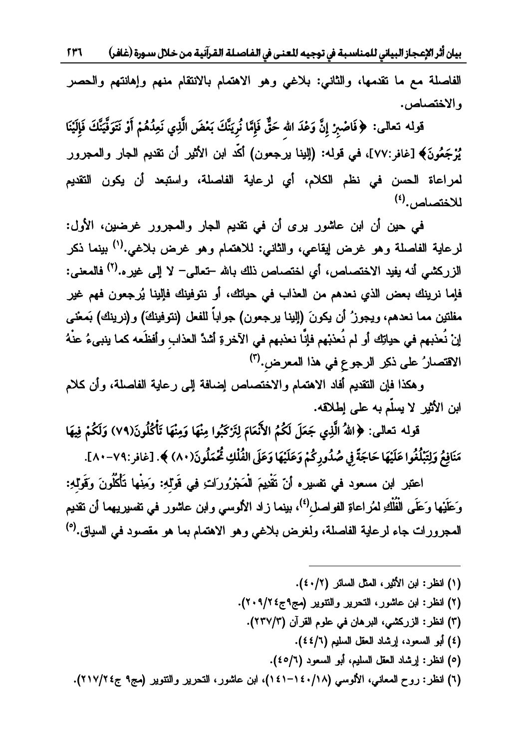الفاصلة مع ما تقدمها، والثاني: بلاغي وهو الاهتمام بالانتقام منهم وإهانتهم والحصر والاختصاص.

قوله تعالى: ﴿فَاصْبِرْ إِنَّ وَعْدَ اللهِ حَقٌّ فَإِمَّا نُرِيَنَّكَ بَعْضَ الَّذِي نَعِدُهُمْ أَوْ نَتَوَفَّيَنَّكَ فَإِلَيْنَا يُرْجَعُونَ﴾ [غافر:٧٧]، في قوله: (إلينا يرجعون) أكّد ابن الأثير أن تقديم الجار والمجرور لمراعاة الحسن في نظم الكلام، أي لرعاية الفاصلة، واستبعد أن يكون التقديم للاختصاص.[٤]

في حين أن ابن عاشور يرى أن في تقديم الجار والمجرور غرضين، الأول: لرعاية الفاصلة وهو غرض إيقاعي، والثاني: للاهتمام وهو غرض بلاغي.[١] بينما ذكر الزركشي أنه يفيد الاختصاص، أي اختصاص ذلك بالله -تعالى- لا إلى غيره.[٢] فالمعنى: فإما نرينك بعض الذي نعدهم من العذاب في حياتك، أو نتوفينك فإلينا يُرجعون فهم غير مفلتين مما نعدهم، ويجوزُ أن يكونَ (إلينا يرجعون) جواباً للفعل (نتوفينكَ) و(نرينك) بمعنى إنْ نُعذبهم في حياتِك أو لم نُعذبْهم فإنّا نعذبهم في الآخرةِ أشدَّ العذابِ وأفظَعه كما ينبىءُ عنْهُ الاقتصارُ على ذكرِ الرجوعِ في هذا المعرضِ.[٣]

وهكذا فإن التقديم أفاد الاهتمام والاختصاص إضافة إلى رعاية الفاصلة، وأن كلام ابن الأثير لا يسلّم به على إطلاقه.

قوله تعالى: ﴿اللهُ الَّذِي جَعَلَ لَكُمُ الأَنْعَامَ لِتَرْكَبُوا مِنْهَا وَمِنْهَا تَأْكُلُونَ(٧٩) وَلَكُمْ فِيهَا مَنَافِعُ وَلِتَبْلُغُوا عَلَيْهَا حَاجَةً فِي صُدُورِكُمْ وَعَلَيْهَا وَعَلَى الْفُلْكِ تُحْمَلُونَ(٨٠)﴾. [غافر:٧٩-٨٠].

اعتبر ابن مسعود في تفسيره أنّ تَقْدِيمَ الْمَجْرُورَاتِ فِي قَوْلِهِ: وَمِنْها تَأْكُلُونَ وَقَوْلِهِ: وَعَلَيْها وَعَلَى الْفُلْكِ لمُراعاةِ الفواصلِ[٤]، بينما زاد الألوسي وابن عاشور في تفسيريهما أن تقديم المجرورات جاء لرعاية الفاصلة، ولغرض بلاغي وهو الاهتمام بما هو مقصود في السياق.[٥]

---

(١) انظر: ابن الأثير، المثل السائر (٢/٤٠).

(٢) انظر: ابن عاشور، التحرير والتنوير (مج٩ج٢٤/٢٠٩).

(٣) انظر: الزركشي، البرهان في علوم القرآن (٣/٢٣٧).

(٤) أبو السعود، إرشاد العقل السليم (٦/٤٤).

(٥) انظر: إرشاد العقل السليم، أبو السعود (٦/٤٥).

(٦) انظر: روح المعاني، الألوسي (١٨/١٤٠-١٤١)، ابن عاشور، التحرير والتنوير (مج٩ ج٢٤/٢١٧).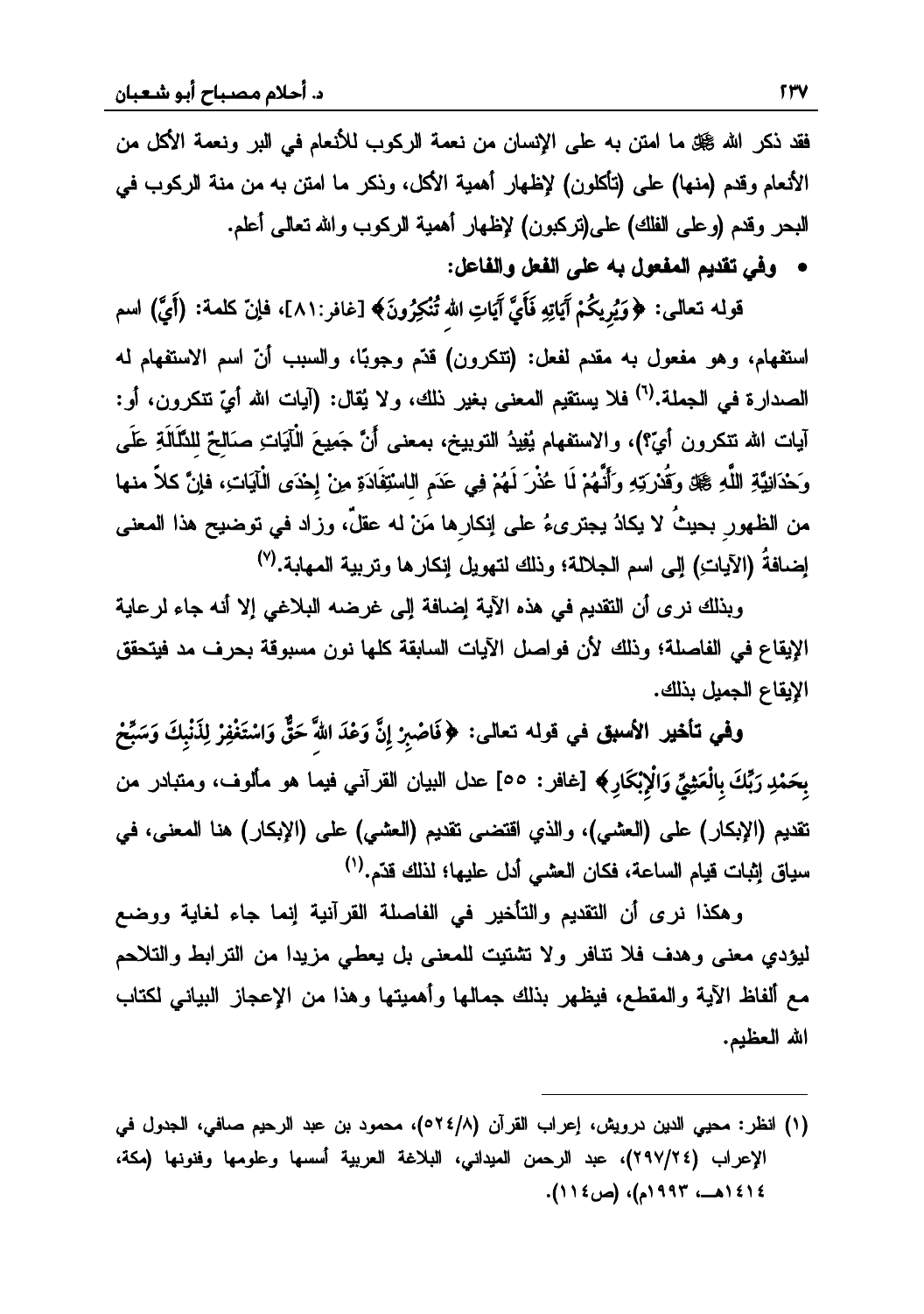فقد ذكر الله ﷻ ما امتن به على الإنسان من نعمة الركوب للأنعام في البر ونعمة الأكل من الأنعام وقدم (منها) على (تأكلون) لإظهار أهمية الأكل، وذكر ما امتن به من منة الركوب في البحر وقدم (وعلى الفلك) على(تركبون) لإظهار أهمية الركوب والله تعالى أعلم.

- **وفي تقديم المفعول به على الفعل والفاعل:**

قوله تعالى: ﴿وَيُرِيكُمْ آَيَاتِهِ فَأَيَّ آَيَاتِ اللهِ تُنْكِرُونَ﴾ [غافر:٨١]، فإنّ كلمة: (أَيَّ) اسم استفهام، وهو مفعول به مقدم لفعل: (تنكرون) قدّم وجوبًا، والسبب أنّ اسم الاستفهام له الصدارة في الجملة.[٦] فلا يستقيم المعنى بغير ذلك، ولا يُقال: (آيات الله أيّ تنكرون، أو: آيات الله تنكرون أيّ؟)، والاستفهام يُفيدُ التوبيخ، بمعنى أَنَّ جَمِيعَ الْآيَاتِ صَالِحٌ لِلدَّلَالَةِ عَلَى وَحْدَانِيَّةِ اللَّهِ ﷻ وَقُدْرَتِهِ وَأَنَّهُمْ لَا عُذْرَ لَهُمْ فِي عَدَمِ الِاسْتِفَادَةِ مِنْ إِحْدَى الْآيَاتِ، فإنّ كلاً منها من الظهورِ بحيثُ لا يكادُ يجترىءُ على إنكارِها مَنْ له عقلٌ، وزاد في توضيح هذا المعنى إضافةُ (الآياتِ) إلى اسم الجلالة؛ وذلك لتهويل إنكارها وتربية المهابة.[٧]

وبذلك نرى أن التقديم في هذه الآية إضافة إلى غرضه البلاغي إلا أنه جاء لرعاية الإيقاع في الفاصلة؛ وذلك لأن فواصل الآيات السابقة كلها نون مسبوقة بحرف مد فيتحقق الإيقاع الجميل بذلك.

**وفي تأخير الأسبق في قوله تعالى:** ﴿فَاصْبِرْ إِنَّ وَعْدَ اللهِ حَقٌّ وَاسْتَغْفِرْ لِذَنْبِكَ وَسَبِّحْ بِحَمْدِ رَبِّكَ بِالْعَشِيِّ وَالْإِبْكَارِ﴾ [غافر: ٥٥] عدل البيان القرآني فيما هو مألوف، ومتبادر من تقديم (الإبكار) على (العشي)، والذي اقتضى تقديم (العشي) على (الإبكار) هنا المعنى، في سياق إثبات قيام الساعة، فكان العشي أدل عليها؛ لذلك قدّم.[١]

وهكذا نرى أن التقديم والتأخير في الفاصلة القرآنية إنما جاء لغاية ووضع ليؤدي معنى وهدف فلا تنافر ولا تشتيت للمعنى بل يعطي مزيدا من الترابط والتلاحم مع ألفاظ الآية والمقطع، فيظهر بذلك جمالها وأهميتها وهذا من الإعجاز البياني لكتاب الله العظيم.

---

(١) انظر: محيي الدين درويش، إعراب القرآن (٥٢٤/٨)، محمود بن عبد الرحيم صافي، الجدول في الإعراب (٢٩٧/٢٤)، عبد الرحمن الميداني، البلاغة العربية أسسها وعلومها وفنونها (مكة، ١٤١٤هـ، ١٩٩٣م)، (ص١١٤).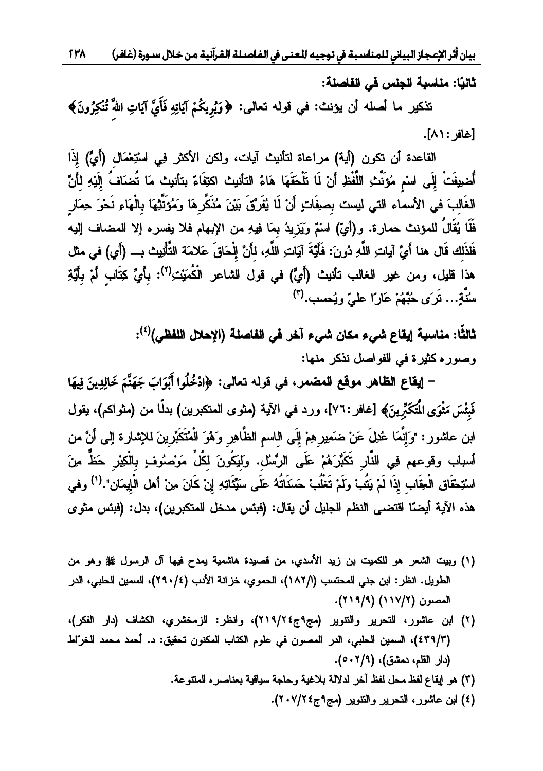### ثانيًا: مناسبة الجنس في الفاصلة:

تذكير ما أصله أن يؤنث: في قوله تعالى: ﴿وَيُرِيكُمْ آيَاتِهِ فَأَيَّ آيَاتِ اللَّهِ تُنكِرُونَ﴾ [غافر: ٨١].

القاعدة أن تكون (أية) مراعاة لتأنيث آيات، ولكن الأكثر فِي استِعْمَالِ (أَيٍّ) إِذَا أُضِيفَتْ إِلَى اسْمِ مُؤَنَّثِ اللَّفْظِ أَنْ لَا تَلْحَقَهَا هَاءُ التأنيث اكتِفَاءً بتأنيث مَا تُضَافُ إِلَيْهِ لِأَنَّ الغَالِبَ في الأسماء التي ليست بِصِفَاتٍ أَنْ لَا يُفَرَّقَ بَيْنَ مُذَكَّرِهَا وَمُؤَنَّثِهَا بِالْهَاءِ نَحْوَ حِمَارٍ فَلَا يُقَالُ للمؤنث حمارة. و(أيّ) اسْمٌ وَيَزِيدُ بِمَا فِيهِ من الإبهام فلا يفسره إلا المضاف إليه فَلِذَلِك قَال هنا أَيَّ آياتِ اللَّهِ دُونَ: فَأَيَّةَ آيَاتِ اللَّهِ، لِأَنَّ إِلْحَاقَ عَلامَةَ التَّأْنِيث بـ (أي) في مثل هذا قليل، ومن غير الغالب تأنيث (أيّ) في قول الشاعر الْكُمَيْتِ[2]: بِأَيِّ كِتَابٍ أَمْ بِأَيَّةِ سُنَّةٍ... تَرَى حُبَّهُمْ عَارًا عليّ ويُحسب.[3]

### ثالثًا: مناسبة إيقاع شيء مكان شيء آخر في الفاصلة (الإحلال اللفظي)[4]:

وصوره كثيرة في الفواصل نذكر منها:

- إيقاع الظاهر موقع المضمر، في قوله تعالى: ﴿ادْخُلُوا أَبْوَابَ جَهَنَّمَ خَالِدِينَ فِيهَا فَبِئْسَ مَثْوَى الْمُتَكَبِّرِينَ﴾ [غافر: ٧٦]، وورد في الآية (مثوى المتكبرين) بدلًا من (مثواكم)، يقول ابن عاشور: "وَإِنَّمَا عُدِلَ عَنْ ضَمِيرِهِمْ إِلَى الاسمِ الظَّاهِرِ وَهُوَ الْمُتَكَبِّرِينَ للإشارة إلى أَنَّ من أسباب وقوعهم فِي النَّارِ تَكَبُّرَهُمْ عَلَى الرُّسُلِ. وَلِيَكُونَ لِكُلِّ مَوْصُوفٍ بِالْكِبْرِ حَظٌّ مِنَ اسْتِحْقَاقِ الْعِقَابِ إِذَا لَمْ يَتُبْ وَلَمْ تَغْلِبْ حَسَنَاتُهُ عَلَى سَيِّئَاتِهِ إِنْ كَانَ مِنْ أهل الْإِيمَانِ".[1] وفي هذه الآية أيضًا اقتضى النظم الجليل أن يقال: (فبئس مدخل المتكبرين)، بدل: (فبئس مثوى

---

(١) وبيت الشعر هو للكميت بن زيد الأسدي، من قصيدة هاشمية يمدح فيها آل الرسول ﷺ وهو من الطويل. انظر: ابن جني المحتسب (١٨٢/١)، الحموي، خزانة الأدب (٢٩٠/٤)، السمين الحلبي، الدر المصون (١١٧/٢) (٢١٩/٩).

(٢) ابن عاشور، التحرير والتنوير (مج٩ج٢١٩/٢٤)، وانظر: الزمخشري، الكشاف (دار الفكر)، (٤٣٩/٣)، السمين الحلبي، الدر المصون في علوم الكتاب المكنون تحقيق: د. أحمد محمد الخرّاط (دار القلم، دمشق)، (٥٠٢/٩).

(٣) هو إيقاع لفظ محل لفظ آخر لدلالة بلاغية وحاجة سياقية بعناصره المتنوعة.

(٤) ابن عاشور، التحرير والتنوير (مج٩ج٢٠٧/٢٤).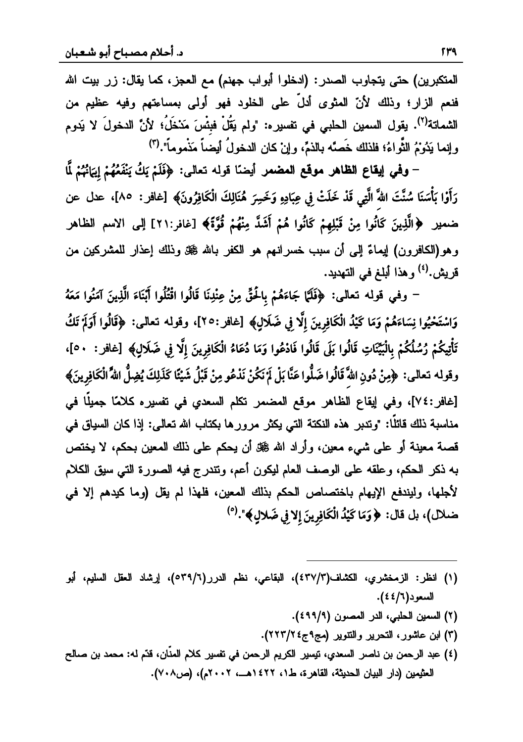المتكبرين) حتى يتجاوب الصدر: (ادخلوا أبواب جهنم) مع العجز، كما يقال: زر بيت الله فنعم الزار؛ وذلك لأنّ المثوى أدلّ على الخلود فهو أولى بمساءتهم وفيه عظيم من الشماتة[2]. يقول السمين الحلبي في تفسيره: "ولم يَقُلْ فبِئْسَ مَدْخَلُ؛ لأنَّ الدخولَ لا يَدوم وإنما يَدُوْمُ الثَّواءُ؛ فلذلك خَصَّه بالذمِّ، وإنْ كان الدخولُ أيضاً مَذْموماً".[3]

– **وفي إيقاع الظاهر موقع المضمر** أيضًا قوله تعالى: ﴿فَلَمْ يَكُ يَنْفَعُهُمْ إِيمَانُهُمْ لَمَّا رَأَوْا بَأْسَنَا سُنَّتَ اللَّهِ الَّتِي قَدْ خَلَتْ فِي عِبَادِهِ وَخَسِرَ هُنَالِكَ الْكَافِرُونَ﴾ [غافر: ٨٥]، عدل عن ضمير ﴿الَّذِينَ كَانُوا مِنْ قَبْلِهِمْ كَانُوا هُمْ أَشَدَّ مِنْهُمْ قُوَّةً﴾ [غافر:٢١] إلى الاسم الظاهر وهو(الكافرون) إيماءً إلى أن سبب خسرانهم هو الكفر بالله ﷻ وذلك إعذار للمشركين من قريش.[4] وهذا أبلغ في التهديد.

– وفي قوله تعالى: ﴿فَلَمَّا جَاءَهُمْ بِالْحَقِّ مِنْ عِنْدِنَا قَالُوا اقْتُلُوا أَبْنَاءَ الَّذِينَ آمَنُوا مَعَهُ وَاسْتَحْيُوا نِسَاءَهُمْ وَمَا كَيْدُ الْكَافِرِينَ إِلَّا فِي ضَلَالٍ﴾ [غافر:٢٥]، وقوله تعالى: ﴿قَالُوا أَوَلَمْ تَكُ تَأْتِيكُمْ رُسُلُكُمْ بِالْبَيِّنَاتِ قَالُوا بَلَى قَالُوا فَادْعُوا وَمَا دُعَاءُ الْكَافِرِينَ إِلَّا فِي ضَلَالٍ﴾ [غافر: ٥٠]، وقوله تعالى: ﴿مِنْ دُونِ اللَّهِ قَالُوا ضَلُّوا عَنَّا بَلْ لَمْ نَكُنْ نَدْعُو مِنْ قَبْلُ شَيْئًا كَذَلِكَ يُضِلُّ اللَّهُ الْكَافِرِينَ﴾ [غافر:٧٤]، وفي إيقاع الظاهر موقع المضمر تكلم السعدي في تفسيره كلامًا جميلًا في مناسبة ذلك قائلًا: "وتدبر هذه النكتة التي يكثر مرورها بكتاب الله تعالى: إذا كان السياق في قصة معينة أو على شيء معين، وأراد الله ﷻ أن يحكم على ذلك المعين بحكم، لا يختص به ذكر الحكم، وعلقه على الوصف العام ليكون أعم، وتتدرج فيه الصورة التي سيق الكلام لأجلها، وليندفع الإيهام باختصاص الحكم بذلك المعين، فلهذا لم يقل (وما كيدهم إلا في ضلال)، بل قال: ﴿وَمَا كَيْدُ الْكَافِرِينَ إِلا فِي ضَلالٍ﴾".[5]

---

(١) انظر: الزمخشري، الكشاف(٤٣٧/٣)، البقاعي، نظم الدرر(٥٣٩/٦)، إرشاد العقل السليم، أبو السعود(٤٤/٦).

(٢) السمين الحلبي، الدر المصون (٤٩٩/٩).

(٣) ابن عاشور، التحرير والتنوير (مج٩ج٢٢٣/٢٤).

(٤) عبد الرحمن بن ناصر السعدي، تيسير الكريم الرحمن في تفسير كلام المنّان، قدّم له: محمد بن صالح العثيمين (دار البيان الحديثة، القاهرة، ط١، ١٤٢٢هـ، ٢٠٠٢م)، (ص٧٠٨).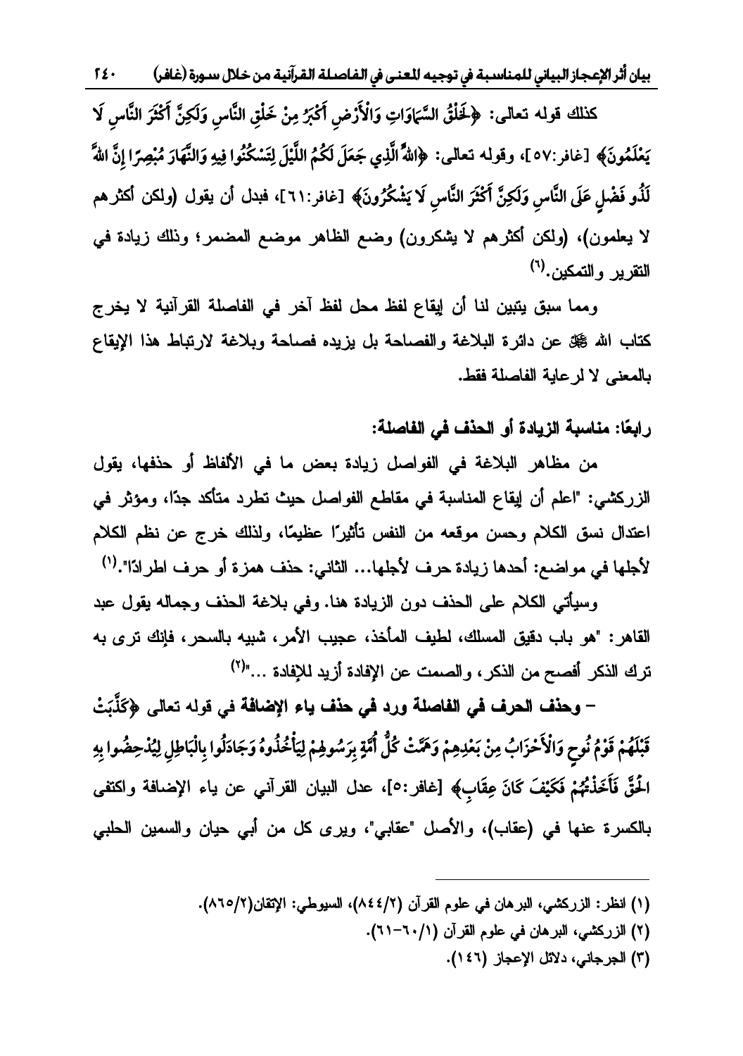كذلك قوله تعالى: ﴿لَخَلْقُ السَّمَاوَاتِ وَالْأَرْضِ أَكْبَرُ مِنْ خَلْقِ النَّاسِ وَلَكِنَّ أَكْثَرَ النَّاسِ لَا يَعْلَمُونَ﴾ [غافر:٥٧]، وقوله تعالى: ﴿اللَّهُ الَّذِي جَعَلَ لَكُمُ اللَّيْلَ لِتَسْكُنُوا فِيهِ وَالنَّهَارَ مُبْصِرًا إِنَّ اللَّهَ لَذُو فَضْلٍ عَلَى النَّاسِ وَلَكِنَّ أَكْثَرَ النَّاسِ لَا يَشْكُرُونَ﴾ [غافر:٦١]، فبدل أن يقول (ولكن أكثرهم لا يعلمون)، (ولكن أكثرهم لا يشكرون) وضع الظاهر موضع المضمر؛ وذلك زيادة في التقرير والتمكين.[٦]

ومما سبق يتبين لنا أن إيقاع لفظ محل لفظ آخر في الفاصلة القرآنية لا يخرج كتاب الله ﷻ عن دائرة البلاغة والفصاحة بل يزيده فصاحة وبلاغة لارتباط هذا الإيقاع بالمعنى لا لرعاية الفاصلة فقط.

**رابعًا: مناسبة الزيادة أو الحذف في الفاصلة:**

من مظاهر البلاغة في الفواصل زيادة بعض ما في الألفاظ أو حذفها، يقول الزركشي: "اعلم أن إيقاع المناسبة في مقاطع الفواصل حيث تطرد متأكد جدًا، ومؤثر في اعتدال نسق الكلام وحسن موقعه من النفس تأثيرًا عظيمًا، ولذلك خرج عن نظم الكلام لأجلها في مواضع: أحدها زيادة حرف لأجلها... الثاني: حذف همزة أو حرف اطرادًا".[١]

وسيأتي الكلام على الحذف دون الزيادة هنا. وفي بلاغة الحذف وجماله يقول عبد القاهر: "هو باب دقيق المسلك، لطيف المأخذ، عجيب الأمر، شبيه بالسحر، فإنك ترى به ترك الذكر أفصح من الذكر، والصمت عن الإفادة أزيد للإفادة ..."[٢]

– **وحذف الحرف في الفاصلة ورد في حذف ياء الإضافة في قوله تعالى** ﴿كَذَّبَتْ قَبْلَهُمْ قَوْمُ نُوحٍ وَالْأَحْزَابُ مِنْ بَعْدِهِمْ وَهَمَّتْ كُلُّ أُمَّةٍ بِرَسُولِهِمْ لِيَأْخُذُوهُ وَجَادَلُوا بِالْبَاطِلِ لِيُدْحِضُوا بِهِ الْحَقَّ فَأَخَذْتُهُمْ فَكَيْفَ كَانَ عِقَابِ﴾ [غافر:٥]، عدل البيان القرآني عن ياء الإضافة واكتفى بالكسرة عنها في (عقاب)، والأصل "عقابي"، ويرى كل من أبي حيان والسمين الحلبي

---

(١) انظر: الزركشي، البرهان في علوم القرآن (٨٤٤/٢)، السيوطي: الإتقان(٨٦٥/٢).

(٢) الزركشي، البرهان في علوم القرآن (٦٠/١-٦١).

(٣) الجرجاني، دلائل الإعجاز (١٤٦).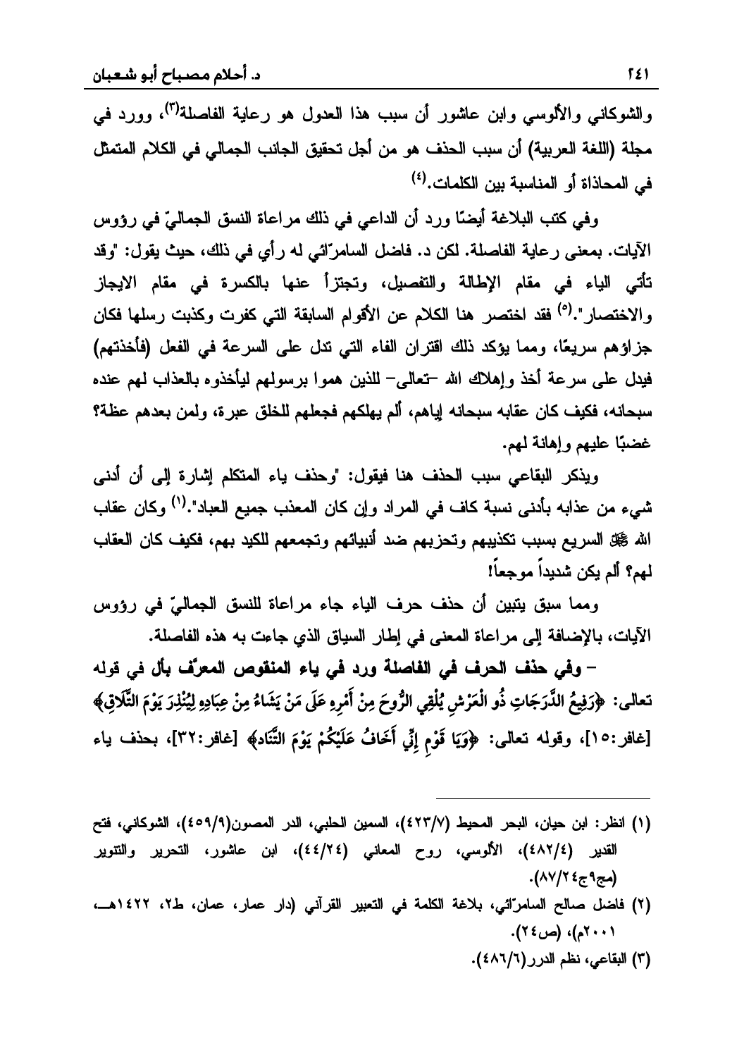والشوكاني والألوسي وابن عاشور أن سبب هذا العدول هو رعاية الفاصلة[3]، وورد في مجلة (اللغة العربية) أن سبب الحذف هو من أجل تحقيق الجانب الجمالي في الكلام المتمثل في المحاذاة أو المناسبة بين الكلمات.[4]

وفي كتب البلاغة أيضًا ورد أن الداعي في ذلك مراعاة النسق الجماليّ في رؤوس الآيات. بمعنى رعاية الفاصلة. لكن د. فاضل السامرّائي له رأي في ذلك، حيث يقول: "وقد تأتي الياء في مقام الإطالة والتفصيل، وتجتزأ عنها بالكسرة في مقام الايجاز والاختصار".[5] فقد اختصر هنا الكلام عن الأقوام السابقة التي كفرت وكذبت رسلها فكان جزاؤهم سريعًا، ومما يؤكد ذلك اقتران الفاء التي تدل على السرعة في الفعل (فأخذتهم) فيدل على سرعة أخذ وإهلاك الله -تعالى- للذين هموا برسولهم ليأخذوه بالعذاب لهم عنده سبحانه، فكيف كان عقابه سبحانه إياهم، ألم يهلكهم فجعلهم للخلق عبرة، ولمن بعدهم عظة؟ غضبًا عليهم وإهانة لهم.

ويذكر البقاعي سبب الحذف هنا فيقول: "وحذف ياء المتكلم إشارة إلى أن أدنى شيء من عذابه بأدنى نسبة كاف في المراد وإن كان المعذب جميع العباد".[1] وكان عقاب الله ﷻ السريع بسبب تكذيبهم وتحزبهم ضد أنبيائهم وتجمعهم للكيد بهم، فكيف كان العقاب لهم؟ ألم يكن شديداً موجعاً!

ومما سبق يتبين أن حذف حرف الياء جاء مراعاة للنسق الجماليّ في رؤوس الآيات، بالإضافة إلى مراعاة المعنى في إطار السياق الذي جاءت به هذه الفاصلة.

**- وفي حذف الحرف في الفاصلة ورد في ياء المنقوص المعرّف بأل في قوله** تعالى: ﴿رَفِيعُ الدَّرَجَاتِ ذُو الْعَرْشِ يُلْقِي الرُّوحَ مِنْ أَمْرِهِ عَلَى مَنْ يَشَاءُ مِنْ عِبَادِهِ لِيُنْذِرَ يَوْمَ التَّلَاقِ﴾ [غافر:15]، وقوله تعالى: ﴿وَيَا قَوْمِ إِنِّي أَخَافُ عَلَيْكُمْ يَوْمَ التَّنَادِ﴾ [غافر:32]، بحذف ياء

---

(1) انظر: ابن حيان، البحر المحيط (423/7)، السمين الحلبي، الدر المصون(459/9)، الشوكاني، فتح القدير (482/4)، الألوسي، روح المعاني (44/24)، ابن عاشور، التحرير والتنوير (مج9ج87/24).

(2) فاضل صالح السامرّائي، بلاغة الكلمة في التعبير القرآني (دار عمار، عمان، ط2، 1422هـ، 2001م)، (ص24).

(3) البقاعي، نظم الدرر(486/6).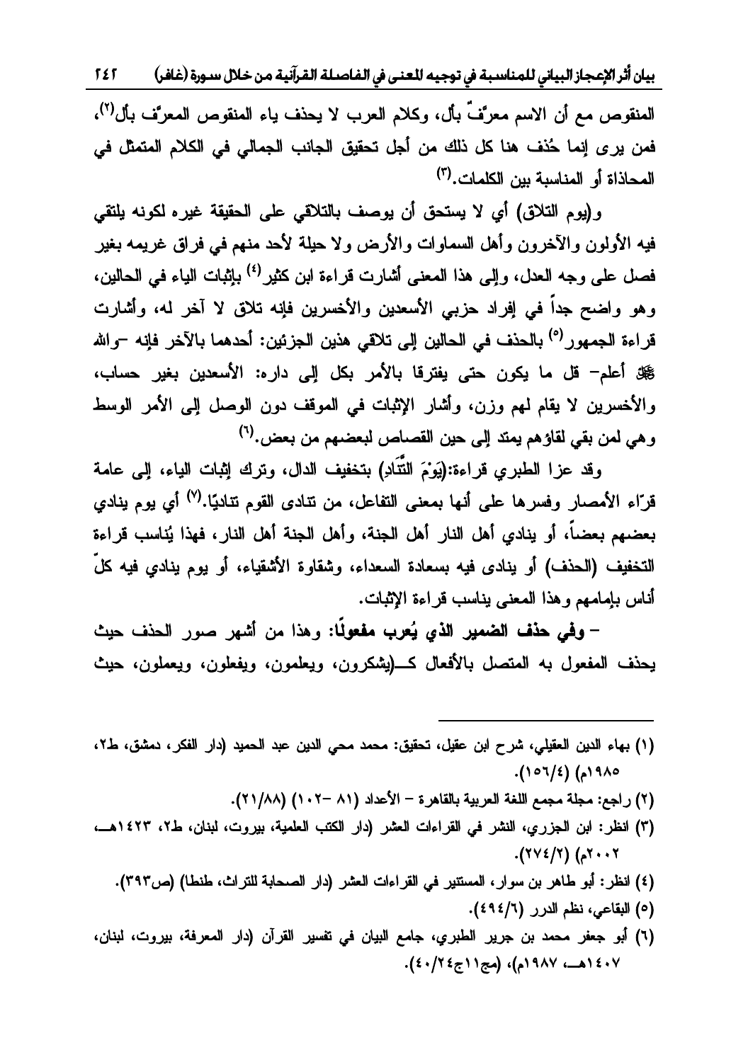المنقوص مع أن الاسم معرّفٌ بأل، وكلام العرب لا يحذف ياء المنقوص المعرّف بأل[2]، فمن يرى إنما حُذف هنا كل ذلك من أجل تحقيق الجانب الجمالي في الكلام المتمثل في المحاذاة أو المناسبة بين الكلمات.[3]

و(يوم التلاق) أي لا يستحق أن يوصف بالتلاقي على الحقيقة غيره لكونه يلتقي فيه الأولون والآخرون وأهل السماوات والأرض ولا حيلة لأحد منهم في فراق غريمه بغير فصل على وجه العدل، وإلى هذا المعنى أشارت قراءة ابن كثير[4] بإثبات الياء في الحالين، وهو واضح جداً في إفراد حزبي الأسعدين والأخسرين فإنه تلاق لا آخر له، وأشارت قراءة الجمهور[5] بالحذف في الحالين إلى تلاقي هذين الجزئين: أحدهما بالآخر فإنه -والله ﷻ أعلم- قل ما يكون حتى يفترقا بالأمر بكل إلى داره: الأسعدين بغير حساب، والأخسرين لا يقام لهم وزن، وأشار الإثبات في الموقف دون الوصل إلى الأمر الوسط وهي لمن بقي لقاؤهم يمتد إلى حين القصاص لبعضهم من بعض.[6]

وقد عزا الطبري قراءة:(يَوْمَ التَّنَادِ) بتخفيف الدال، وترك إثبات الياء، إلى عامة قرّاء الأمصار وفسرها على أنها بمعنى التفاعل، من تنادى القوم تناديًا.[7] أي يوم ينادي بعضهم بعضاً، أو ينادي أهل النار أهل الجنة، وأهل الجنة أهل النار، فهذا يُناسب قراءة التخفيف (الحذف) أو ينادى فيه بسعادة السعداء، وشقاوة الأشقياء، أو يوم ينادي فيه كلّ أناس بإمامهم وهذا المعنى يناسب قراءة الإثبات.

- **وفي حذف الضمير الذي يُعرب مفعولًا:** وهذا من أشهر صور الحذف حيث يحذف المفعول به المتصل بالأفعال كـ(يشكرون، ويعلمون، ويفعلون، ويعملون، حيث

---

(١) بهاء الدين العقيلي، شرح ابن عقيل، تحقيق: محمد محي الدين عبد الحميد (دار الفكر، دمشق، ط٢، ١٩٨٥م) (١٥٦/٤).

(٢) راجع: مجلة مجمع اللغة العربية بالقاهرة – الأعداد (٨١ -١٠٢) (٢١/٨٨).

(٣) انظر: ابن الجزري، النشر في القراءات العشر (دار الكتب العلمية، بيروت، لبنان، ط٢، ١٤٢٣هـ، ٢٠٠٢م) (٢٧٤/٢).

(٤) انظر: أبو طاهر بن سوار، المستنير في القراءات العشر (دار الصحابة للتراث، طنطا) (ص٣٩٣).

(٥) البقاعي، نظم الدرر (٤٩٤/٦).

(٦) أبو جعفر محمد بن جرير الطبري، جامع البيان في تفسير القرآن (دار المعرفة، بيروت، لبنان، ١٤٠٧هـ، ١٩٨٧م)، (مج١١ج٢٤/٤٠).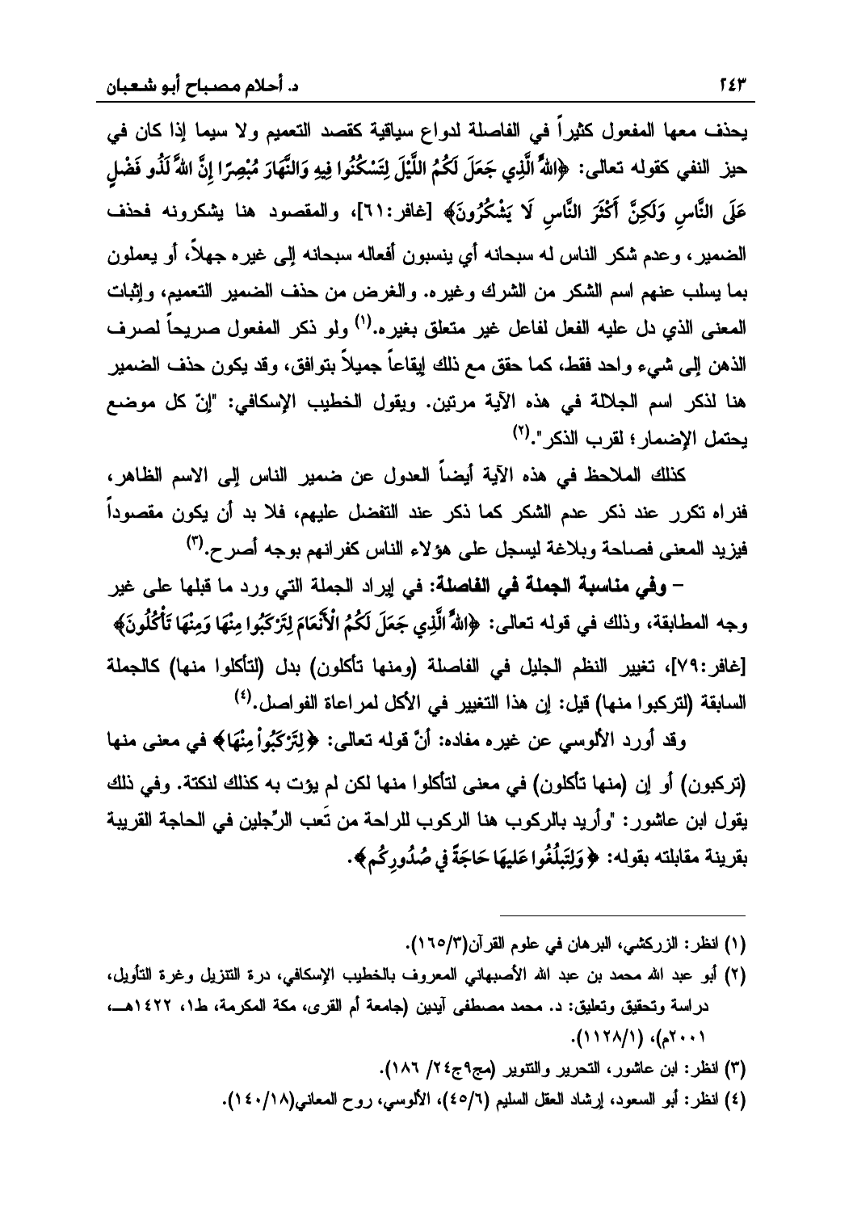يحذف معها المفعول كثيراً في الفاصلة لدواع سياقية كقصد التعميم ولا سيما إذا كان في حيز النفي كقوله تعالى: ﴿اللَّهُ الَّذِي جَعَلَ لَكُمُ اللَّيْلَ لِتَسْكُنُوا فِيهِ وَالنَّهَارَ مُبْصِرًا إِنَّ اللَّهَ لَذُو فَضْلٍ عَلَى النَّاسِ وَلَكِنَّ أَكْثَرَ النَّاسِ لَا يَشْكُرُونَ﴾ [غافر:٦١]، والمقصود هنا يشكرونه فحذف الضمير، وعدم شكر الناس له سبحانه أي ينسبون أفعاله سبحانه إلى غيره جهلاً، أو يعملون بما يسلب عنهم اسم الشكر من الشرك وغيره. والغرض من حذف الضمير التعميم، وإثبات المعنى الذي دل عليه الفعل لفاعل غير متعلق بغيره.[١] ولو ذكر المفعول صريحاً لصرف الذهن إلى شيء واحد فقط، كما حقق مع ذلك إيقاعاً جميلاً بتوافق، وقد يكون حذف الضمير هنا لذكر اسم الجلالة في هذه الآية مرتين. ويقول الخطيب الإسكافي: "إنّ كل موضع يحتمل الإضمار؛ لقرب الذكر".[٢]

كذلك الملاحظ في هذه الآية أيضاً العدول عن ضمير الناس إلى الاسم الظاهر، فنراه تكرر عند ذكر عدم الشكر كما ذكر عند التفضل عليهم، فلا بد أن يكون مقصوداً فيزيد المعنى فصاحة وبلاغة ليسجل على هؤلاء الناس كفرانهم بوجه أصرح.[٣]

– **وفي مناسبة الجملة في الفاصلة:** في إيراد الجملة التي ورد ما قبلها على غير وجه المطابقة، وذلك في قوله تعالى: ﴿اللَّهُ الَّذِي جَعَلَ لَكُمُ الْأَنْعَامَ لِتَرْكَبُوا مِنْهَا وَمِنْهَا تَأْكُلُونَ﴾ [غافر:٧٩]، تغيير النظم الجليل في الفاصلة (ومنها تأكلون) بدل (لتأكلوا منها) كالجملة السابقة (لتركبوا منها) قيل: إن هذا التغيير في الأكل لمراعاة الفواصل.[٤]

وقد أورد الألوسي عن غيره مفاده: أنّ قوله تعالى: ﴿لِتَرْكَبُواْ مِنْهَا﴾ في معنى منها (تركبون) أو إن (منها تأكلون) في معنى لتأكلوا منها لكن لم يؤت به كذلك لنكتة. وفي ذلك يقول ابن عاشور: "وأريد بالركوب هنا الركوب للراحة من تَعب الرِّجلين في الحاجة القريبة بقرينة مقابلته بقوله: ﴿وَلِتَبْلُغُوا عَلَيهَا حَاجَةً فِي صُدُورِكُم﴾.

---

(١) انظر: الزركشي، البرهان في علوم القرآن(١٦٥/٣).

(٢) أبو عبد الله محمد بن عبد الله الأصبهاني المعروف بالخطيب الإسكافي، درة التنزيل وغرة التأويل، دراسة وتحقيق وتعليق: د. محمد مصطفى آيدين (جامعة أم القرى، مكة المكرمة، ط١، ١٤٢٢هـ، ٢٠٠١م)، (١١٢٨/١).

(٣) انظر: ابن عاشور، التحرير والتنوير (مج٩ج٢٤/ ١٨٦).

(٤) انظر: أبو السعود، إرشاد العقل السليم (٤٥/٦)، الألوسي، روح المعاني(١٤٠/١٨).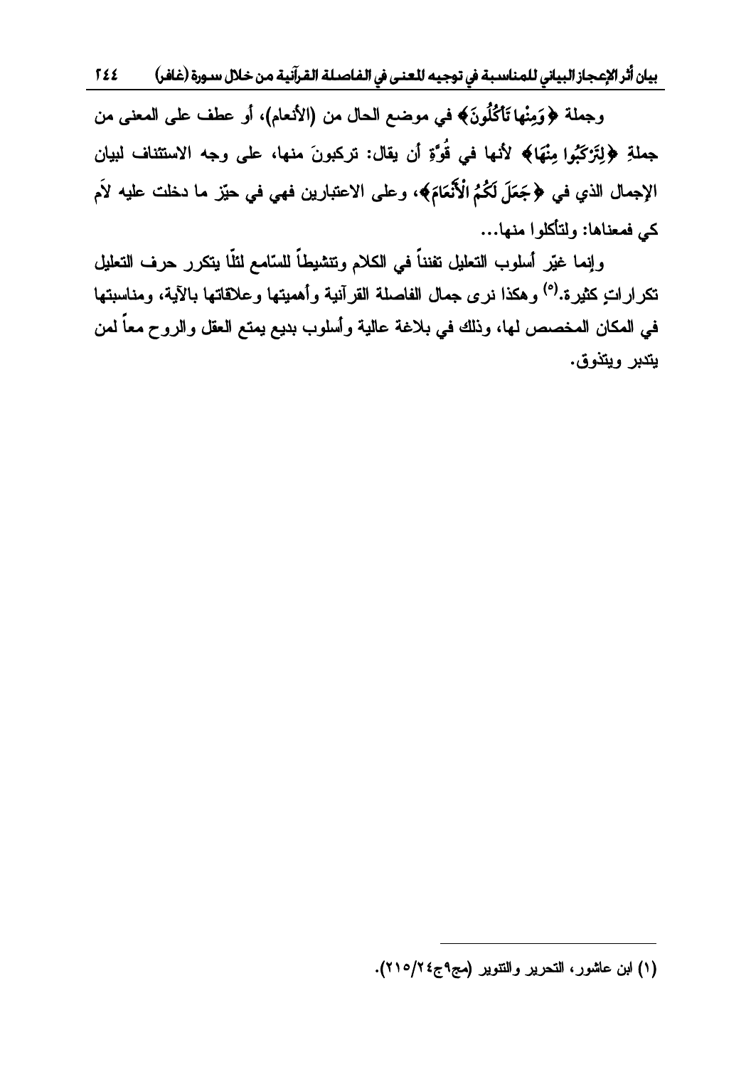وجملة ﴿وَمِنْهَا تَأْكُلُونَ﴾ في موضع الحال من (الأنعام)، أو عطف على المعنى من جملةِ ﴿لِتَرْكَبُوا مِنْهَا﴾ لأنها في قُوّةٍ أن يقال: تركبونَ منها، على وجه الاستئناف لبيان الإجمال الذي في ﴿جَعَلَ لَكُمُ الْأَنْعَامَ﴾، وعلى الاعتبارين فهي في حيّز ما دخلت عليه لاَم كي فمعناها: ولتأكلوا منها...

وإنما غيّر أسلوب التعليل تفنناً في الكلام وتنشيطاً للسّامع لئلّا يتكرر حرف التعليل تكراراتٍ كثيرة.(٥) وهكذا نرى جمال الفاصلة القرآنية وأهميتها وعلاقاتها بالآية، ومناسبتها في المكان المخصص لها، وذلك في بلاغة عالية وأسلوب بديع يمتع العقل والروح معاً لمن يتدبر ويتذوق.

---

(١) ابن عاشور، التحرير والتنوير (مج٩ج٢٤/٢١٥).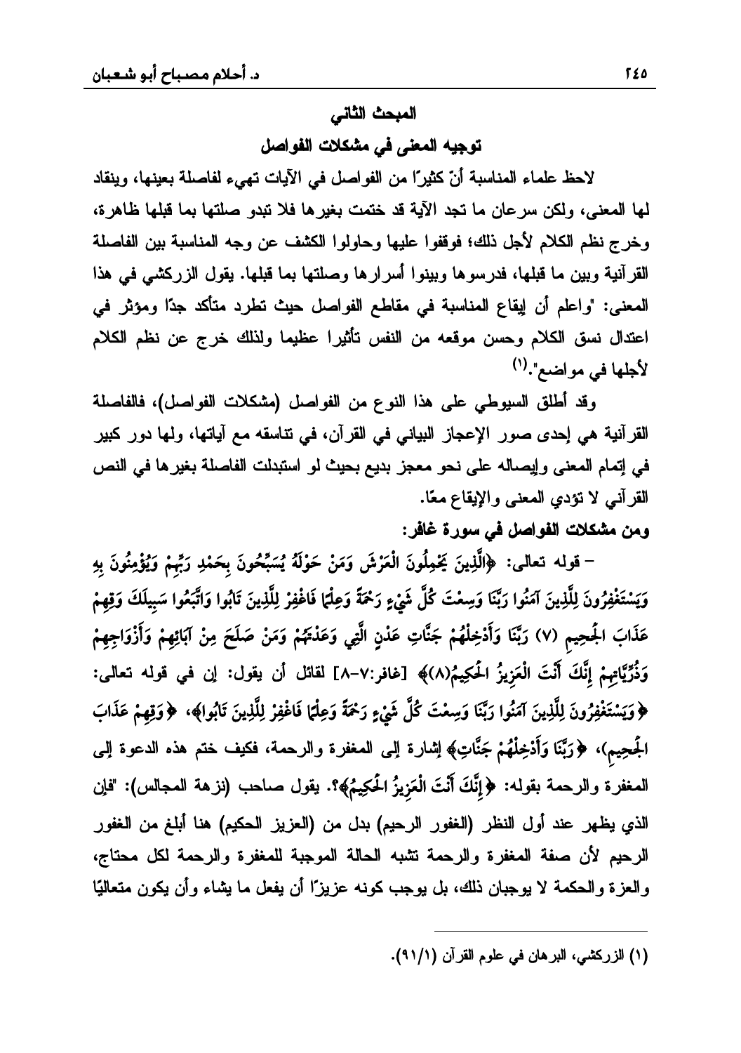## المبحث الثاني

## توجيه المعنى في مشكلات الفواصل

لاحظ علماء المناسبة أنّ كثيرًا من الفواصل في الآيات تهيء لفاصلة بعينها، وينقاد لها المعنى، ولكن سرعان ما تجد الآية قد ختمت بغيرها فلا تبدو صلتها بما قبلها ظاهرة، وخرج نظم الكلام لأجل ذلك؛ فوقفوا عليها وحاولوا الكشف عن وجه المناسبة بين الفاصلة القرآنية وبين ما قبلها، فدرسوها وبينوا أسرارها وصلتها بما قبلها. يقول الزركشي في هذا المعنى: "واعلم أن إيقاع المناسبة في مقاطع الفواصل حيث تطرد متأكد جدًا ومؤثر في اعتدال نسق الكلام وحسن موقعه من النفس تأثيرا عظيما ولذلك خرج عن نظم الكلام لأجلها في مواضع".(1)

وقد أطلق السيوطي على هذا النوع من الفواصل (مشكلات الفواصل)، فالفاصلة القرآنية هي إحدى صور الإعجاز البياني في القرآن، في تناسقه مع آياتها، ولها دور كبير في إتمام المعنى وإيصاله على نحو معجز بديع بحيث لو استبدلت الفاصلة بغيرها في النص القرآني لا تؤدي المعنى والإيقاع معًا.

**ومن مشكلات الفواصل في سورة غافر:**

– قوله تعالى: ﴿الَّذِينَ يَحْمِلُونَ الْعَرْشَ وَمَنْ حَوْلَهُ يُسَبِّحُونَ بِحَمْدِ رَبِّهِمْ وَيُؤْمِنُونَ بِهِ وَيَسْتَغْفِرُونَ لِلَّذِينَ آمَنُوا رَبَّنَا وَسِعْتَ كُلَّ شَيْءٍ رَحْمَةً وَعِلْمًا فَاغْفِرْ لِلَّذِينَ تَابُوا وَاتَّبَعُوا سَبِيلَكَ وَقِهِمْ عَذَابَ الْجَحِيمِ (٧) رَبَّنَا وَأَدْخِلْهُمْ جَنَّاتِ عَدْنٍ الَّتِي وَعَدْتَهُمْ وَمَنْ صَلَحَ مِنْ آبَائِهِمْ وَأَزْوَاجِهِمْ وَذُرِّيَّاتِهِمْ إِنَّكَ أَنْتَ الْعَزِيزُ الْحَكِيمُ(٨)﴾ [غافر:٧-٨] لقائل أن يقول: إن في قوله تعالى: ﴿وَيَسْتَغْفِرُونَ لِلَّذِينَ آمَنُوا رَبَّنَا وَسِعْتَ كُلَّ شَيْءٍ رَحْمَةً وَعِلْمًا فَاغْفِرْ لِلَّذِينَ تَابُوا﴾، ﴿وَقِهِمْ عَذَابَ الْجَحِيمِ﴾، ﴿رَبَّنَا وَأَدْخِلْهُمْ جَنَّاتِ﴾ إشارة إلى المغفرة والرحمة، فكيف ختم هذه الدعوة إلى المغفرة والرحمة بقوله: ﴿إِنَّكَ أَنْتَ الْعَزِيزُ الْحَكِيمُ﴾؟. يقول صاحب (نزهة المجالس): "فإن الذي يظهر عند أول النظر (الغفور الرحيم) بدل من (العزيز الحكيم) هنا أبلغ من الغفور الرحيم لأن صفة المغفرة والرحمة تشبه الحالة الموجبة للمغفرة والرحمة لكل محتاج، والعزة والحكمة لا يوجبان ذلك، بل يوجب كونه عزيزًا أن يفعل ما يشاء وأن يكون متعاليًا

---

(1) الزركشي، البرهان في علوم القرآن (٩١/١).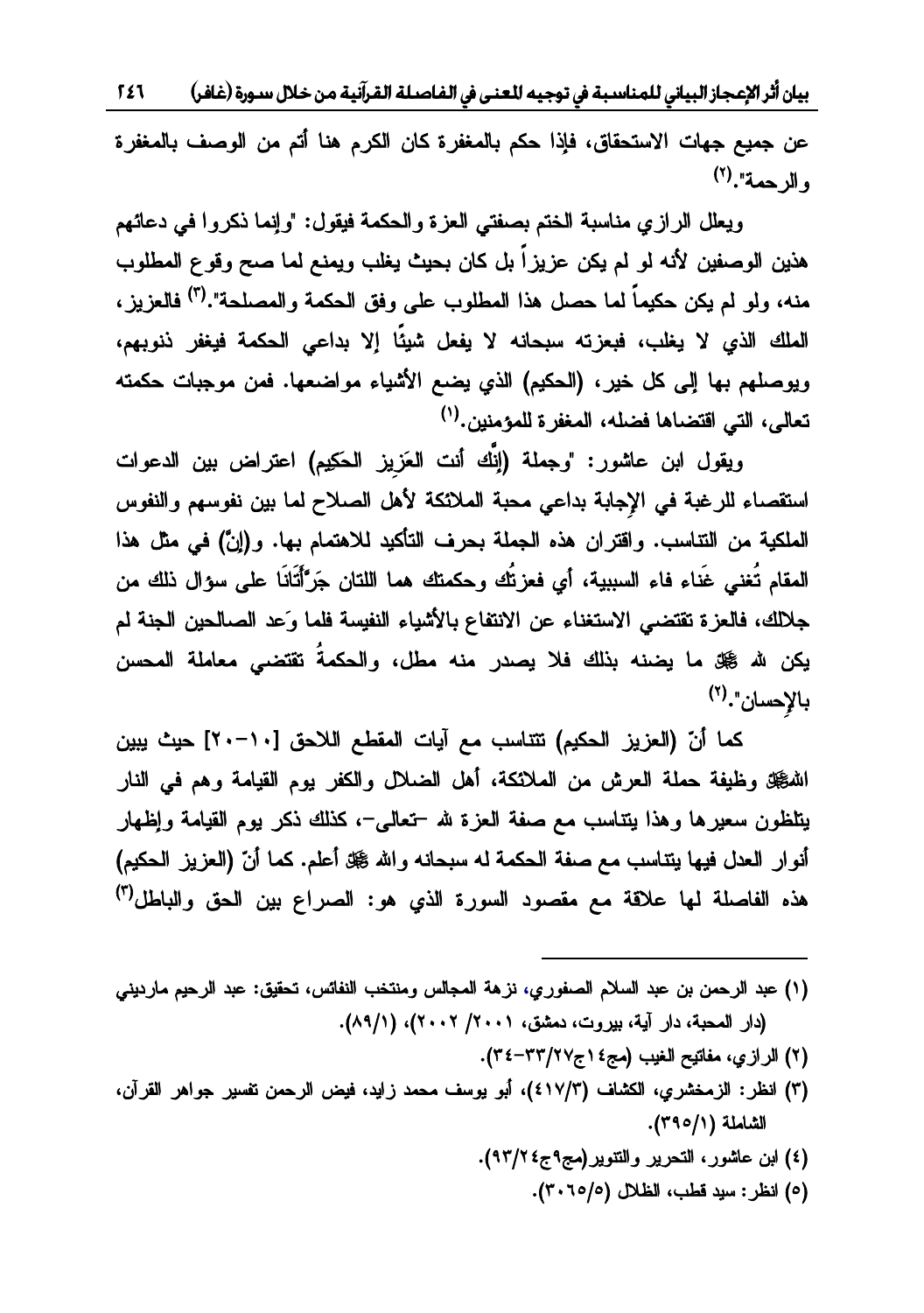عن جميع جهات الاستحقاق، فإذا حكم بالمغفرة كان الكرم هنا أتم من الوصف بالمغفرة والرحمة".[2]

ويعلل الرازي مناسبة الختم بصفتي العزة والحكمة فيقول: "وإنما ذكروا في دعائهم هذين الوصفين لأنه لو لم يكن عزيزاً بل كان بحيث يغلب ويمنع لما صح وقوع المطلوب منه، ولو لم يكن حكيماً لما حصل هذا المطلوب على وفق الحكمة والمصلحة".[3] فالعزيز، الملك الذي لا يغلب، فبعزته سبحانه لا يفعل شيئًا إلا بداعي الحكمة فيغفر ذنوبهم، ويوصلهم بها إلى كل خير، (الحكيم) الذي يضع الأشياء مواضعها. فمن موجبات حكمته تعالى، التي اقتضاها فضله، المغفرة للمؤمنين.[1]

ويقول ابن عاشور: "وجملة (إنَّك أنت العَزِيز الحَكِيم) اعتراض بين الدعوات استقصاء للرغبة في الإجابة بداعي محبة الملائكة لأهل الصلاح لما بين نفوسهم والنفوس الملكية من التناسب. واقتران هذه الجملة بحرف التأكيد للاهتمام بها. و(إنّ) في مثل هذا المقام تُغني غَناء فاء السببية، أي فعزتُك وحكمتك هما اللتان جَرَّأَتَانَا على سؤال ذلك من جلالك، فالعزة تقتضي الاستغناء عن الانتفاع بالأشياء النفيسة فلما وَعد الصالحين الجنة لم يكن لله ﷻ ما يضنه بذلك فلا يصدر منه مطل، والحكمةُ تقتضي معاملة المحسن بالإحسان".[2]

كما أنّ (العزيز الحكيم) تتناسب مع آيات المقطع اللاحق [١٠-٢٠] حيث يبين اللهﷻ وظيفة حملة العرش من الملائكة، أهل الضلال والكفر يوم القيامة وهم في النار يتلظون سعيرها وهذا يتناسب مع صفة العزة لله -تعالى-، كذلك ذكر يوم القيامة وإظهار أنوار العدل فيها يتناسب مع صفة الحكمة له سبحانه والله ﷻ أعلم. كما أنّ (العزيز الحكيم) هذه الفاصلة لها علاقة مع مقصود السورة الذي هو: الصراع بين الحق والباطل[3]

---

(١) عبد الرحمن بن عبد السلام الصفوري، نزهة المجالس ومنتخب النفائس، تحقيق: عبد الرحيم مارديني (دار المحبة، دار آية، بيروت، دمشق، ٢٠٠١/ ٢٠٠٢)، (٨٩/١).

(٢) الرازي، مفاتيح الغيب (مج١٤ج٢٧/٣٣-٣٤).

(٣) انظر: الزمخشري، الكشاف (٤١٧/٣)، أبو يوسف محمد زايد، فيض الرحمن تفسير جواهر القرآن، الشاملة (٣٩٥/١).

(٤) ابن عاشور، التحرير والتنوير(مج٩ج٢٤/٩٣).

(٥) انظر: سيد قطب، الظلال (٣٠٦٥/٥).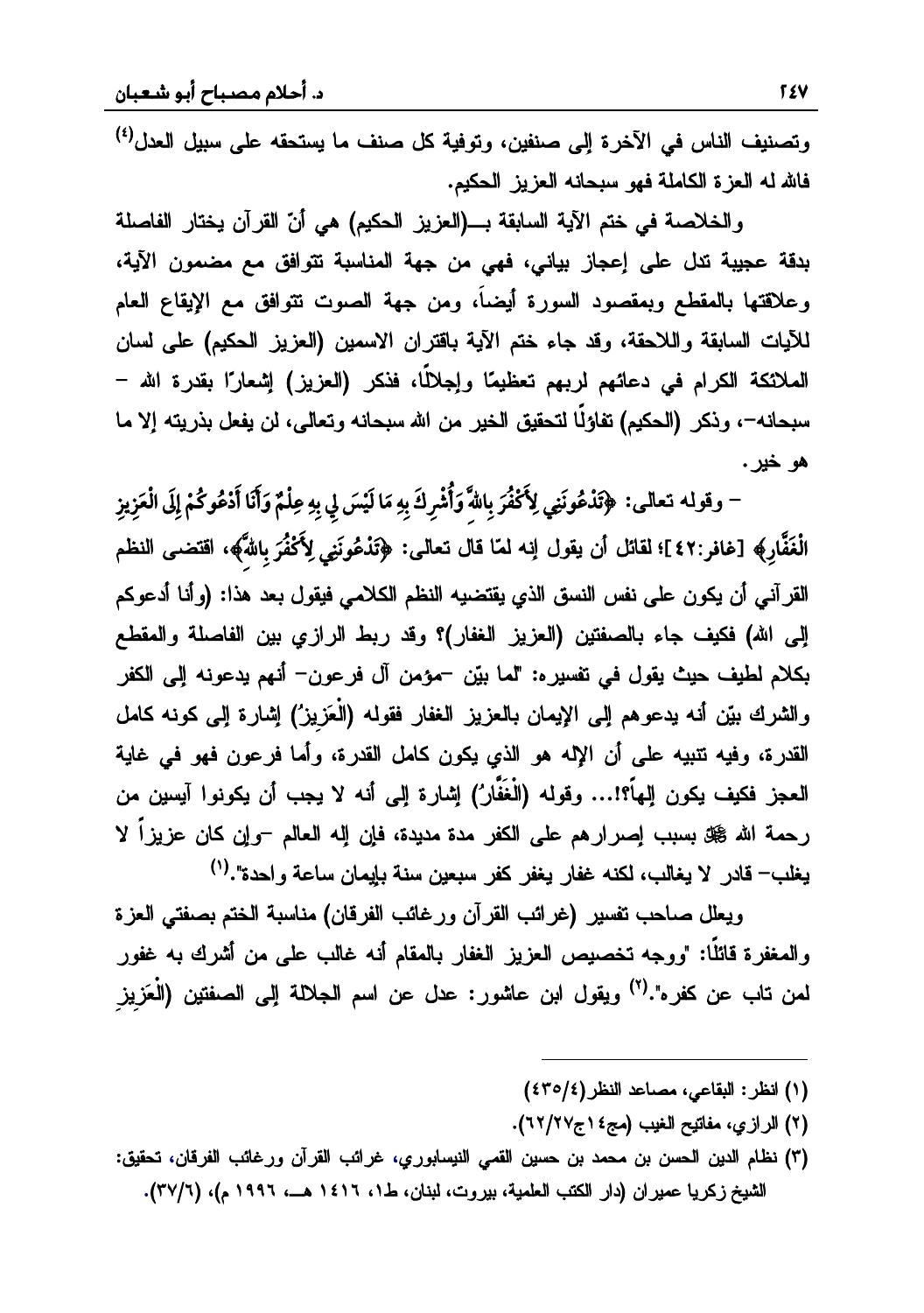وتصنيف الناس في الآخرة إلى صنفين، وتوفية كل صنف ما يستحقه على سبيل العدل[4] فالله له العزة الكاملة فهو سبحانه العزيز الحكيم.

والخلاصة في ختم الآية السابقة بـــ(العزيز الحكيم) هي أنّ القرآن يختار الفاصلة بدقة عجيبة تدل على إعجاز بياني، فهي من جهة المناسبة تتوافق مع مضمون الآية، وعلاقتها بالمقطع وبمقصود السورة أيضاً، ومن جهة الصوت تتوافق مع الإيقاع العام للآيات السابقة واللاحقة، وقد جاء ختم الآية باقتران الاسمين (العزيز الحكيم) على لسان الملائكة الكرام في دعائهم لربهم تعظيمًا وإجلالًا، فذكر (العزيز) إشعارًا بقدرة الله – سبحانه–، وذكر (الحكيم) تفاؤلًا لتحقيق الخير من الله سبحانه وتعالى، لن يفعل بذريته إلا ما هو خير.

– وقوله تعالى: ﴿تَدْعُونَنِي لِأَكْفُرَ بِاللَّهِ وَأُشْرِكَ بِهِ مَا لَيْسَ لِي بِهِ عِلْمٌ وَأَنَا أَدْعُوكُمْ إِلَى الْعَزِيزِ الْغَفَّارِ﴾ [غافر:42]؛ لقائل أن يقول إنه لمّا قال تعالى: ﴿تَدْعُونَنِي لِأَكْفُرَ بِاللَّهِ﴾، اقتضى النظم القرآني أن يكون على نفس النسق الذي يقتضيه النظم الكلامي فيقول بعد هذا: (وأنا أدعوكم إلى الله) فكيف جاء بالصفتين (العزيز الغفار)؟ وقد ربط الرازي بين الفاصلة والمقطع بكلام لطيف حيث يقول في تفسيره: "لما بيّن –مؤمن آل فرعون– أنهم يدعونه إلى الكفر والشرك بيّن أنه يدعوهم إلى الإيمان بالعزيز الغفار فقوله (الْعَزِيزُ) إشارة إلى كونه كامل القدرة، وفيه تنبيه على أن الإله هو الذي يكون كامل القدرة، وأما فرعون فهو في غاية العجز فكيف يكون إلهاً؟!... وقوله (الْغَفَّارُ) إشارة إلى أنه لا يجب أن يكونوا آيسين من رحمة الله ﷻ بسبب إصرارهم على الكفر مدة مديدة، فإن إله العالم –وإن كان عزيزاً لا يغلب– قادر لا يغالب، لكنه غفار يغفر كفر سبعين سنة بإيمان ساعة واحدة".[1]

ويعلل صاحب تفسير (غرائب القرآن ورغائب الفرقان) مناسبة الختم بصفتي العزة والمغفرة قائلًا: "ووجه تخصيص العزيز الغفار بالمقام أنه غالب على من أشرك به غفور لمن تاب عن كفره".[2] ويقول ابن عاشور: عدل عن اسم الجلالة إلى الصفتين (الْعَزِيزِ

---

(1) انظر: البقاعي، مصاعد النظر(4/435)

(2) الرازي، مفاتيح الغيب (مج14ج27/62).

(3) نظام الدين الحسن بن محمد بن حسين القمي النيسابوري، غرائب القرآن ورغائب الفرقان، تحقيق: الشيخ زكريا عميران (دار الكتب العلمية، بيروت، لبنان، ط1، 1416 هـــ، 1996 م)، (6/37).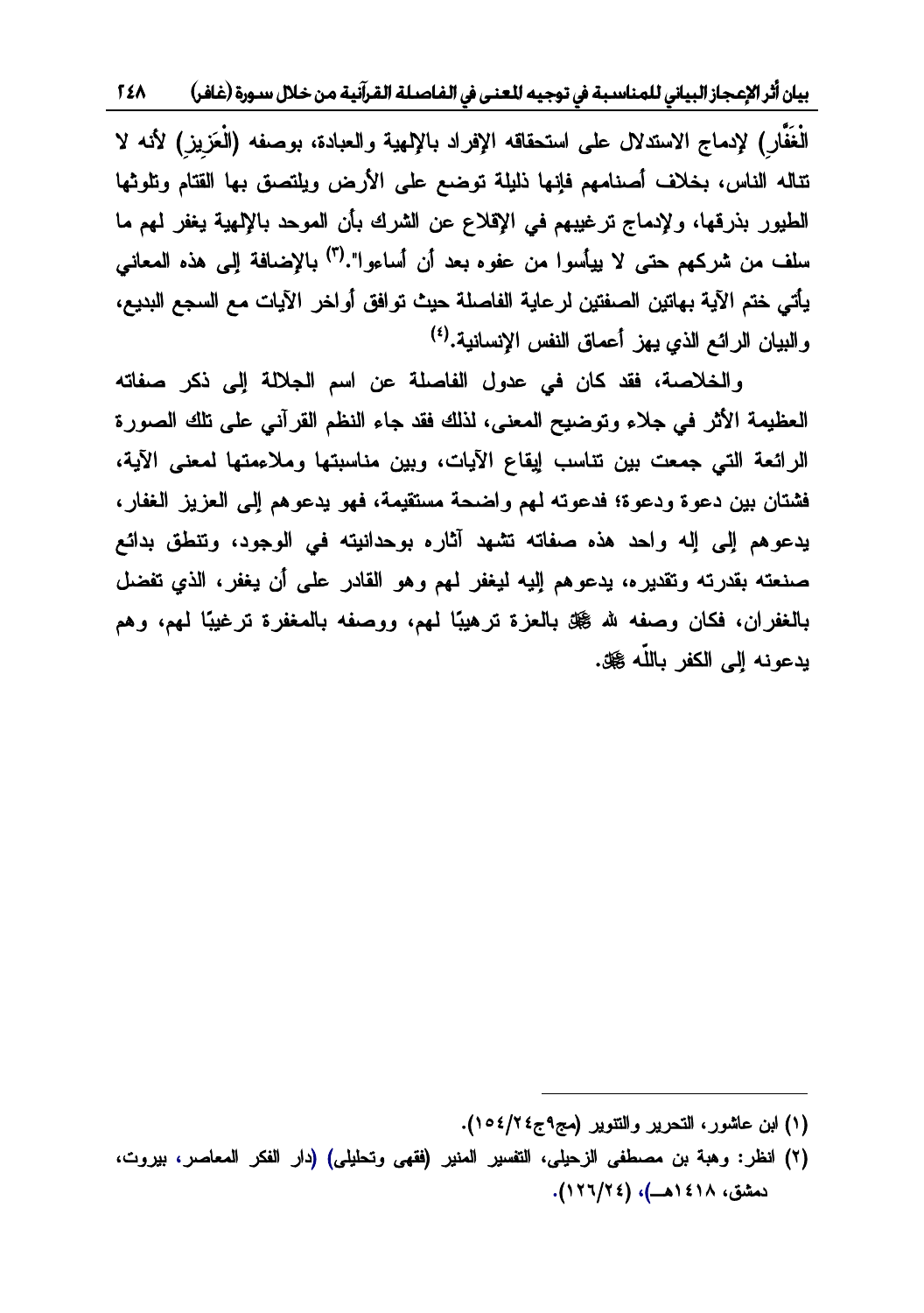الْغَفَّارِ) لإدماج الاستدلال على استحقاقه الإفراد بالإلهية والعبادة، بوصفه (الْعَزِيزِ) لأنه لا تناله الناس، بخلاف أصنامهم فإنها ذليلة توضع على الأرض ويلتصق بها القتام وتلوثها الطيور بذرقها، ولإدماج ترغيبهم في الإقلاع عن الشرك بأن الموحد بالإلهية يغفر لهم ما سلف من شركهم حتى لا ييأسوا من عفوه بعد أن أساءوا".[3] بالإضافة إلى هذه المعاني يأتي ختم الآية بهاتين الصفتين لرعاية الفاصلة حيث توافق أواخر الآيات مع السجع البديع، والبيان الرائع الذي يهز أعماق النفس الإنسانية.[4]

والخلاصة، فقد كان في عدول الفاصلة عن اسم الجلالة إلى ذكر صفاته العظيمة الأثر في جلاء وتوضيح المعنى، لذلك فقد جاء النظم القرآني على تلك الصورة الرائعة التي جمعت بين تناسب إيقاع الآيات، وبين مناسبتها وملاءمتها لمعنى الآية، فشتان بين دعوة ودعوة؛ فدعوته لهم واضحة مستقيمة، فهو يدعوهم إلى العزيز الغفار، يدعوهم إلى إله واحد هذه صفاته تشهد آثاره بوحدانيته في الوجود، وتنطق بدائع صنعته بقدرته وتقديره، يدعوهم إليه ليغفر لهم وهو القادر على أن يغفر، الذي تفضل بالغفران، فكان وصفه لله ﷻ بالعزة ترهيبًا لهم، ووصفه بالمغفرة ترغيبًا لهم، وهم يدعونه إلى الكفر باللّه ﷻ.

---

(١) ابن عاشور، التحرير والتنوير (مج٩ج٢٤/١٥٤).

(٢) انظر: وهبة بن مصطفى الزحيلي، التفسير المنير (فقهي وتحليلي) (دار الفكر المعاصر، بيروت، دمشق، ١٤١٨هـ)، (١٢٦/٢٤).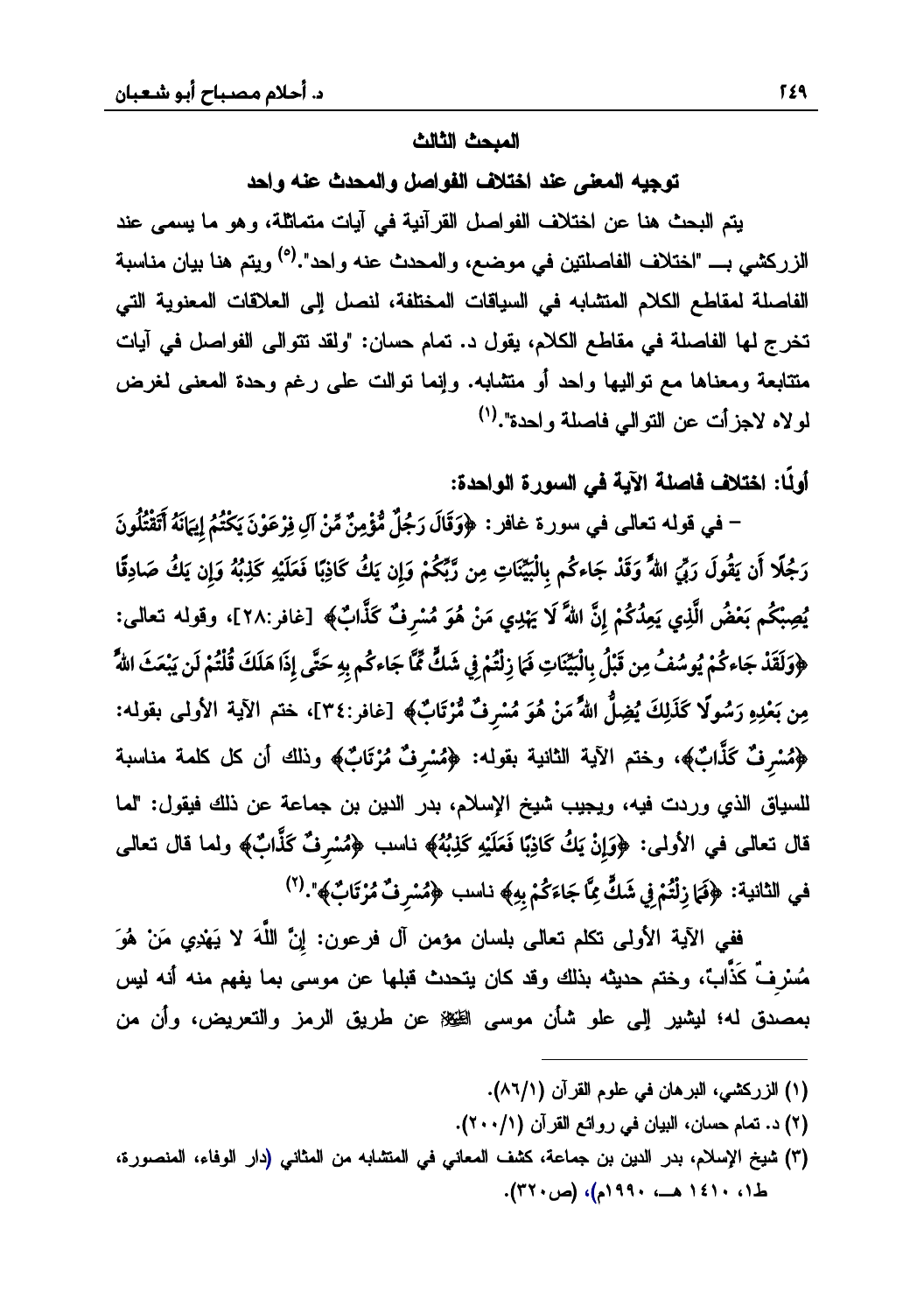## المبحث الثالث

### توجيه المعنى عند اختلاف الفواصل والمحدث عنه واحد

يتم البحث هنا عن اختلاف الفواصل القرآنية في آيات متماثلة، وهو ما يسمى عند الزركشي بـــ "اختلاف الفاصلتين في موضع، والمحدث عنه واحد".(٥) ويتم هنا بيان مناسبة الفاصلة لمقاطع الكلام المتشابه في السياقات المختلفة، لنصل إلى العلاقات المعنوية التي تخرج لها الفاصلة في مقاطع الكلام، يقول د. تمام حسان: "ولقد تتوالى الفواصل في آيات متتابعة ومعناها مع تواليها واحد أو متشابه. وإنما توالت على رغم وحدة المعنى لغرض لولاه لاجزأت عن التوالي فاصلة واحدة".(١)

**أولًا: اختلاف فاصلة الآية في السورة الواحدة:**

– في قوله تعالى في سورة غافر: ﴿وَقَالَ رَجُلٌ مُّؤْمِنٌ مِّنْ آلِ فِرْعَوْنَ يَكْتُمُ إِيمَانَهُ أَتَقْتُلُونَ رَجُلًا أَن يَقُولَ رَبِّيَ اللَّهُ وَقَدْ جَاءَكُم بِالْبَيِّنَاتِ مِن رَّبِّكُمْ وَإِن يَكُ كَاذِبًا فَعَلَيْهِ كَذِبُهُ وَإِن يَكُ صَادِقًا يُصِبْكُم بَعْضُ الَّذِي يَعِدُكُمْ إِنَّ اللَّهَ لَا يَهْدِي مَنْ هُوَ مُسْرِفٌ كَذَّابٌ﴾ [غافر:٢٨]، وقوله تعالى: ﴿وَلَقَدْ جَاءَكُمْ يُوسُفُ مِن قَبْلُ بِالْبَيِّنَاتِ فَمَا زِلْتُمْ فِي شَكٍّ مِّمَّا جَاءَكُم بِهِ حَتَّى إِذَا هَلَكَ قُلْتُمْ لَن يَبْعَثَ اللَّهُ مِن بَعْدِهِ رَسُولًا كَذَلِكَ يُضِلُّ اللَّهُ مَنْ هُوَ مُسْرِفٌ مُّرْتَابٌ﴾ [غافر:٣٤]، ختم الآية الأولى بقوله: ﴿مُسْرِفٌ كَذَّابٌ﴾، وختم الآية الثانية بقوله: ﴿مُسْرِفٌ مُّرْتَابٌ﴾ وذلك أن كل كلمة مناسبة للسياق الذي وردت فيه، ويجيب شيخ الإسلام، بدر الدين بن جماعة عن ذلك فيقول: "لما قال تعالى في الأولى: ﴿وَإِنْ يَكُ كَاذِبًا فَعَلَيْهِ كَذِبُهُ﴾ ناسب ﴿مُسْرِفٌ كَذَّابٌ﴾ ولما قال تعالى في الثانية: ﴿فَمَا زِلْتُمْ فِي شَكٍّ مِمَّا جَاءَكُمْ بِهِ﴾ ناسب ﴿مُسْرِفٌ مُرْتَابٌ﴾".(٢)

ففي الآية الأولى تكلم تعالى بلسان مؤمن آل فرعون: إِنَّ اللَّهَ لا يَهْدِي مَنْ هُوَ مُسْرِفٌ كَذَّابٌ، وختم حديثه بذلك وقد كان يتحدث قبلها عن موسى بما يفهم منه أنه ليس بمصدق له؛ ليشير إلى علو شأن موسى عليه السلام عن طريق الرمز والتعريض، وأن من

---

(١) الزركشي، البرهان في علوم القرآن (٨٦/١).

(٢) د. تمام حسان، البيان في روائع القرآن (٢٠٠/١).

(٣) شيخ الإسلام، بدر الدين بن جماعة، كشف المعاني في المتشابه من المثاني (دار الوفاء، المنصورة، ط١، ١٤١٠ هـــ، ١٩٩٠م)، (ص٣٢٠).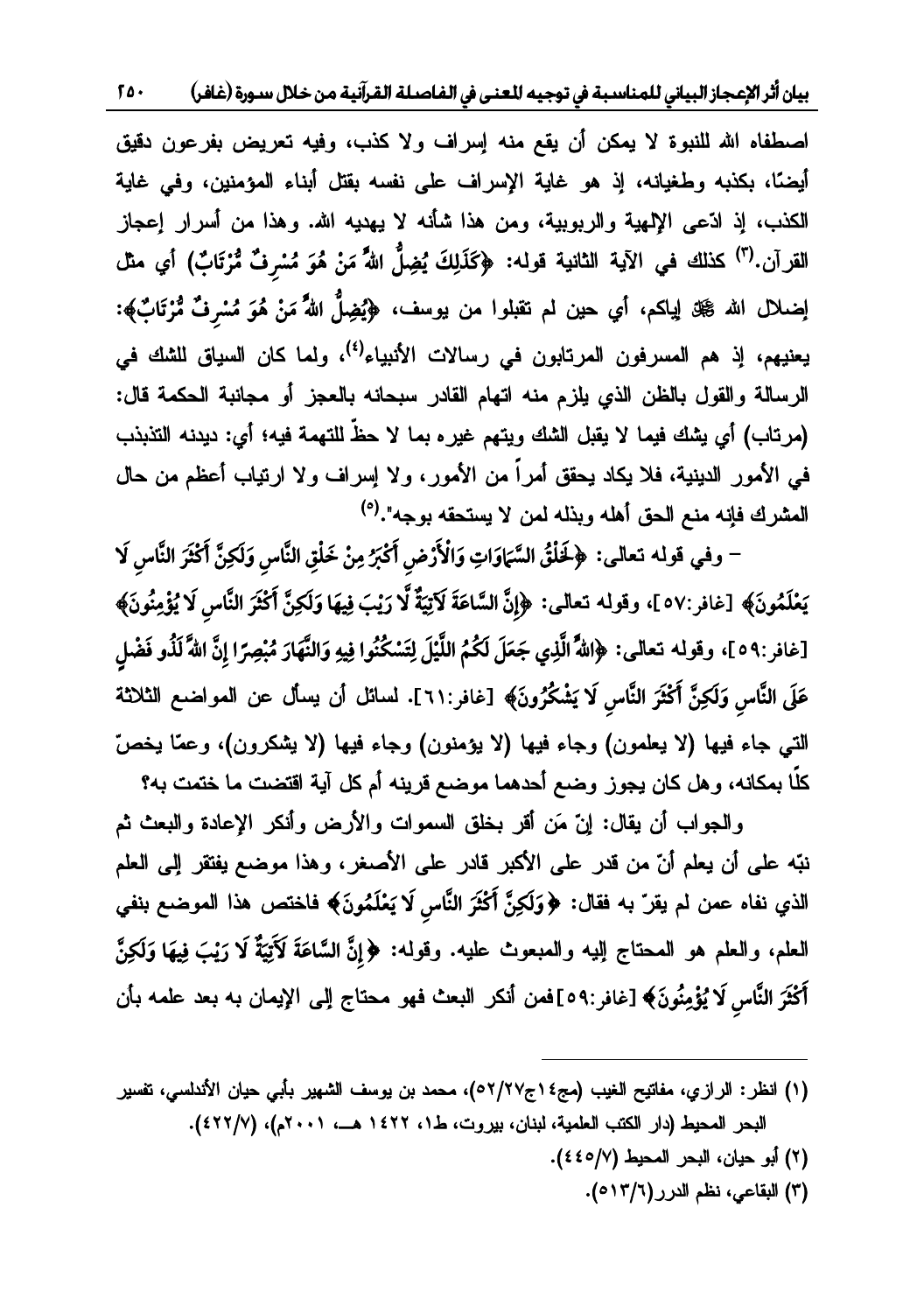اصطفاه الله للنبوة لا يمكن أن يقع منه إسراف ولا كذب، وفيه تعريض بفرعون دقيق أيضًا، بكذبه وطغيانه، إذ هو غاية الإسراف على نفسه بقتل أبناء المؤمنين، وفي غاية الكذب، إذ ادّعى الإلهية والربوبية، ومن هذا شأنه لا يهديه الله. وهذا من أسرار إعجاز القرآن.[3] كذلك في الآية الثانية قوله: ﴿كَذَٰلِكَ يُضِلُّ اللَّهُ مَنْ هُوَ مُسْرِفٌ مُّرْتَابٌ﴾ أي مثل إضلال الله ﷻ إياكم، أي حين لم تقبلوا من يوسف، ﴿يُضِلُّ اللَّهُ مَنْ هُوَ مُسْرِفٌ مُّرْتَابٌ﴾: يعنيهم، إذ هم المسرفون المرتابون في رسالات الأنبياء[4]، ولما كان السياق للشك في الرسالة والقول بالظن الذي يلزم منه اتهام القادر سبحانه بالعجز أو مجانبة الحكمة قال: (مرتاب) أي يشك فيما لا يقبل الشك ويتهم غيره بما لا حظّ للتهمة فيه؛ أي: ديدنه التذبذب في الأمور الدينية، فلا يكاد يحقق أمراً من الأمور، ولا إسراف ولا ارتياب أعظم من حال المشرك فإنه منع الحق أهله وبذله لمن لا يستحقه بوجه".[5]

– وفي قوله تعالى: ﴿لَخَلْقُ السَّمَاوَاتِ وَالْأَرْضِ أَكْبَرُ مِنْ خَلْقِ النَّاسِ وَلَٰكِنَّ أَكْثَرَ النَّاسِ لَا يَعْلَمُونَ﴾ [غافر:٥٧]، وقوله تعالى: ﴿إِنَّ السَّاعَةَ لَآتِيَةٌ لَّا رَيْبَ فِيهَا وَلَٰكِنَّ أَكْثَرَ النَّاسِ لَا يُؤْمِنُونَ﴾ [غافر:٥٩]، وقوله تعالى: ﴿اللَّهُ الَّذِي جَعَلَ لَكُمُ اللَّيْلَ لِتَسْكُنُوا فِيهِ وَالنَّهَارَ مُبْصِرًا إِنَّ اللَّهَ لَذُو فَضْلٍ عَلَى النَّاسِ وَلَٰكِنَّ أَكْثَرَ النَّاسِ لَا يَشْكُرُونَ﴾ [غافر:٦١]. لسائل أن يسأل عن المواضع الثلاثة التي جاء فيها (لا يعلمون) وجاء فيها (لا يؤمنون) وجاء فيها (لا يشكرون)، وعمّا يخصّ كلًا بمكانه، وهل كان يجوز وضع أحدهما موضع قرينه أم كل آية اقتضت ما ختمت به؟

والجواب أن يقال: إنّ مَن أقر بخلق السموات والأرض وأنكر الإعادة والبعث ثم نبّه على أن يعلم أنّ من قدر على الأكبر قادر على الأصغر، وهذا موضع يفتقر إلى العلم الذي نفاه عمن لم يقرّ به فقال: ﴿وَلَٰكِنَّ أَكْثَرَ النَّاسِ لَا يَعْلَمُونَ﴾ فاختص هذا الموضع بنفي العلم، والعلم هو المحتاج إليه والمبعوث عليه. وقوله: ﴿إِنَّ السَّاعَةَ لَآتِيَةٌ لَا رَيْبَ فِيهَا وَلَٰكِنَّ أَكْثَرَ النَّاسِ لَا يُؤْمِنُونَ﴾ [غافر:٥٩] فمن أنكر البعث فهو محتاج إلى الإيمان به بعد علمه بأن

---

(١) انظر: الرازي، مفاتيح الغيب (مج١٤ج٢٧/٥٢)، محمد بن يوسف الشهير بأبي حيان الأندلسي، تفسير البحر المحيط (دار الكتب العلمية، لبنان، بيروت، ط١، ١٤٢٢ هـ، ٢٠٠١م)، (٤٢٢/٧).

(٢) أبو حيان، البحر المحيط (٤٤٥/٧).

(٣) البقاعي، نظم الدرر (٥١٣/٦).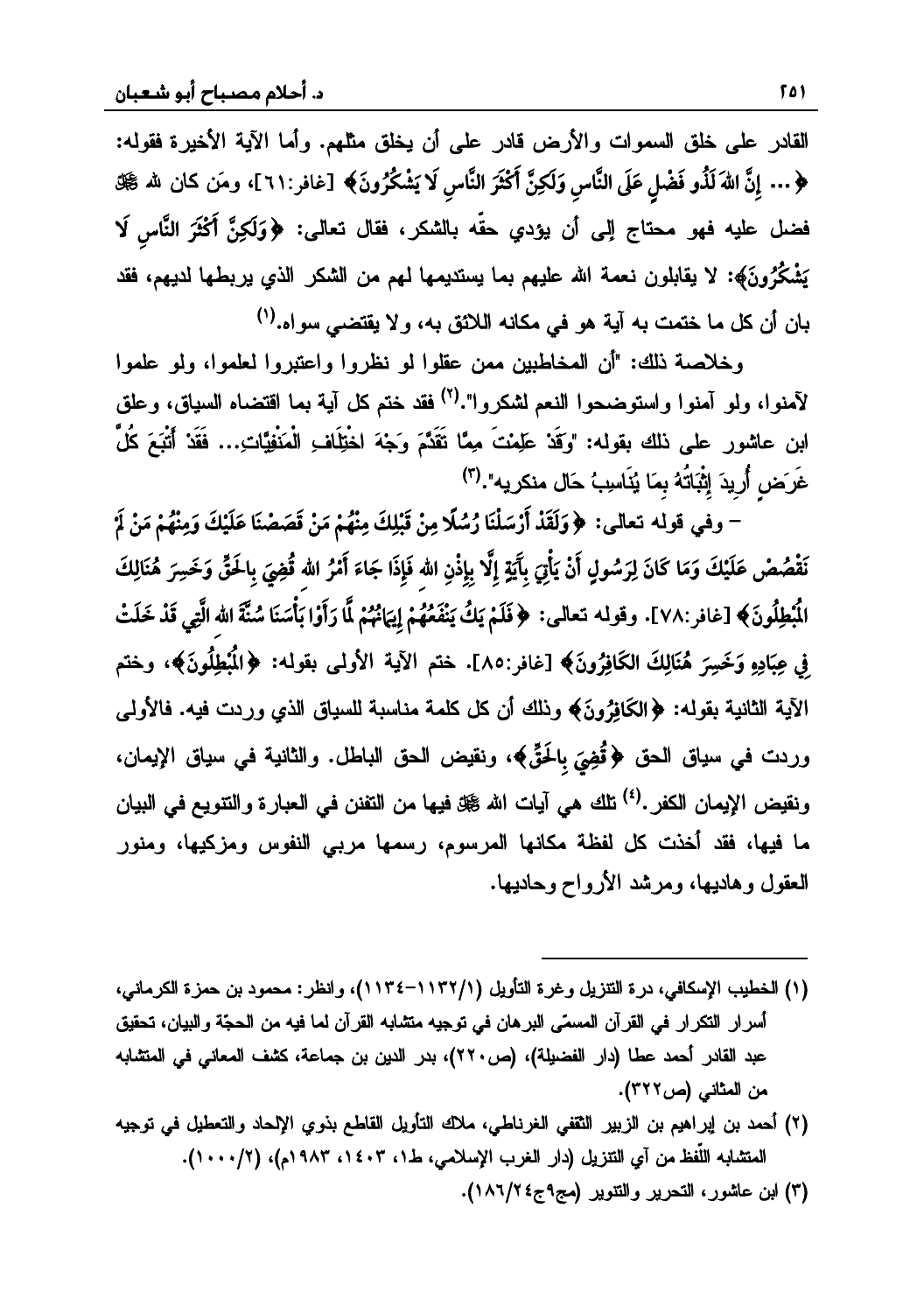القادر على خلق السموات والأرض قادر على أن يخلق مثلهم. وأما الآية الأخيرة فقوله: ﴿... إِنَّ اللهَ لَذُو فَضْلٍ عَلَى النَّاسِ وَلَكِنَّ أَكْثَرَ النَّاسِ لَا يَشْكُرُونَ﴾ [غافر:٦١]، ومَن كان لله ﷻ فضل عليه فهو محتاج إلى أن يؤدي حقّه بالشكر، فقال تعالى: ﴿وَلَكِنَّ أَكْثَرَ النَّاسِ لَا يَشْكُرُونَ﴾: لا يقابلون نعمة الله عليهم بما يستديمها لهم من الشكر الذي يربطها لديهم، فقد بان أن كل ما ختمت به آية هو في مكانه اللائق به، ولا يقتضي سواه.(١)

وخلاصة ذلك: "أن المخاطبين ممن عقلوا لو نظروا واعتبروا لعلموا، ولو علموا لآمنوا، ولو آمنوا واستوضحوا النعم لشكروا".(٢) فقد ختم كل آية بما اقتضاه السياق، وعلق ابن عاشور على ذلك بقوله: "وَقَدْ عَلِمْتَ مِمَّا تَقَدَّمَ وَجْهَ اخْتِلَافِ الْمَنْفِيَّاتِ... فَقَدْ أُتْبِعَ كُلُّ غَرَضٍ أُرِيدَ إِثْبَاتُهُ بِمَا يُنَاسِبُ حَالَ منكريه".(٣)

– وفي قوله تعالى: ﴿وَلَقَدْ أَرْسَلْنَا رُسُلًا مِنْ قَبْلِكَ مِنْهُمْ مَنْ قَصَصْنَا عَلَيْكَ وَمِنْهُمْ مَنْ لَمْ نَقْصُصْ عَلَيْكَ وَمَا كَانَ لِرَسُولٍ أَنْ يَأْتِيَ بِآيَةٍ إِلَّا بِإِذْنِ اللهِ فَإِذَا جَاءَ أَمْرُ اللهِ قُضِيَ بِالْحَقِّ وَخَسِرَ هُنَالِكَ الْمُبْطِلُونَ﴾ [غافر:٧٨]. وقوله تعالى: ﴿فَلَمْ يَكُ يَنْفَعُهُمْ إِيمَانُهُمْ لَمَّا رَأَوْا بَأْسَنَا سُنَّةَ اللهِ الَّتِي قَدْ خَلَتْ فِي عِبَادِهِ وَخَسِرَ هُنَالِكَ الْكَافِرُونَ﴾ [غافر:٨٥]. ختم الآية الأولى بقوله: ﴿الْمُبْطِلُونَ﴾، وختم الآية الثانية بقوله: ﴿الْكَافِرُونَ﴾ وذلك أن كل كلمة مناسبة للسياق الذي وردت فيه. فالأولى وردت في سياق الحق ﴿قُضِيَ بِالْحَقِّ﴾، ونقيض الحق الباطل. والثانية في سياق الإيمان، ونقيض الإيمان الكفر.(٤) تلك هي آيات الله ﷻ فيها من التفنن في العبارة والتنويع في البيان ما فيها، فقد أخذت كل لفظة مكانها المرسوم، رسمها مربي النفوس ومزكيها، ومنور العقول وهاديها، ومرشد الأرواح وحاديها.

---

(١) الخطيب الإسكافي، درة التنزيل وغرة التأويل (١١٣٢/١–١١٣٤)، وانظر: محمود بن حمزة الكرماني، أسرار التكرار في القرآن المسمّى البرهان في توجيه متشابه القرآن لما فيه من الحجّة والبيان، تحقيق عبد القادر أحمد عطا (دار الفضيلة)، (ص٢٢٠)، بدر الدين بن جماعة، كشف المعاني في المتشابه من المثاني (ص٣٢٢).

(٢) أحمد بن إبراهيم بن الزبير الثقفي الغرناطي، ملاك التأويل القاطع بذوي الإلحاد والتعطيل في توجيه المتشابه اللّفظ من آي التنزيل (دار الغرب الإسلامي، ط١، ١٤٠٣، ١٩٨٣م)، (١٠٠٠/٢).

(٣) ابن عاشور، التحرير والتنوير (مج٩ج١٨٦/٢٤).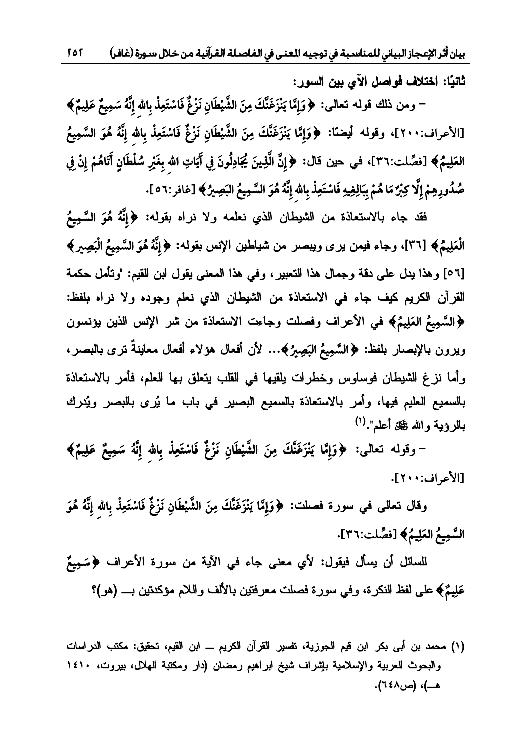**ثانيًا: اختلاف فواصل الآي بين السور:**

– ومن ذلك قوله تعالى: ﴿وَإِمَّا يَنْزَغَنَّكَ مِنَ الشَّيْطَانِ نَزْغٌ فَاسْتَعِذْ بِاللهِ إِنَّهُ سَمِيعٌ عَلِيمٌ﴾ [الأعراف:٢٠٠]، وقوله أيضًا: ﴿وَإِمَّا يَنْزَغَنَّكَ مِنَ الشَّيْطَانِ نَزْغٌ فَاسْتَعِذْ بِاللهِ إِنَّهُ هُوَ السَّمِيعُ العَلِيمُ﴾ [فصّلت:٣٦]، في حين قال: ﴿إِنَّ الَّذِينَ يُجَادِلُونَ فِي آيَاتِ اللهِ بِغَيْرِ سُلْطَانٍ أَتَاهُمْ إِنْ فِي صُدُورِهِمْ إِلَّا كِبْرٌ مَا هُمْ بِبَالِغِيهِ فَاسْتَعِذْ بِاللهِ إِنَّهُ هُوَ السَّمِيعُ البَصِيرُ﴾ [غافر:٥٦].

فقد جاء بالاستعاذة من الشيطان الذي نعلمه ولا نراه بقوله: ﴿إِنَّهُ هُوَ السَّمِيعُ الْعَلِيمُ﴾ [٣٦]، وجاء فيمن يرى ويبصر من شياطين الإنس بقوله: ﴿إِنَّهُ هُوَ السَّمِيعُ الْبَصِير﴾ [٥٦] وهذا يدل على دقة وجمال هذا التعبير، وفي هذا المعنى يقول ابن القيم: "وتأمل حكمة القرآن الكريم كيف جاء في الاستعاذة من الشيطان الذي نعلم وجوده ولا نراه بلفظ: ﴿السَّمِيعُ العَلِيمُ﴾ في الأعراف وفصلت وجاءت الاستعاذة من شر الإنس الذين يؤنسون ويرون بالإبصار بلفظ: ﴿السَّمِيعُ البَصِيرُ﴾... لأن أفعال هؤلاء أفعال معاينةٌ ترى بالبصر، وأما نزغ الشيطان فوساوس وخطرات يلقيها في القلب يتعلق بها العلم، فأمر بالاستعاذة بالسميع العليم فيها، وأمر بالاستعاذة بالسميع البصير في باب ما يُرى بالبصر ويُدرك بالرؤية والله ﷻ أعلم".[1]

– وقوله تعالى: ﴿وَإِمَّا يَنْزَغَنَّكَ مِنَ الشَّيْطَانِ نَزْغٌ فَاسْتَعِذْ بِاللهِ إِنَّهُ سَمِيعٌ عَلِيمٌ﴾ [الأعراف:٢٠٠].

وقال تعالى في سورة فصلت: ﴿وَإِمَّا يَنْزَغَنَّكَ مِنَ الشَّيْطَانِ نَزْغٌ فَاسْتَعِذْ بِاللهِ إِنَّهُ هُوَ السَّمِيعُ العَلِيمُ﴾ [فصّلت:٣٦].

للسائل أن يسأل فيقول: لأي معنى جاء في الآية من سورة الأعراف ﴿سَمِيعٌ عَلِيمٌ﴾ على لفظ النكرة، وفي سورة فصلت معرفتين بالألف واللام مؤكدتين بـــ (هو)؟

---

(١) محمد بن أبي بكر ابن قيم الجوزية، تفسير القرآن الكريم ـــ ابن القيم، تحقيق: مكتب الدراسات والبحوث العربية والإسلامية بإشراف شيخ ابراهيم رمضان (دار ومكتبة الهلال، بيروت، ١٤١٠ هـــ)، (ص٦٤٨).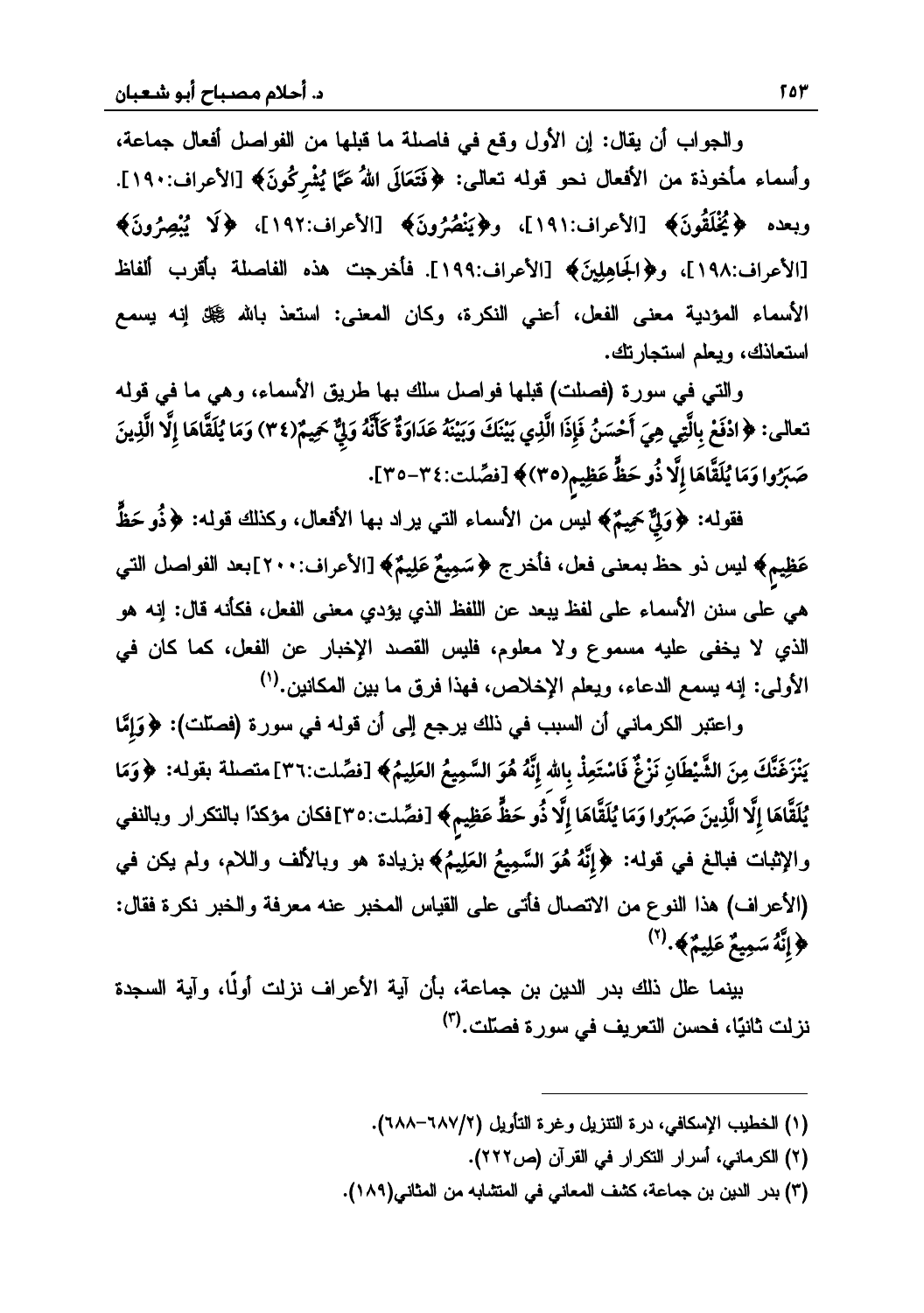والجواب أن يقال: إن الأول وقع في فاصلة ما قبلها من الفواصل أفعال جماعة، وأسماء مأخوذة من الأفعال نحو قوله تعالى: ﴿فَتَعَالَى اللهُ عَمَّا يُشْرِكُونَ﴾ [الأعراف:١٩٠]. وبعده ﴿يُخْلَقُونَ﴾ [الأعراف:١٩١]، و﴿يَنْصُرُونَ﴾ [الأعراف:١٩٢]، ﴿لَا يُبْصِرُونَ﴾ [الأعراف:١٩٨]، و﴿الجَاهِلِينَ﴾ [الأعراف:١٩٩]. فأخرجت هذه الفاصلة بأقرب ألفاظ الأسماء المؤدية معنى الفعل، أعني النكرة، وكان المعنى: استعذ بالله ﷻ إنه يسمع استعاذتك، ويعلم استجارتك.

والتي في سورة (فصلت) قبلها فواصل سلك بها طريق الأسماء، وهي ما في قوله تعالى: ﴿ادْفَعْ بِالَّتِي هِيَ أَحْسَنُ فَإِذَا الَّذِي بَيْنَكَ وَبَيْنَهُ عَدَاوَةٌ كَأَنَّهُ وَلِيٌّ حَمِيمٌ(٣٤) وَمَا يُلَقَّاهَا إِلَّا الَّذِينَ صَبَرُوا وَمَا يُلَقَّاهَا إِلَّا ذُو حَظٍّ عَظِيمٍ(٣٥)﴾ [فصِّلت:٣٤-٣٥].

فقوله: ﴿وَلِيٌّ حَمِيمٌ﴾ ليس من الأسماء التي يراد بها الأفعال، وكذلك قوله: ﴿ذُو حَظٍّ عَظِيمٍ﴾ ليس ذو حظ بمعنى فعل، فأخرج ﴿سَمِيعٌ عَلِيمٌ﴾ [الأعراف:٢٠٠]بعد الفواصل التي هي على سنن الأسماء على لفظ يبعد عن اللفظ الذي يؤدي معنى الفعل، فكأنه قال: إنه هو الذي لا يخفى عليه مسموع ولا معلوم، فليس القصد الإخبار عن الفعل، كما كان في الأولى: إنه يسمع الدعاء، ويعلم الإخلاص، فهذا فرق ما بين المكانين.[1]

واعتبر الكرماني أن السبب في ذلك يرجع إلى أن قوله في سورة (فصّلت): ﴿وَإِمَّا يَنْزَغَنَّكَ مِنَ الشَّيْطَانِ نَزْغٌ فَاسْتَعِذْ بِاللهِ إِنَّهُ هُوَ السَّمِيعُ العَلِيمُ﴾ [فصِّلت:٣٦] متصلة بقوله: ﴿وَمَا يُلَقَّاهَا إِلَّا الَّذِينَ صَبَرُوا وَمَا يُلَقَّاهَا إِلَّا ذُو حَظٍّ عَظِيمٍ﴾ [فصِّلت:٣٥]فكان مؤكدًا بالتكرار وبالنفي والإثبات فبالغ في قوله: ﴿إِنَّهُ هُوَ السَّمِيعُ العَلِيمُ﴾ بزيادة هو وبالألف واللام، ولم يكن في (الأعراف) هذا النوع من الاتصال فأتى على القياس المخبر عنه معرفة والخبر نكرة فقال: ﴿إِنَّهُ سَمِيعٌ عَلِيمٌ﴾.[2]

بينما علل ذلك بدر الدين بن جماعة، بأن آية الأعراف نزلت أولًا، وآية السجدة نزلت ثانيًا، فحسن التعريف في سورة فصّلت.[3]

---

(١) الخطيب الإسكافي، درة التنزيل وغرة التأويل (٢/٦٨٧-٦٨٨).

(٢) الكرماني، أسرار التكرار في القرآن (ص٢٢٢).

(٣) بدر الدين بن جماعة، كشف المعاني في المتشابه من المثاني(١٨٩).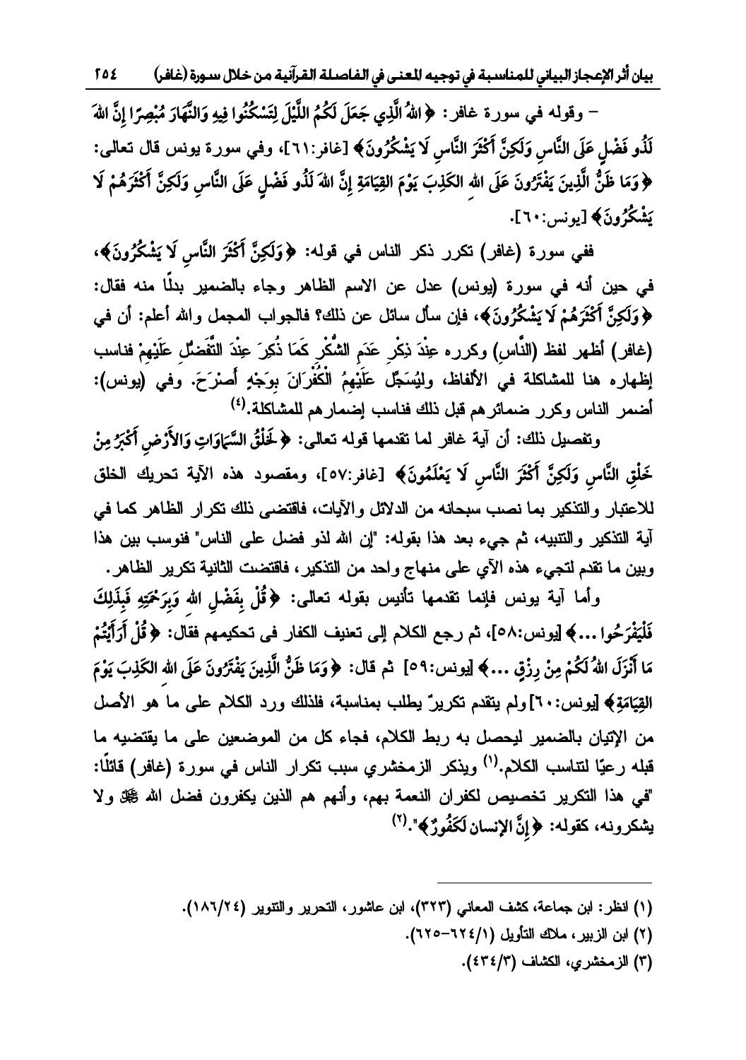– وقوله في سورة غافر: ﴿اللهُ الَّذِي جَعَلَ لَكُمُ اللَّيْلَ لِتَسْكُنُوا فِيهِ وَالنَّهَارَ مُبْصِرًا إِنَّ اللهَ لَذُو فَضْلٍ عَلَى النَّاسِ وَلَكِنَّ أَكْثَرَ النَّاسِ لَا يَشْكُرُونَ﴾ [غافر:٦١]، وفي سورة يونس قال تعالى: ﴿وَمَا ظَنُّ الَّذِينَ يَفْتَرُونَ عَلَى اللهِ الكَذِبَ يَوْمَ القِيَامَةِ إِنَّ اللهَ لَذُو فَضْلٍ عَلَى النَّاسِ وَلَكِنَّ أَكْثَرَهُمْ لَا يَشْكُرُونَ﴾ [يونس:٦٠].

ففي سورة (غافر) تكرر ذكر الناس في قوله: ﴿وَلَكِنَّ أَكْثَرَ النَّاسِ لَا يَشْكُرُونَ﴾، في حين أنه في سورة (يونس) عدل عن الاسم الظاهر وجاء بالضمير بدلًا منه فقال: ﴿وَلَكِنَّ أَكْثَرَهُمْ لَا يَشْكُرُونَ﴾، فإن سأل سائل عن ذلك؟ فالجواب المجمل والله أعلم: أن في (غافر) أظهر لفظ (النَّاس) وكرره عِنْدَ ذِكْرِ عَدَمِ الشُّكْرِ كَمَا ذُكِرَ عِنْدَ التَّفَضُّلِ عَلَيْهِمْ فناسب إظهاره هنا للمشاكلة في الألفاظ، وليُسَجِّلَ عَلَيْهِمُ الْكُفْرَانَ بِوَجْهٍ أَصْرَحَ. وفي (يونس): أضمر الناس وكرر ضمائرهم قبل ذلك فناسب إضمارهم للمشاكلة.[٤]

وتفصيل ذلك: أن آية غافر لما تقدمها قوله تعالى: ﴿لَخَلْقُ السَّمَاوَاتِ وَالأَرْضِ أَكْبَرُ مِنْ خَلْقِ النَّاسِ وَلَكِنَّ أَكْثَرَ النَّاسِ لَا يَعْلَمُونَ﴾ [غافر:٥٧]، ومقصود هذه الآية تحريك الخلق للاعتبار والتذكير بما نصب سبحانه من الدلائل والآيات، فاقتضى ذلك تكرار الظاهر كما في آية التذكير والتنبيه، ثم جيء بعد هذا بقوله: "إن الله لذو فضل على الناس" فنوسب بين هذا وبين ما تقدم لتجيء هذه الآي على منهاج واحد من التذكير، فاقتضت الثانية تكرير الظاهر.

وأما آية يونس فإنما تقدمها تأنيس بقوله تعالى: ﴿قُلْ بِفَضْلِ اللهِ وَبِرَحْمَتِهِ فَبِذَلِكَ فَلْيَفْرَحُوا ...﴾ [يونس:٥٨]، ثم رجع الكلام إلى تعنيف الكفار في تحكيمهم فقال: ﴿قُلْ أَرَأَيْتُمْ مَا أَنْزَلَ اللهُ لَكُمْ مِنْ رِزْقٍ ...﴾ [يونس:٥٩] ثم قال: ﴿وَمَا ظَنُّ الَّذِينَ يَفْتَرُونَ عَلَى اللهِ الكَذِبَ يَوْمَ القِيَامَةِ﴾ [يونس:٦٠] ولم يتقدم تكرير يطلب بمناسبة، فلذلك ورد الكلام على ما هو الأصل من الإتيان بالضمير ليحصل به ربط الكلام، فجاء كل من الموضعين على ما يقتضيه ما قبله رعيًا لتناسب الكلام.[١] ويذكر الزمخشري سبب تكرار الناس في سورة (غافر) قائلًا: "في هذا التكرير تخصيص لكفران النعمة بهم، وأنهم هم الذين يكفرون فضل الله ﷻ ولا يشكرونه، كقوله: ﴿إِنَّ الإنسان لَكَفُورٌ﴾".[٢]

---

(١) انظر: ابن جماعة، كشف المعاني (٣٢٣)، ابن عاشور، التحرير والتنوير (١٨٦/٢٤).

(٢) ابن الزبير، ملاك التأويل (٦٢٤/١-٦٢٥).

(٣) الزمخشري، الكشاف (٤٣٤/٣).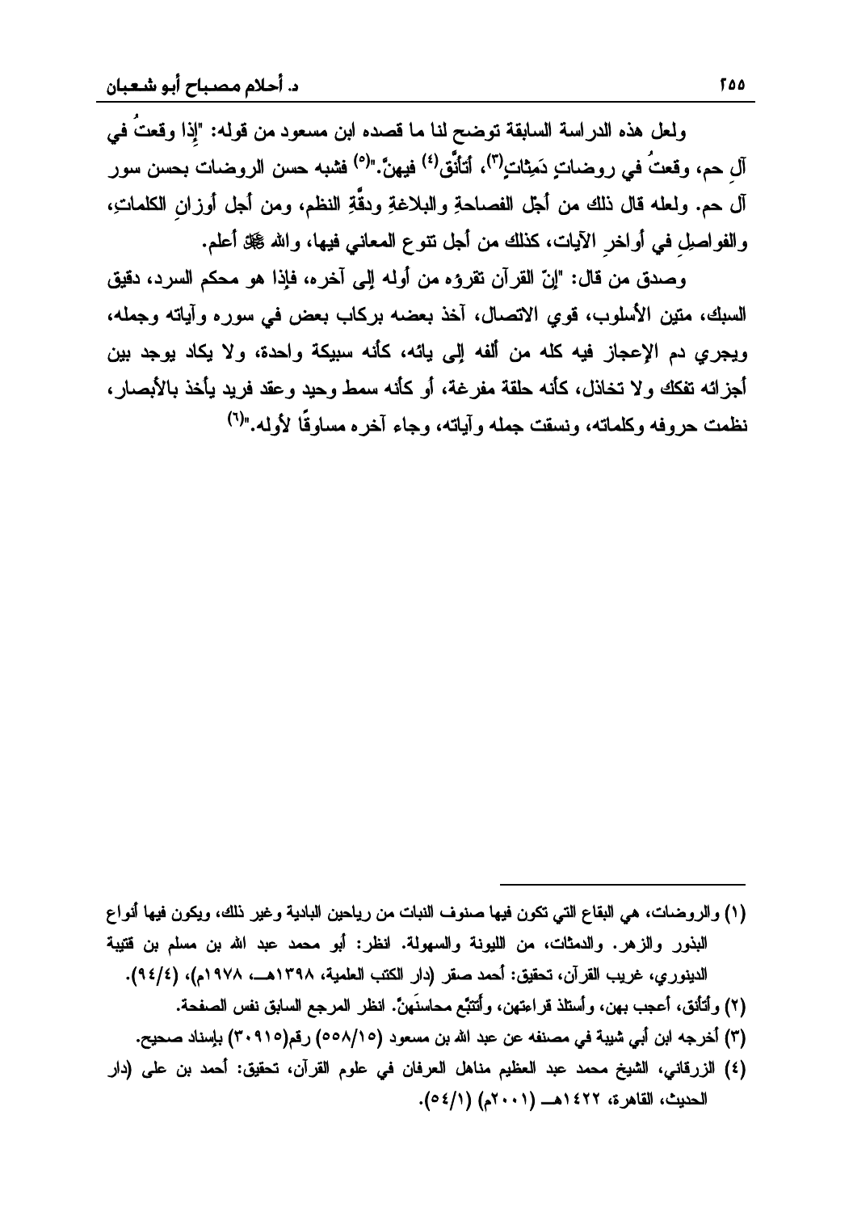ولعل هذه الدراسة السابقة توضح لنا ما قصده ابن مسعود من قوله: "إذا وقعتُ في آلِ حم، وقعتُ في روضاتٍ دَمِثاتٍ[3]، أتأنّق[4] فيهنّ."[5] فشبه حسن الروضات بحسن سور آل حم. ولعله قال ذلك من أجْل الفصاحةِ والبلاغةِ ودقّةِ النظم، ومن أجل أوزانِ الكلماتِ، والفواصلِ في أواخرِ الآيات، كذلك من أجل تنوع المعاني فيها، والله ﷻ أعلم.

وصدق من قال: "إنّ القرآن تقرؤه من أوله إلى آخره، فإذا هو محكم السرد، دقيق السبك، متين الأسلوب، قوي الاتصال، آخذ بعضه بركاب بعض في سوره وآياته وجمله، ويجري دم الإعجاز فيه كله من ألفه إلى يائه، كأنه سبيكة واحدة، ولا يكاد يوجد بين أجزائه تفكك ولا تخاذل، كأنه حلقة مفرغة، أو كأنه سمط وحيد وعقد فريد يأخذ بالأبصار، نظمت حروفه وكلماته، ونسقت جمله وآياته، وجاء آخره مساوقًا لأوله."[6]

---

(١) والروضات، هي البقاع التي تكون فيها صنوف النبات من رياحين البادية وغير ذلك، ويكون فيها أنواع البذور والزهر. والدمثات، من الليونة والسهولة. انظر: أبو محمد عبد الله بن مسلم بن قتيبة الدينوري، غريب القرآن، تحقيق: أحمد صقر (دار الكتب العلمية، ١٣٩٨هـ، ١٩٧٨م)، (٤/٩٤).

(٢) وأتأنق، أعجب بهن، وأستلذ قراءتهن، وأتتبّع محاسنَهنّ. انظر المرجع السابق نفس الصفحة.

(٣) أخرجه ابن أبي شيبة في مصنفه عن عبد الله بن مسعود (١٥/٥٥٨) رقم(٣٠٩١٥) بإسناد صحيح.

(٤) الزرقاني، الشيخ محمد عبد العظيم مناهل العرفان في علوم القرآن، تحقيق: أحمد بن على (دار الحديث، القاهرة، ١٤٢٢هـ (٢٠٠١م) (١/٥٤).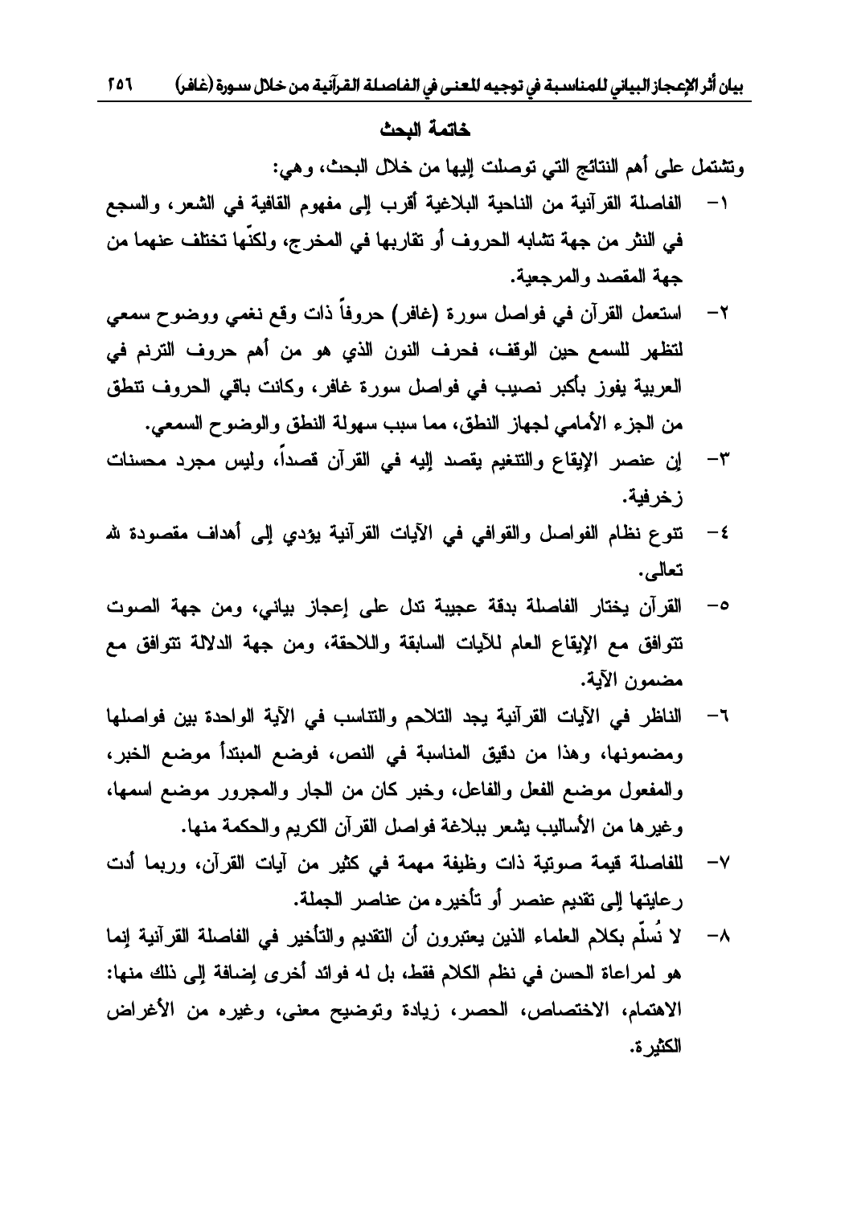## خاتمة البحث

وتشتمل على أهم النتائج التي توصلت إليها من خلال البحث، وهي:

١- الفاصلة القرآنية من الناحية البلاغية أقرب إلى مفهوم القافية في الشعر، والسجع في النثر من جهة تشابه الحروف أو تقاربها في المخرج، ولكنّها تختلف عنهما من جهة المقصد والمرجعية.

٢- استعمل القرآن في فواصل سورة (غافر) حروفاً ذات وقع نغمي ووضوح سمعي لتظهر للسمع حين الوقف، فحرف النون الذي هو من أهم حروف الترنم في العربية يفوز بأكبر نصيب في فواصل سورة غافر، وكانت باقي الحروف تنطق من الجزء الأمامي لجهاز النطق، مما سبب سهولة النطق والوضوح السمعي.

٣- إن عنصر الإيقاع والتنغيم يقصد إليه في القرآن قصداً، وليس مجرد محسنات زخرفية.

٤- تنوع نظام الفواصل والقوافي في الآيات القرآنية يؤدي إلى أهداف مقصودة لله تعالى.

٥- القرآن يختار الفاصلة بدقة عجيبة تدل على إعجاز بياني، ومن جهة الصوت تتوافق مع الإيقاع العام للآيات السابقة واللاحقة، ومن جهة الدلالة تتوافق مع مضمون الآية.

٦- الناظر في الآيات القرآنية يجد التلاحم والتناسب في الآية الواحدة بين فواصلها ومضمونها، وهذا من دقيق المناسبة في النص، فوضع المبتدأ موضع الخبر، والمفعول موضع الفعل والفاعل، وخبر كان من الجار والمجرور موضع اسمها، وغيرها من الأساليب يشعر ببلاغة فواصل القرآن الكريم والحكمة منها.

٧- للفاصلة قيمة صوتية ذات وظيفة مهمة في كثير من آيات القرآن، وربما أدت رعايتها إلى تقديم عنصر أو تأخيره من عناصر الجملة.

٨- لا نُسلّم بكلام العلماء الذين يعتبرون أن التقديم والتأخير في الفاصلة القرآنية إنما هو لمراعاة الحسن في نظم الكلام فقط، بل له فوائد أخرى إضافة إلى ذلك منها: الاهتمام، الاختصاص، الحصر، زيادة وتوضيح معنى، وغيره من الأغراض الكثيرة.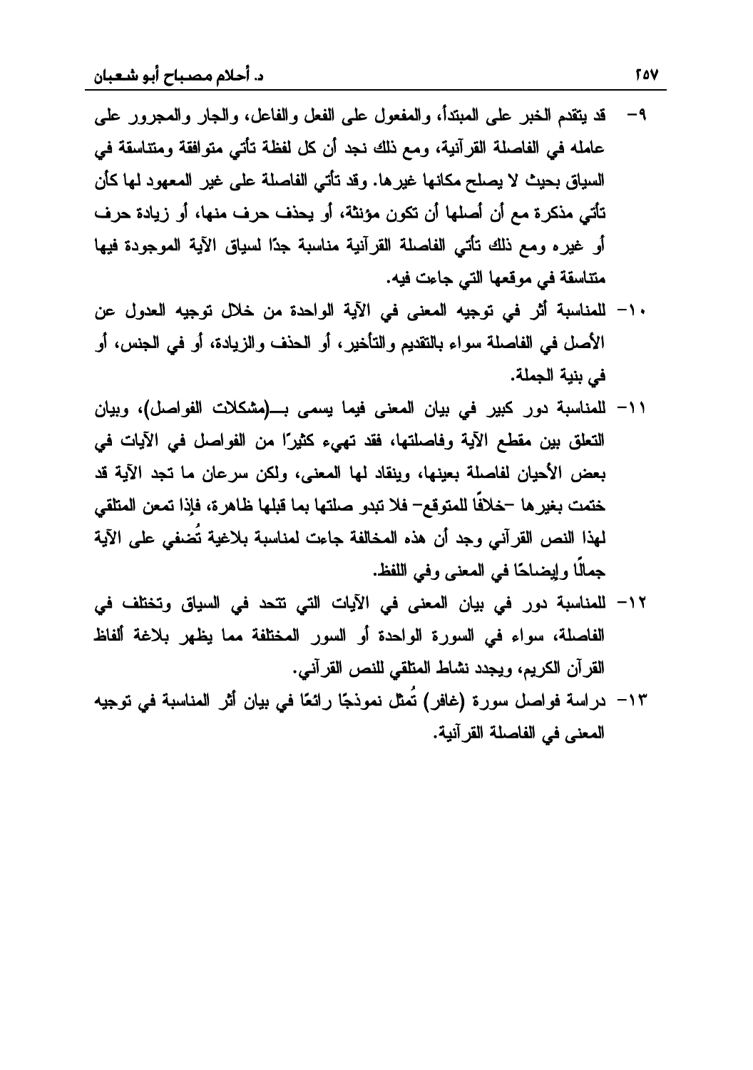٩- قد يتقدم الخبر على المبتدأ، والمفعول على الفعل والفاعل، والجار والمجرور على عامله في الفاصلة القرآنية، ومع ذلك نجد أن كل لفظة تأتي متوافقة ومتناسقة في السياق بحيث لا يصلح مكانها غيرها. وقد تأتي الفاصلة على غير المعهود لها كأن تأتي مذكرة مع أن أصلها أن تكون مؤنثة، أو يحذف حرف منها، أو زيادة حرف أو غيره ومع ذلك تأتي الفاصلة القرآنية مناسبة جدًا لسياق الآية الموجودة فيها متناسقة في موقعها التي جاءت فيه.

١٠- للمناسبة أثر في توجيه المعنى في الآية الواحدة من خلال توجيه العدول عن الأصل في الفاصلة سواء بالتقديم والتأخير، أو الحذف والزيادة، أو في الجنس، أو في بنية الجملة.

١١- للمناسبة دور كبير في بيان المعنى فيما يسمى بـ(مشكلات الفواصل)، وبيان التعلق بين مقطع الآية وفاصلتها، فقد تهيء كثيرًا من الفواصل في الآيات في بعض الأحيان لفاصلة بعينها، وينقاد لها المعنى، ولكن سرعان ما تجد الآية قد ختمت بغيرها -خلافًا للمتوقع- فلا تبدو صلتها بما قبلها ظاهرة، فإذا تمعن المتلقي لهذا النص القرآني وجد أن هذه المخالفة جاءت لمناسبة بلاغية تُضفي على الآية جمالًا وإيضاحًا في المعنى وفي اللفظ.

١٢- للمناسبة دور في بيان المعنى في الآيات التي تتحد في السياق وتختلف في الفاصلة، سواء في السورة الواحدة أو السور المختلفة مما يظهر بلاغة ألفاظ القرآن الكريم، ويجدد نشاط المتلقي للنص القرآني.

١٣- دراسة فواصل سورة (غافر) تُمثل نموذجًا رائعًا في بيان أثر المناسبة في توجيه المعنى في الفاصلة القرآنية.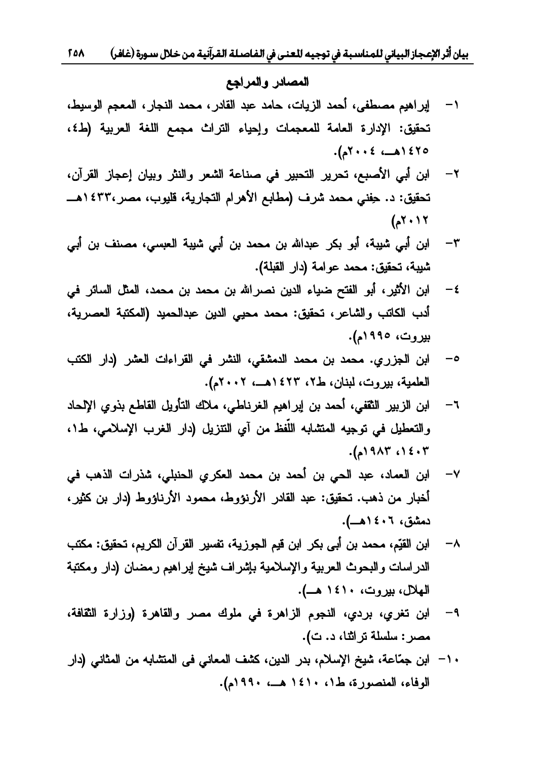## المصادر والمراجع

١- إبراهيم مصطفى، أحمد الزيات، حامد عبد القادر، محمد النجار، المعجم الوسيط، تحقيق: الإدارة العامة للمعجمات وإحياء التراث مجمع اللغة العربية (ط٤، ١٤٢٥هـ، ٢٠٠٤م).

٢- ابن أبي الأصبع، تحرير التحبير في صناعة الشعر والنثر وبيان إعجاز القرآن، تحقيق: د. حِفني محمد شرف (مطابع الأهرام التجارية، قليوب، مصر،١٤٣٣هـ ٢٠١٢م)

٣- ابن أبي شيبة، أبو بكر عبدالله بن محمد بن أبي شيبة العبسي، مصنف بن أبي شيبة، تحقيق: محمد عوامة (دار القبلة).

٤- ابن الأثير، أبو الفتح ضياء الدين نصرالله بن محمد بن محمد، المثل السائر في أدب الكاتب والشاعر، تحقيق: محمد محيي الدين عبدالحميد (المكتبة العصرية، بيروت، ١٩٩٥م).

٥- ابن الجزري. محمد بن محمد الدمشقي، النشر في القراءات العشر (دار الكتب العلمية، بيروت، لبنان، ط٢، ١٤٢٣هـ، ٢٠٠٢م).

٦- ابن الزبير الثقفي، أحمد بن إبراهيم الغرناطي، ملاك التأويل القاطع بذوي الإلحاد والتعطيل في توجيه المتشابه اللّفظ من آي التنزيل (دار الغرب الإسلامي، ط١، ١٤٠٣، ١٩٨٣م).

٧- ابن العماد، عبد الحي بن أحمد بن محمد العكري الحنبلي، شذرات الذهب في أخبار من ذهب. تحقيق: عبد القادر الأرنؤوط، محمود الأرناؤوط (دار بن كثير، دمشق، ١٤٠٦هـ).

٨- ابن القيّم، محمد بن أبى بكر ابن قيم الجوزية، تفسير القرآن الكريم، تحقيق: مكتب الدراسات والبحوث العربية والإسلامية بإشراف شيخ إبراهيم رمضان (دار ومكتبة الهلال، بيروت، ١٤١٠ هـ).

٩- ابن تغري، بردي، النجوم الزاهرة في ملوك مصر والقاهرة (وزارة الثقافة، مصر: سلسلة تراثنا، د. ت).

١٠- ابن جمّاعة، شيخ الإسلام، بدر الدين، كشف المعاني فى المتشابه من المثاني (دار الوفاء، المنصورة، ط١، ١٤١٠ هـ، ١٩٩٠م).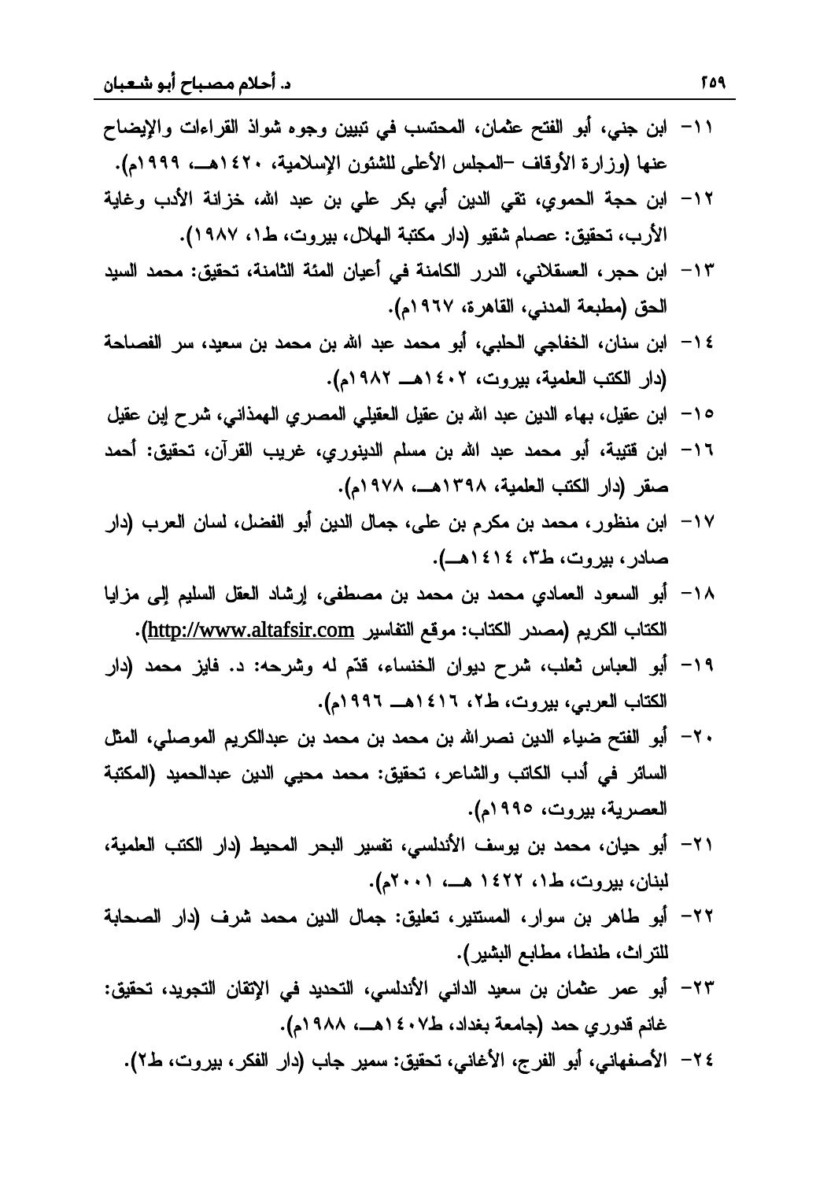١١- ابن جني، أبو الفتح عثمان، المحتسب في تبيين وجوه شواذ القراءات والإيضاح عنها (وزارة الأوقاف -المجلس الأعلى للشئون الإسلامية، ١٤٢٠هـ، ١٩٩٩م).

١٢- ابن حجة الحموي، تقي الدين أبي بكر علي بن عبد الله، خزانة الأدب وغاية الأرب، تحقيق: عصام شقيو (دار مكتبة الهلال، بيروت، ط١، ١٩٨٧).

١٣- ابن حجر، العسقلاني، الدرر الكامنة في أعيان المئة الثامنة، تحقيق: محمد السيد الحق (مطبعة المدني، القاهرة، ١٩٦٧م).

١٤- ابن سنان، الخفاجي الحلبي، أبو محمد عبد الله بن محمد بن سعيد، سر الفصاحة (دار الكتب العلمية، بيروت، ١٤٠٢هـ ١٩٨٢م).

١٥- ابن عقيل، بهاء الدين عبد الله بن عقيل العقيلي المصري الهمذاني، شرح إبن عقيل

١٦- ابن قتيبة، أبو محمد عبد الله بن مسلم الدينوري، غريب القرآن، تحقيق: أحمد صقر (دار الكتب العلمية، ١٣٩٨هـ، ١٩٧٨م).

١٧- ابن منظور، محمد بن مكرم بن على، جمال الدين أبو الفضل، لسان العرب (دار صادر، بيروت، ط٣، ١٤١٤هـ).

١٨- أبو السعود العمادي محمد بن محمد بن مصطفى، إرشاد العقل السليم إلى مزايا الكتاب الكريم (مصدر الكتاب: موقع التفاسير http://www.altafsir.com).

١٩- أبو العباس ثعلب، شرح ديوان الخنساء، قدّم له وشرحه: د. فايز محمد (دار الكتاب العربي، بيروت، ط٢، ١٤١٦هـ ١٩٩٦م).

٢٠- أبو الفتح ضياء الدين نصرالله بن محمد بن محمد بن عبدالكريم الموصلي، المثل السائر في أدب الكاتب والشاعر، تحقيق: محمد محيي الدين عبدالحميد (المكتبة العصرية، بيروت، ١٩٩٥م).

٢١- أبو حيان، محمد بن يوسف الأندلسي، تفسير البحر المحيط (دار الكتب العلمية، لبنان، بيروت، ط١، ١٤٢٢ هـ، ٢٠٠١م).

٢٢- أبو طاهر بن سوار، المستنير، تعليق: جمال الدين محمد شرف (دار الصحابة للتراث، طنطا، مطابع البشير).

٢٣- أبو عمر عثمان بن سعيد الداني الأندلسي، التحديد في الإتقان التجويد، تحقيق: غانم قدوري حمد (جامعة بغداد، ط١٤٠٧هـ، ١٩٨٨م).

٢٤- الأصفهاني، أبو الفرج، الأغاني، تحقيق: سمير جاب (دار الفكر، بيروت، ط٢).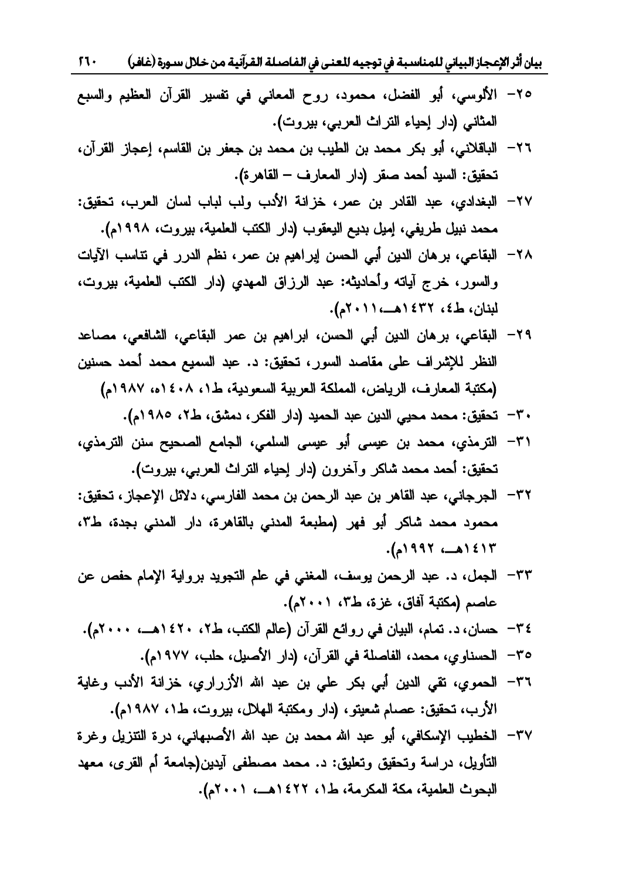٢٥- الألوسي، أبو الفضل، محمود، روح المعاني في تفسير القرآن العظيم والسبع المثاني (دار إحياء التراث العربي، بيروت).

٢٦- الباقلاني، أبو بكر محمد بن الطيب بن محمد بن جعفر بن القاسم، إعجاز القرآن، تحقيق: السيد أحمد صقر (دار المعارف – القاهرة).

٢٧- البغدادي، عبد القادر بن عمر، خزانة الأدب ولب لباب لسان العرب، تحقيق: محمد نبيل طريفي، إميل بديع اليعقوب (دار الكتب العلمية، بيروت، ١٩٩٨م).

٢٨- البقاعي، برهان الدين أبي الحسن إبراهيم بن عمر، نظم الدرر في تناسب الآيات والسور، خرج آياته وأحاديثه: عبد الرزاق المهدي (دار الكتب العلمية، بيروت، لبنان، ط٤، ١٤٣٢هـ،٢٠١١م).

٢٩- البقاعي، برهان الدين أبي الحسن، ابراهيم بن عمر البقاعي، الشافعي، مصاعد النظر للإشراف على مقاصد السور، تحقيق: د. عبد السميع محمد أحمد حسنين (مكتبة المعارف، الرياض، المملكة العربية السعودية، ط١، ١٤٠٨ه، ١٩٨٧م)

٣٠- تحقيق: محمد محيي الدين عبد الحميد (دار الفكر، دمشق، ط٢، ١٩٨٥م).

٣١- الترمذي، محمد بن عيسى أبو عيسى السلمي، الجامع الصحيح سنن الترمذي، تحقيق: أحمد محمد شاكر وآخرون (دار إحياء التراث العربي، بيروت).

٣٢- الجرجاني، عبد القاهر بن عبد الرحمن بن محمد الفارسي، دلائل الإعجاز، تحقيق: محمود محمد شاكر أبو فهر (مطبعة المدني بالقاهرة، دار المدني بجدة، ط٣، ١٤١٣هـ، ١٩٩٢م).

٣٣- الجمل، د. عبد الرحمن يوسف، المغني في علم التجويد برواية الإمام حفص عن عاصم (مكتبة آفاق، غزة، ط٣، ٢٠٠١م).

٣٤- حسان، د. تمام، البيان في روائع القرآن (عالم الكتب، ط٢، ١٤٢٠هـ، ٢٠٠٠م).

٣٥- الحسناوي، محمد، الفاصلة في القرآن، (دار الأصيل، حلب، ١٩٧٧م).

٣٦- الحموي، تقي الدين أبي بكر علي بن عبد الله الأزراري، خزانة الأدب وغاية الأرب، تحقيق: عصام شعيتو، (دار ومكتبة الهلال، بيروت، ط١، ١٩٨٧م).

٣٧- الخطيب الإسكافي، أبو عبد الله محمد بن عبد الله الأصبهاني، درة التنزيل وغرة التأويل، دراسة وتحقيق وتعليق: د. محمد مصطفى آيدين(جامعة أم القرى، معهد البحوث العلمية، مكة المكرمة، ط١، ١٤٢٢هـ، ٢٠٠١م).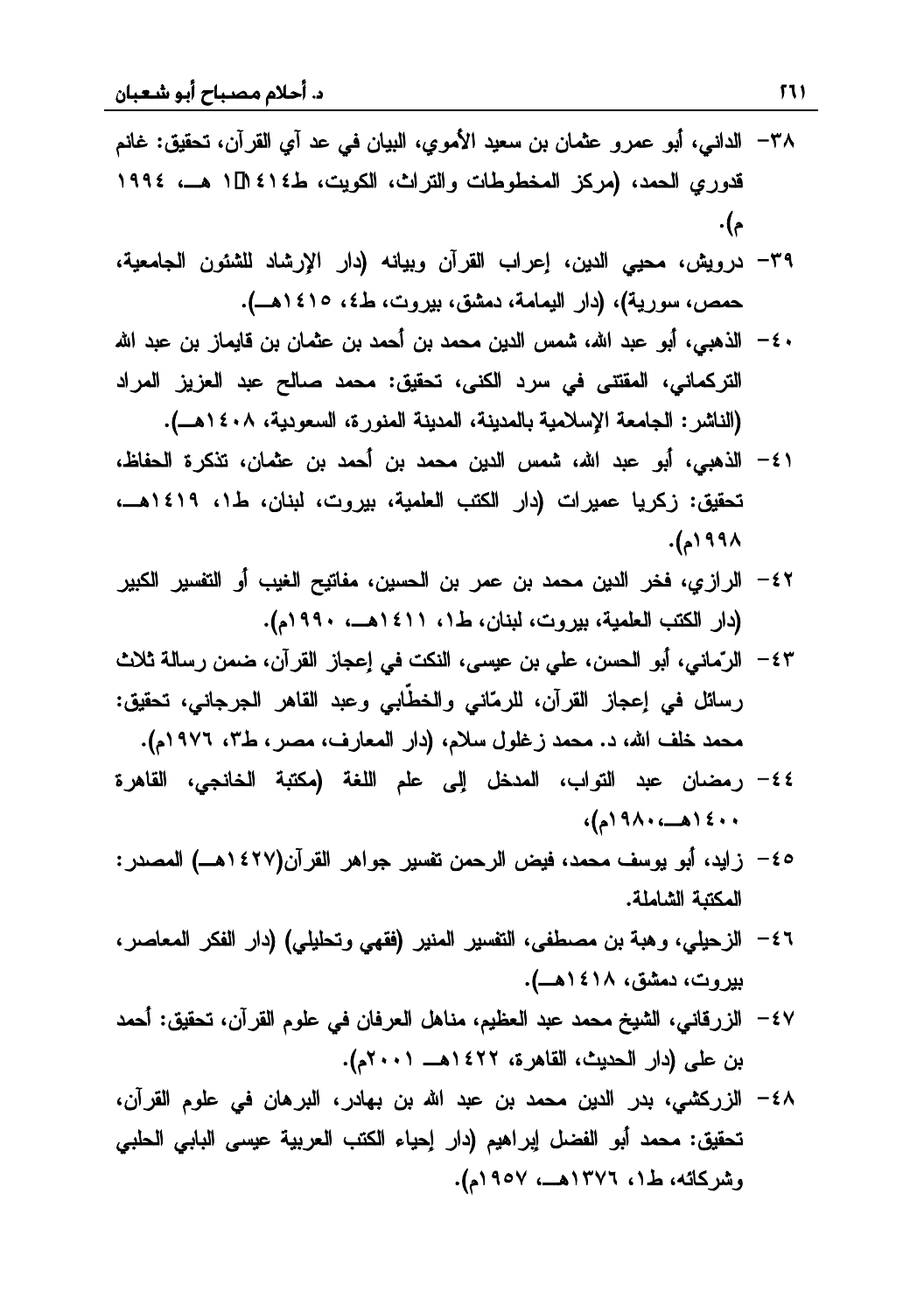٣٨- الداني، أبو عمرو عثمان بن سعيد الأموي، البيان في عد آي القرآن، تحقيق: غانم قدوري الحمد، (مركز المخطوطات والتراث، الكويت، ط١٤١٤١ هـ، ١٩٩٤ م).

٣٩- درويش، محيي الدين، إعراب القرآن وبيانه (دار الإرشاد للشئون الجامعية، حمص، سورية)، (دار اليمامة، دمشق، بيروت، ط٤، ١٤١٥هـ).

٤٠- الذهبي، أبو عبد الله، شمس الدين محمد بن أحمد بن عثمان بن قايماز بن عبد الله التركماني، المقتنى في سرد الكنى، تحقيق: محمد صالح عبد العزيز المراد (الناشر: الجامعة الإسلامية بالمدينة، المدينة المنورة، السعودية، ١٤٠٨هـ).

٤١- الذهبي، أبو عبد الله، شمس الدين محمد بن أحمد بن عثمان، تذكرة الحفاظ، تحقيق: زكريا عميرات (دار الكتب العلمية، بيروت، لبنان، ط١، ١٤١٩هـ، ١٩٩٨م).

٤٢- الرازي، فخر الدين محمد بن عمر بن الحسين، مفاتيح الغيب أو التفسير الكبير (دار الكتب العلمية، بيروت، لبنان، ط١، ١٤١١هـ، ١٩٩٠م).

٤٣- الرّماني، أبو الحسن، علي بن عيسى، النكت في إعجاز القرآن، ضمن رسالة ثلاث رسائل في إعجاز القرآن، للرّماني والخطّابي وعبد القاهر الجرجاني، تحقيق: محمد خلف الله، د. محمد زغلول سلام، (دار المعارف، مصر، ط٣، ١٩٧٦م).

٤٤- رمضان عبد التواب، المدخل إلى علم اللغة (مكتبة الخانجي، القاهرة ١٤٠٠هـ،١٩٨٠م)،

٤٥- زايد، أبو يوسف محمد، فيض الرحمن تفسير جواهر القرآن(١٤٢٧هـ) المصدر: المكتبة الشاملة.

٤٦- الزحيلي، وهبة بن مصطفى، التفسير المنير (فقهي وتحليلي) (دار الفكر المعاصر، بيروت، دمشق، ١٤١٨هـ).

٤٧- الزرقاني، الشيخ محمد عبد العظيم، مناهل العرفان في علوم القرآن، تحقيق: أحمد بن على (دار الحديث، القاهرة، ١٤٢٢هـ ٢٠٠١م).

٤٨- الزركشي، بدر الدين محمد بن عبد الله بن بهادر، البرهان في علوم القرآن، تحقيق: محمد أبو الفضل إبراهيم (دار إحياء الكتب العربية عيسى البابي الحلبي وشركائه، ط١، ١٣٧٦هـ، ١٩٥٧م).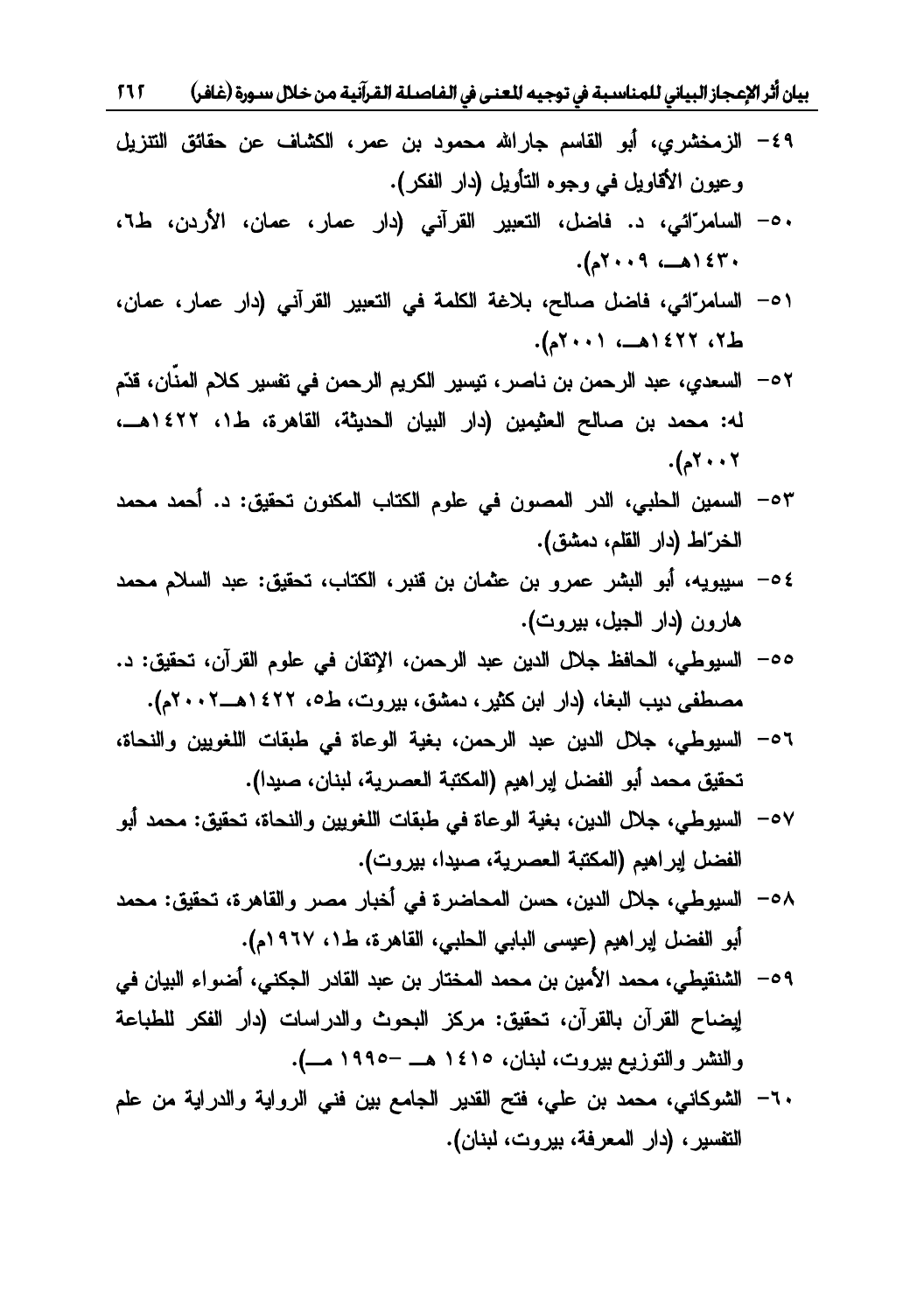٤٩- الزمخشري، أبو القاسم جارالله محمود بن عمر، الكشاف عن حقائق التنزيل وعيون الأقاويل في وجوه التأويل (دار الفكر).

٥٠- السامرّائي، د. فاضل، التعبير القرآني (دار عمار، عمان، الأردن، ط٦، ١٤٣٠هـ، ٢٠٠٩م).

٥١- السامرّائي، فاضل صالح، بلاغة الكلمة في التعبير القرآني (دار عمار، عمان، ط٢، ١٤٢٢هـ، ٢٠٠١م).

٥٢- السعدي، عبد الرحمن بن ناصر، تيسير الكريم الرحمن في تفسير كلام المنّان، قدّم له: محمد بن صالح العثيمين (دار البيان الحديثة، القاهرة، ط١، ١٤٢٢هـ، ٢٠٠٢م).

٥٣- السمين الحلبي، الدر المصون في علوم الكتاب المكنون تحقيق: د. أحمد محمد الخرّاط (دار القلم، دمشق).

٥٤- سيبويه، أبو البشر عمرو بن عثمان بن قنبر، الكتاب، تحقيق: عبد السلام محمد هارون (دار الجيل، بيروت).

٥٥- السيوطي، الحافظ جلال الدين عبد الرحمن، الإتقان في علوم القرآن، تحقيق: د. مصطفى ديب البغا، (دار ابن كثير، دمشق، بيروت، ط٥، ١٤٢٢هـ-٢٠٠٢م).

٥٦- السيوطي، جلال الدين عبد الرحمن، بغية الوعاة في طبقات اللغويين والنحاة، تحقيق محمد أبو الفضل إبراهيم (المكتبة العصرية، لبنان، صيدا).

٥٧- السيوطي، جلال الدين، بغية الوعاة في طبقات اللغويين والنحاة، تحقيق: محمد أبو الفضل إبراهيم (المكتبة العصرية، صيدا، بيروت).

٥٨- السيوطي، جلال الدين، حسن المحاضرة في أخبار مصر والقاهرة، تحقيق: محمد أبو الفضل إبراهيم (عيسى البابي الحلبي، القاهرة، ط١، ١٩٦٧م).

٥٩- الشنقيطي، محمد الأمين بن محمد المختار بن عبد القادر الجكني، أضواء البيان في إيضاح القرآن بالقرآن، تحقيق: مركز البحوث والدراسات (دار الفكر للطباعة والنشر والتوزيع بيروت، لبنان، ١٤١٥ هـ -١٩٩٥ مـ).

٦٠- الشوكاني، محمد بن علي، فتح القدير الجامع بين فني الرواية والدراية من علم التفسير، (دار المعرفة، بيروت، لبنان).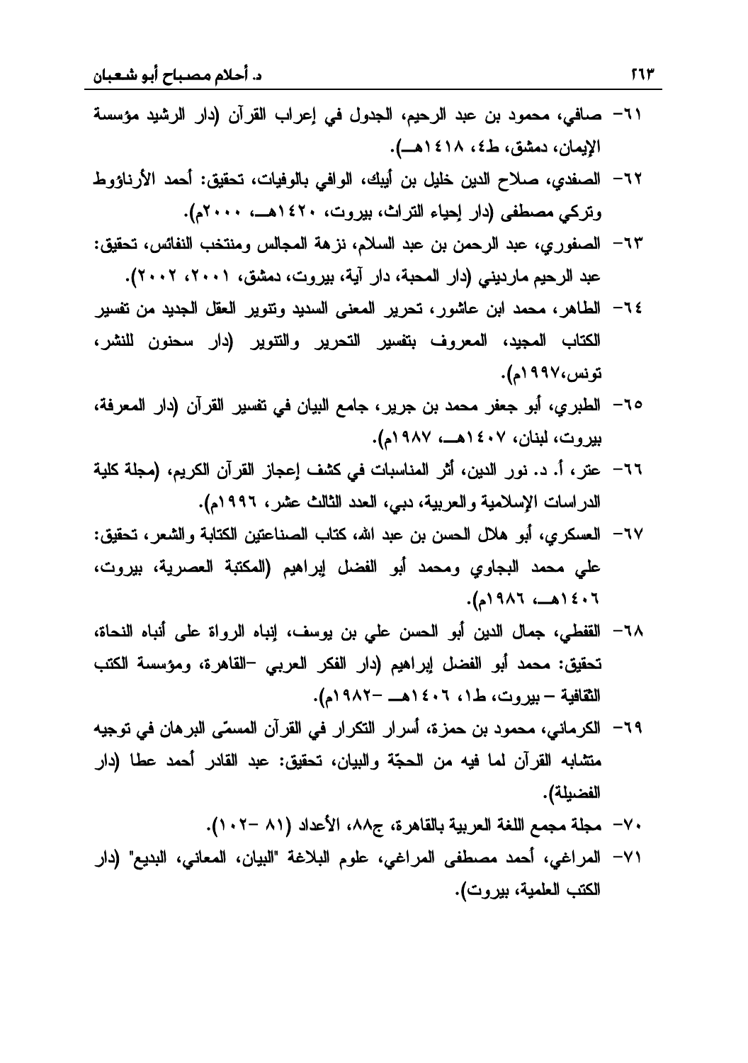٦١- صافي، محمود بن عبد الرحيم، الجدول في إعراب القرآن (دار الرشيد مؤسسة الإيمان، دمشق، ط٤، ١٤١٨هـ).

٦٢- الصفدي، صلاح الدين خليل بن أيبك، الوافي بالوفيات، تحقيق: أحمد الأرناؤوط وتركي مصطفى (دار إحياء التراث، بيروت، ١٤٢٠هـ، ٢٠٠٠م).

٦٣- الصفوري، عبد الرحمن بن عبد السلام، نزهة المجالس ومنتخب النفائس، تحقيق: عبد الرحيم مارديني (دار المحبة، دار آية، بيروت، دمشق، ٢٠٠١، ٢٠٠٢).

٦٤- الطاهر، محمد ابن عاشور، تحرير المعنى السديد وتنوير العقل الجديد من تفسير الكتاب المجيد، المعروف بتفسير التحرير والتنوير (دار سحنون للنشر، تونس،١٩٩٧م).

٦٥- الطبري، أبو جعفر محمد بن جرير، جامع البيان في تفسير القرآن (دار المعرفة، بيروت، لبنان، ١٤٠٧هـ، ١٩٨٧م).

٦٦- عتر، أ. د. نور الدين، أثر المناسبات في كشف إعجاز القرآن الكريم، (مجلة كلية الدراسات الإسلامية والعربية، دبي، العدد الثالث عشر، ١٩٩٦م).

٦٧- العسكري، أبو هلال الحسن بن عبد الله، كتاب الصناعتين الكتابة والشعر، تحقيق: علي محمد البجاوي ومحمد أبو الفضل إبراهيم (المكتبة العصرية، بيروت، ١٤٠٦هـ، ١٩٨٦م).

٦٨- القفطي، جمال الدين أبو الحسن علي بن يوسف، إنباه الرواة على أنباه النحاة، تحقيق: محمد أبو الفضل إبراهيم (دار الفكر العربي –القاهرة، ومؤسسة الكتب الثقافية – بيروت، ط١، ١٤٠٦هـ -١٩٨٢م).

٦٩- الكرماني، محمود بن حمزة، أسرار التكرار في القرآن المسمّى البرهان في توجيه متشابه القرآن لما فيه من الحجّة والبيان، تحقيق: عبد القادر أحمد عطا (دار الفضيلة).

٧٠- مجلة مجمع اللغة العربية بالقاهرة، ج٨٨، الأعداد (٨١ -١٠٢).

٧١- المراغي، أحمد مصطفى المراغي، علوم البلاغة "البيان، المعاني، البديع" (دار الكتب العلمية، بيروت).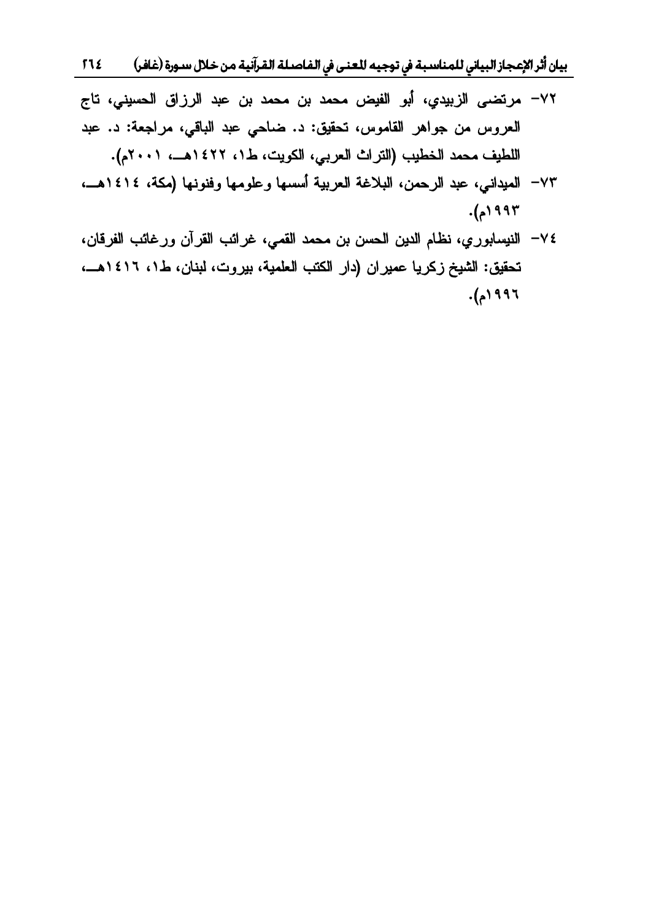٧٢- مرتضى الزبيدي، أبو الفيض محمد بن محمد بن عبد الرزاق الحسيني، تاج العروس من جواهر القاموس، تحقيق: د. ضاحي عبد الباقي، مراجعة: د. عبد اللطيف محمد الخطيب (التراث العربي، الكويت، ط١، ١٤٢٢هـ، ٢٠٠١م).

٧٣- الميداني، عبد الرحمن، البلاغة العربية أسسها وعلومها وفنونها (مكة، ١٤١٤هـ، ١٩٩٣م).

٧٤- النيسابوري، نظام الدين الحسن بن محمد القمي، غرائب القرآن ورغائب الفرقان، تحقيق: الشيخ زكريا عميران (دار الكتب العلمية، بيروت، لبنان، ط١، ١٤١٦هـ، ١٩٩٦م).